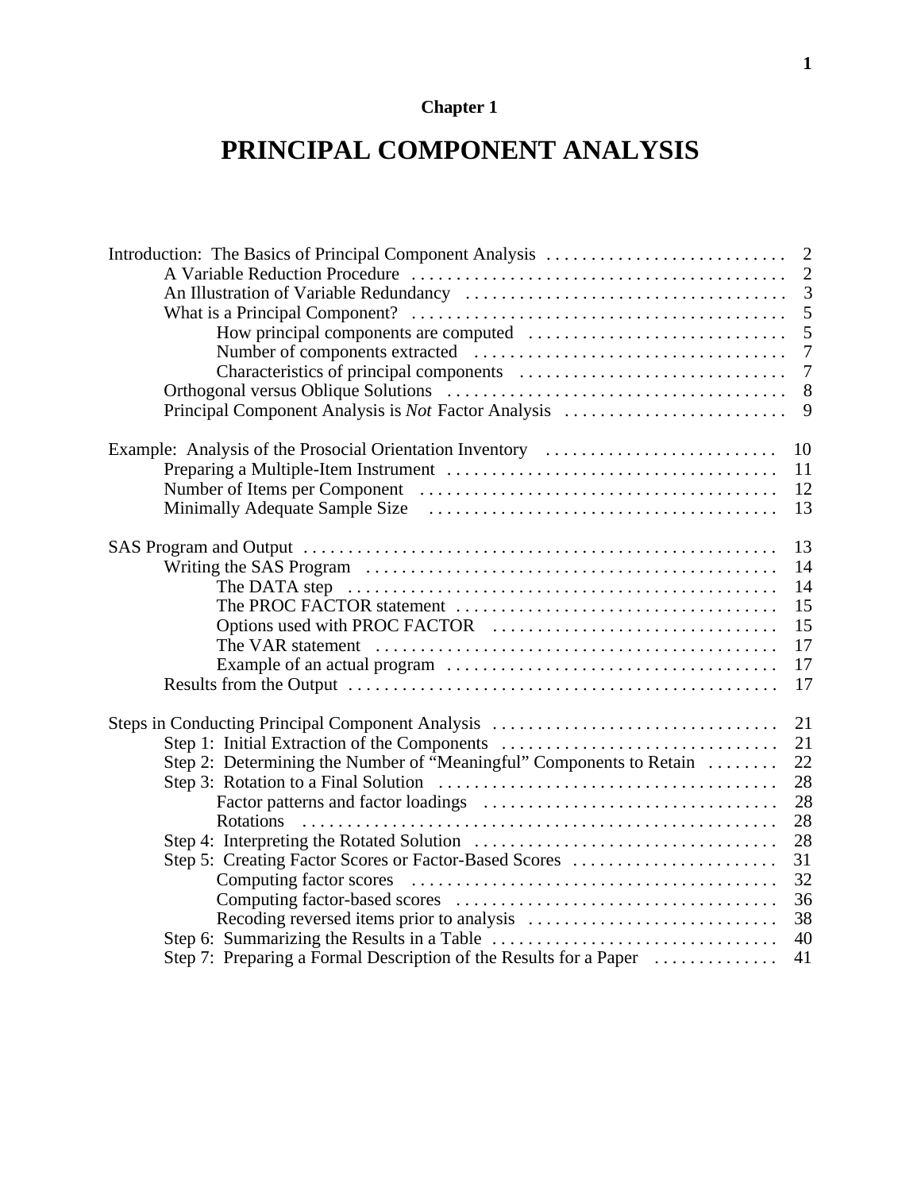**Chapter 1**

# PRINCIPAL COMPONENT ANALYSIS

| | |
|---|---|
| Introduction: The Basics of Principal Component Analysis | 2 |
| &nbsp;&nbsp;&nbsp;&nbsp;A Variable Reduction Procedure | 2 |
| &nbsp;&nbsp;&nbsp;&nbsp;An Illustration of Variable Redundancy | 3 |
| &nbsp;&nbsp;&nbsp;&nbsp;What is a Principal Component? | 5 |
| &nbsp;&nbsp;&nbsp;&nbsp;&nbsp;&nbsp;&nbsp;&nbsp;How principal components are computed | 5 |
| &nbsp;&nbsp;&nbsp;&nbsp;&nbsp;&nbsp;&nbsp;&nbsp;Number of components extracted | 7 |
| &nbsp;&nbsp;&nbsp;&nbsp;&nbsp;&nbsp;&nbsp;&nbsp;Characteristics of principal components | 7 |
| &nbsp;&nbsp;&nbsp;&nbsp;Orthogonal versus Oblique Solutions | 8 |
| &nbsp;&nbsp;&nbsp;&nbsp;Principal Component Analysis is *Not* Factor Analysis | 9 |
| Example: Analysis of the Prosocial Orientation Inventory | 10 |
| &nbsp;&nbsp;&nbsp;&nbsp;Preparing a Multiple-Item Instrument | 11 |
| &nbsp;&nbsp;&nbsp;&nbsp;Number of Items per Component | 12 |
| &nbsp;&nbsp;&nbsp;&nbsp;Minimally Adequate Sample Size | 13 |
| SAS Program and Output | 13 |
| &nbsp;&nbsp;&nbsp;&nbsp;Writing the SAS Program | 14 |
| &nbsp;&nbsp;&nbsp;&nbsp;&nbsp;&nbsp;&nbsp;&nbsp;The DATA step | 14 |
| &nbsp;&nbsp;&nbsp;&nbsp;&nbsp;&nbsp;&nbsp;&nbsp;The PROC FACTOR statement | 15 |
| &nbsp;&nbsp;&nbsp;&nbsp;&nbsp;&nbsp;&nbsp;&nbsp;Options used with PROC FACTOR | 15 |
| &nbsp;&nbsp;&nbsp;&nbsp;&nbsp;&nbsp;&nbsp;&nbsp;The VAR statement | 17 |
| &nbsp;&nbsp;&nbsp;&nbsp;&nbsp;&nbsp;&nbsp;&nbsp;Example of an actual program | 17 |
| &nbsp;&nbsp;&nbsp;&nbsp;Results from the Output | 17 |
| Steps in Conducting Principal Component Analysis | 21 |
| &nbsp;&nbsp;&nbsp;&nbsp;Step 1: Initial Extraction of the Components | 21 |
| &nbsp;&nbsp;&nbsp;&nbsp;Step 2: Determining the Number of "Meaningful" Components to Retain | 22 |
| &nbsp;&nbsp;&nbsp;&nbsp;Step 3: Rotation to a Final Solution | 28 |
| &nbsp;&nbsp;&nbsp;&nbsp;&nbsp;&nbsp;&nbsp;&nbsp;Factor patterns and factor loadings | 28 |
| &nbsp;&nbsp;&nbsp;&nbsp;&nbsp;&nbsp;&nbsp;&nbsp;Rotations | 28 |
| &nbsp;&nbsp;&nbsp;&nbsp;Step 4: Interpreting the Rotated Solution | 28 |
| &nbsp;&nbsp;&nbsp;&nbsp;Step 5: Creating Factor Scores or Factor-Based Scores | 31 |
| &nbsp;&nbsp;&nbsp;&nbsp;&nbsp;&nbsp;&nbsp;&nbsp;Computing factor scores | 32 |
| &nbsp;&nbsp;&nbsp;&nbsp;&nbsp;&nbsp;&nbsp;&nbsp;Computing factor-based scores | 36 |
| &nbsp;&nbsp;&nbsp;&nbsp;&nbsp;&nbsp;&nbsp;&nbsp;Recoding reversed items prior to analysis | 38 |
| &nbsp;&nbsp;&nbsp;&nbsp;Step 6: Summarizing the Results in a Table | 40 |
| &nbsp;&nbsp;&nbsp;&nbsp;Step 7: Preparing a Formal Description of the Results for a Paper | 41 |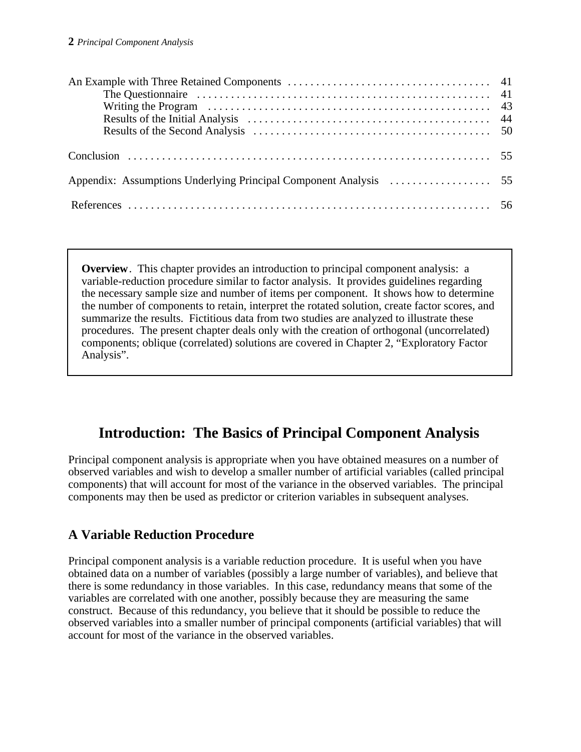An Example with Three Retained Components . . . . . . . . . . . . . . . . . . . . . . . . . . . . . . . . . . . . 41
- The Questionnaire . . . . . . . . . . . . . . . . . . . . . . . . . . . . . . . . . . . . . . . . . . . . . . . . . . . . 41
- Writing the Program . . . . . . . . . . . . . . . . . . . . . . . . . . . . . . . . . . . . . . . . . . . . . . . . . . 43
- Results of the Initial Analysis . . . . . . . . . . . . . . . . . . . . . . . . . . . . . . . . . . . . . . . . . . . 44
- Results of the Second Analysis . . . . . . . . . . . . . . . . . . . . . . . . . . . . . . . . . . . . . . . . . . 50

Conclusion . . . . . . . . . . . . . . . . . . . . . . . . . . . . . . . . . . . . . . . . . . . . . . . . . . . . . . . . . . . . . . . 55

Appendix: Assumptions Underlying Principal Component Analysis . . . . . . . . . . . . . . . . . . 55

References . . . . . . . . . . . . . . . . . . . . . . . . . . . . . . . . . . . . . . . . . . . . . . . . . . . . . . . . . . . . . . . 56

> **Overview**. This chapter provides an introduction to principal component analysis: a variable-reduction procedure similar to factor analysis. It provides guidelines regarding the necessary sample size and number of items per component. It shows how to determine the number of components to retain, interpret the rotated solution, create factor scores, and summarize the results. Fictitious data from two studies are analyzed to illustrate these procedures. The present chapter deals only with the creation of orthogonal (uncorrelated) components; oblique (correlated) solutions are covered in Chapter 2, "Exploratory Factor Analysis".

# Introduction: The Basics of Principal Component Analysis

Principal component analysis is appropriate when you have obtained measures on a number of observed variables and wish to develop a smaller number of artificial variables (called principal components) that will account for most of the variance in the observed variables. The principal components may then be used as predictor or criterion variables in subsequent analyses.

## A Variable Reduction Procedure

Principal component analysis is a variable reduction procedure. It is useful when you have obtained data on a number of variables (possibly a large number of variables), and believe that there is some redundancy in those variables. In this case, redundancy means that some of the variables are correlated with one another, possibly because they are measuring the same construct. Because of this redundancy, you believe that it should be possible to reduce the observed variables into a smaller number of principal components (artificial variables) that will account for most of the variance in the observed variables.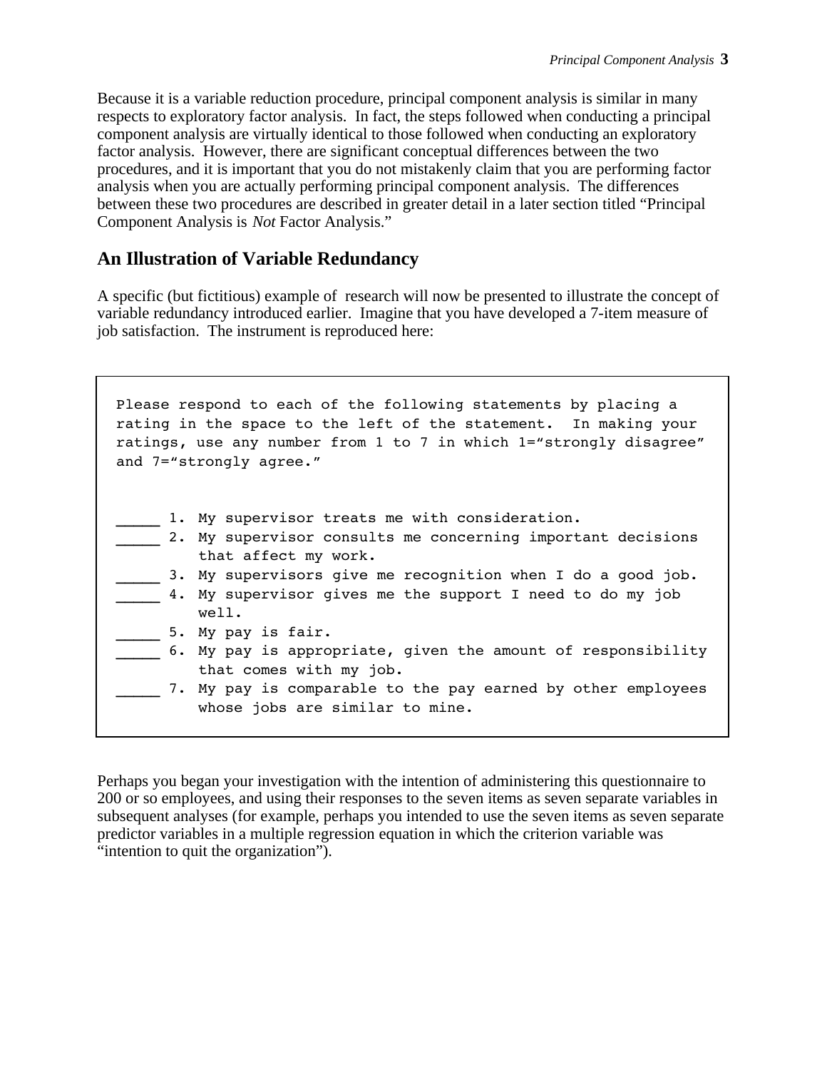Because it is a variable reduction procedure, principal component analysis is similar in many respects to exploratory factor analysis. In fact, the steps followed when conducting a principal component analysis are virtually identical to those followed when conducting an exploratory factor analysis. However, there are significant conceptual differences between the two procedures, and it is important that you do not mistakenly claim that you are performing factor analysis when you are actually performing principal component analysis. The differences between these two procedures are described in greater detail in a later section titled "Principal Component Analysis is *Not* Factor Analysis."

## An Illustration of Variable Redundancy

A specific (but fictitious) example of research will now be presented to illustrate the concept of variable redundancy introduced earlier. Imagine that you have developed a 7-item measure of job satisfaction. The instrument is reproduced here:

```
Please respond to each of the following statements by placing a
rating in the space to the left of the statement.  In making your
ratings, use any number from 1 to 7 in which 1="strongly disagree"
and 7="strongly agree."


_____ 1. My supervisor treats me with consideration.
_____ 2. My supervisor consults me concerning important decisions
         that affect my work.
_____ 3. My supervisors give me recognition when I do a good job.
_____ 4. My supervisor gives me the support I need to do my job
         well.
_____ 5. My pay is fair.
_____ 6. My pay is appropriate, given the amount of responsibility
         that comes with my job.
_____ 7. My pay is comparable to the pay earned by other employees
         whose jobs are similar to mine.
```

Perhaps you began your investigation with the intention of administering this questionnaire to 200 or so employees, and using their responses to the seven items as seven separate variables in subsequent analyses (for example, perhaps you intended to use the seven items as seven separate predictor variables in a multiple regression equation in which the criterion variable was "intention to quit the organization").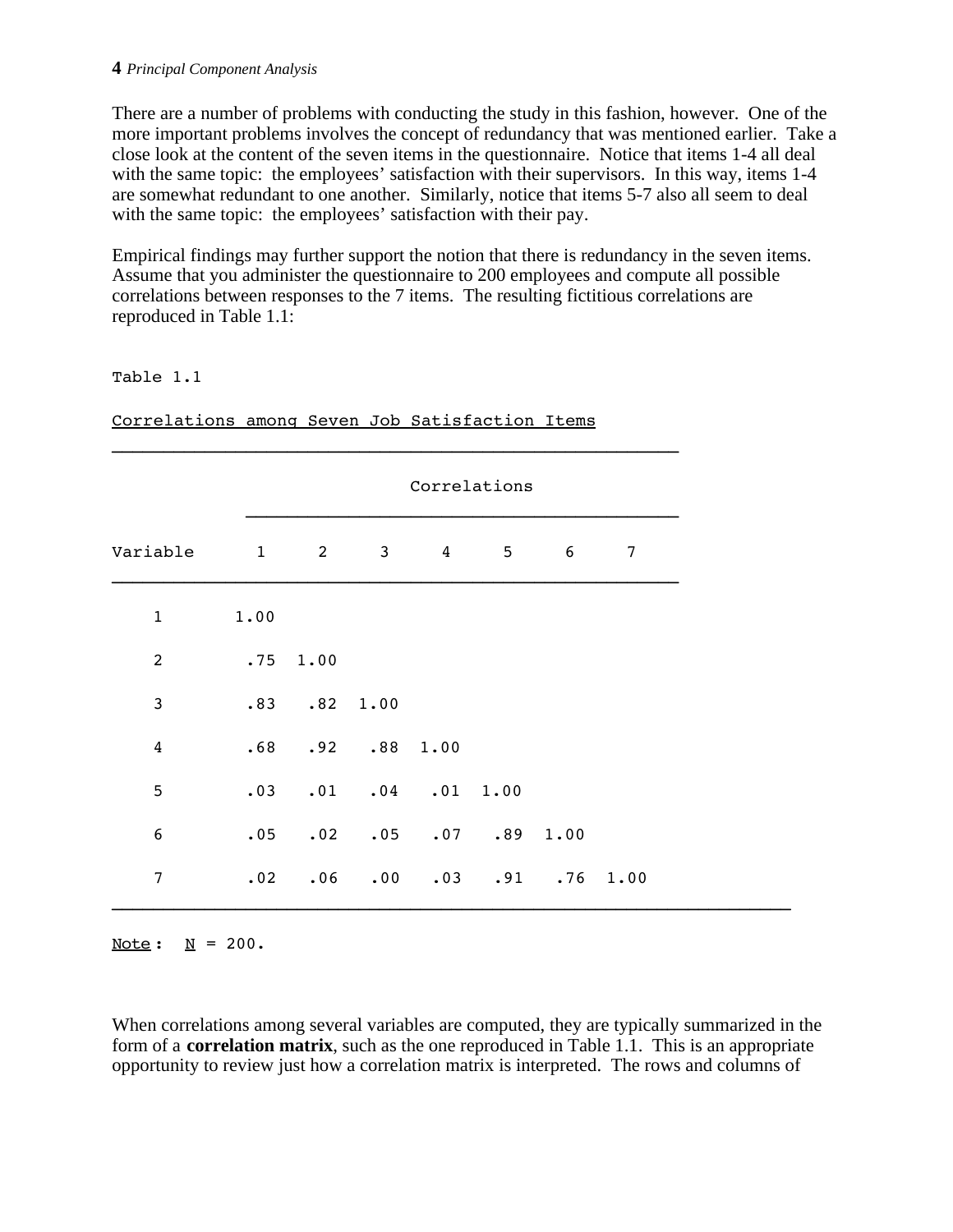There are a number of problems with conducting the study in this fashion, however. One of the more important problems involves the concept of redundancy that was mentioned earlier. Take a close look at the content of the seven items in the questionnaire. Notice that items 1-4 all deal with the same topic: the employees' satisfaction with their supervisors. In this way, items 1-4 are somewhat redundant to one another. Similarly, notice that items 5-7 also all seem to deal with the same topic: the employees' satisfaction with their pay.

Empirical findings may further support the notion that there is redundancy in the seven items. Assume that you administer the questionnaire to 200 employees and compute all possible correlations between responses to the 7 items. The resulting fictitious correlations are reproduced in Table 1.1:

Table 1.1

Correlations among Seven Job Satisfaction Items

| | Correlations | | | | | | |
|---|---|---|---|---|---|---|---|
| Variable | 1 | 2 | 3 | 4 | 5 | 6 | 7 |
| 1 | 1.00 | | | | | | |
| 2 | .75 | 1.00 | | | | | |
| 3 | .83 | .82 | 1.00 | | | | |
| 4 | .68 | .92 | .88 | 1.00 | | | |
| 5 | .03 | .01 | .04 | .01 | 1.00 | | |
| 6 | .05 | .02 | .05 | .07 | .89 | 1.00 | |
| 7 | .02 | .06 | .00 | .03 | .91 | .76 | 1.00 |

Note: N = 200.

When correlations among several variables are computed, they are typically summarized in the form of a **correlation matrix**, such as the one reproduced in Table 1.1. This is an appropriate opportunity to review just how a correlation matrix is interpreted. The rows and columns of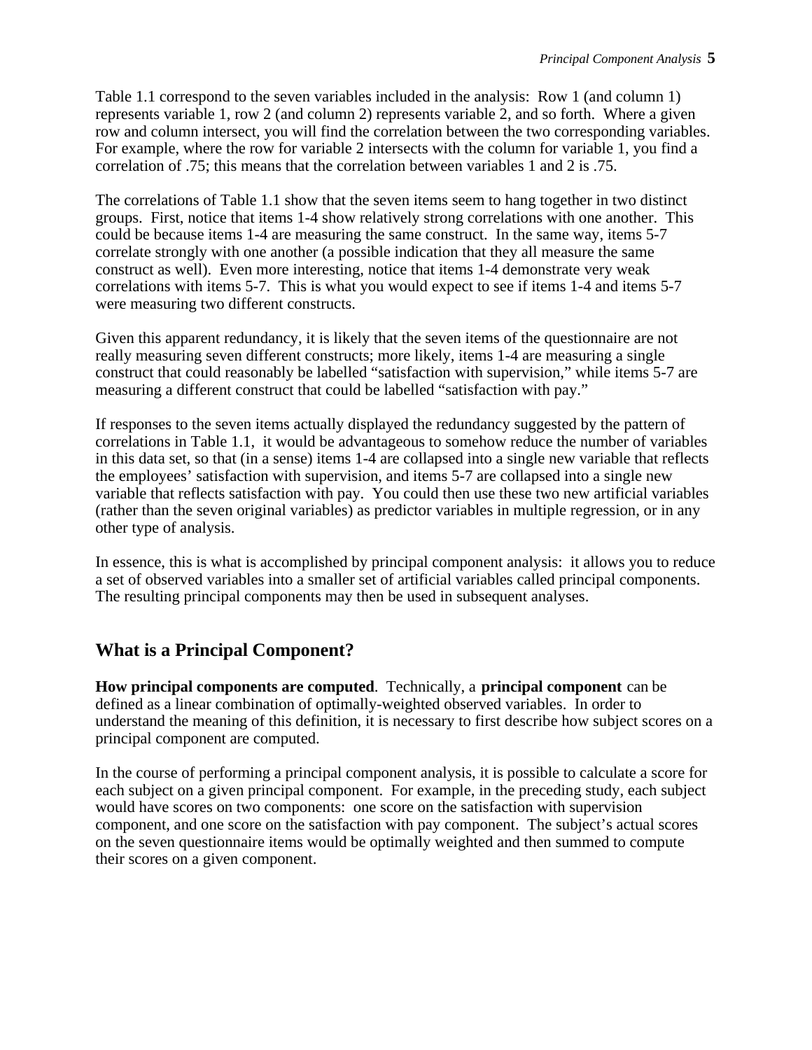Table 1.1 correspond to the seven variables included in the analysis: Row 1 (and column 1) represents variable 1, row 2 (and column 2) represents variable 2, and so forth. Where a given row and column intersect, you will find the correlation between the two corresponding variables. For example, where the row for variable 2 intersects with the column for variable 1, you find a correlation of .75; this means that the correlation between variables 1 and 2 is .75.

The correlations of Table 1.1 show that the seven items seem to hang together in two distinct groups. First, notice that items 1-4 show relatively strong correlations with one another. This could be because items 1-4 are measuring the same construct. In the same way, items 5-7 correlate strongly with one another (a possible indication that they all measure the same construct as well). Even more interesting, notice that items 1-4 demonstrate very weak correlations with items 5-7. This is what you would expect to see if items 1-4 and items 5-7 were measuring two different constructs.

Given this apparent redundancy, it is likely that the seven items of the questionnaire are not really measuring seven different constructs; more likely, items 1-4 are measuring a single construct that could reasonably be labelled "satisfaction with supervision," while items 5-7 are measuring a different construct that could be labelled "satisfaction with pay."

If responses to the seven items actually displayed the redundancy suggested by the pattern of correlations in Table 1.1, it would be advantageous to somehow reduce the number of variables in this data set, so that (in a sense) items 1-4 are collapsed into a single new variable that reflects the employees' satisfaction with supervision, and items 5-7 are collapsed into a single new variable that reflects satisfaction with pay. You could then use these two new artificial variables (rather than the seven original variables) as predictor variables in multiple regression, or in any other type of analysis.

In essence, this is what is accomplished by principal component analysis: it allows you to reduce a set of observed variables into a smaller set of artificial variables called principal components. The resulting principal components may then be used in subsequent analyses.

## What is a Principal Component?

**How principal components are computed**. Technically, a **principal component** can be defined as a linear combination of optimally-weighted observed variables. In order to understand the meaning of this definition, it is necessary to first describe how subject scores on a principal component are computed.

In the course of performing a principal component analysis, it is possible to calculate a score for each subject on a given principal component. For example, in the preceding study, each subject would have scores on two components: one score on the satisfaction with supervision component, and one score on the satisfaction with pay component. The subject's actual scores on the seven questionnaire items would be optimally weighted and then summed to compute their scores on a given component.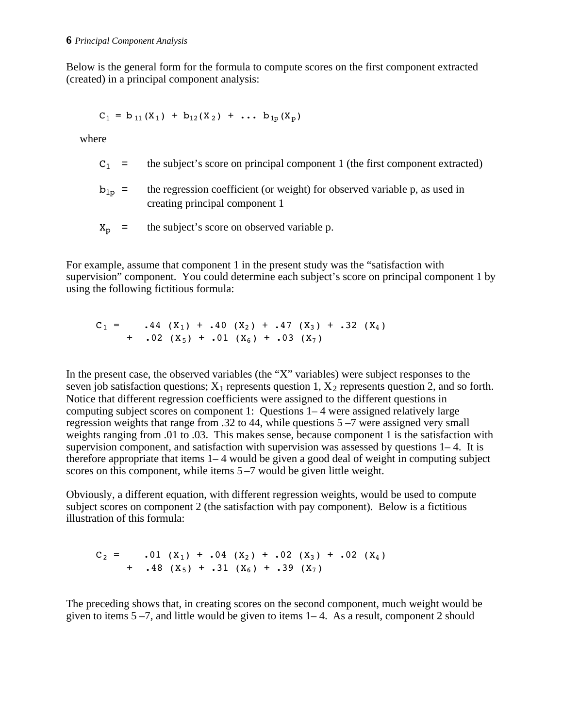Below is the general form for the formula to compute scores on the first component extracted (created) in a principal component analysis:

$$C_1 = b_{11}(X_1) + b_{12}(X_2) + \ldots b_{1p}(X_p)$$

where

$C_1$ = the subject's score on principal component 1 (the first component extracted)

$b_{1p}$ = the regression coefficient (or weight) for observed variable p, as used in creating principal component 1

$X_p$ = the subject's score on observed variable p.

For example, assume that component 1 in the present study was the "satisfaction with supervision" component. You could determine each subject's score on principal component 1 by using the following fictitious formula:

$$C_1 = .44\ (X_1) + .40\ (X_2) + .47\ (X_3) + .32\ (X_4) + .02\ (X_5) + .01\ (X_6) + .03\ (X_7)$$

In the present case, the observed variables (the "X" variables) were subject responses to the seven job satisfaction questions; $X_1$ represents question 1, $X_2$ represents question 2, and so forth. Notice that different regression coefficients were assigned to the different questions in computing subject scores on component 1: Questions 1– 4 were assigned relatively large regression weights that range from .32 to 44, while questions 5 –7 were assigned very small weights ranging from .01 to .03. This makes sense, because component 1 is the satisfaction with supervision component, and satisfaction with supervision was assessed by questions 1– 4. It is therefore appropriate that items 1– 4 would be given a good deal of weight in computing subject scores on this component, while items 5 –7 would be given little weight.

Obviously, a different equation, with different regression weights, would be used to compute subject scores on component 2 (the satisfaction with pay component). Below is a fictitious illustration of this formula:

$$C_2 = .01\ (X_1) + .04\ (X_2) + .02\ (X_3) + .02\ (X_4) + .48\ (X_5) + .31\ (X_6) + .39\ (X_7)$$

The preceding shows that, in creating scores on the second component, much weight would be given to items 5 –7, and little would be given to items 1– 4. As a result, component 2 should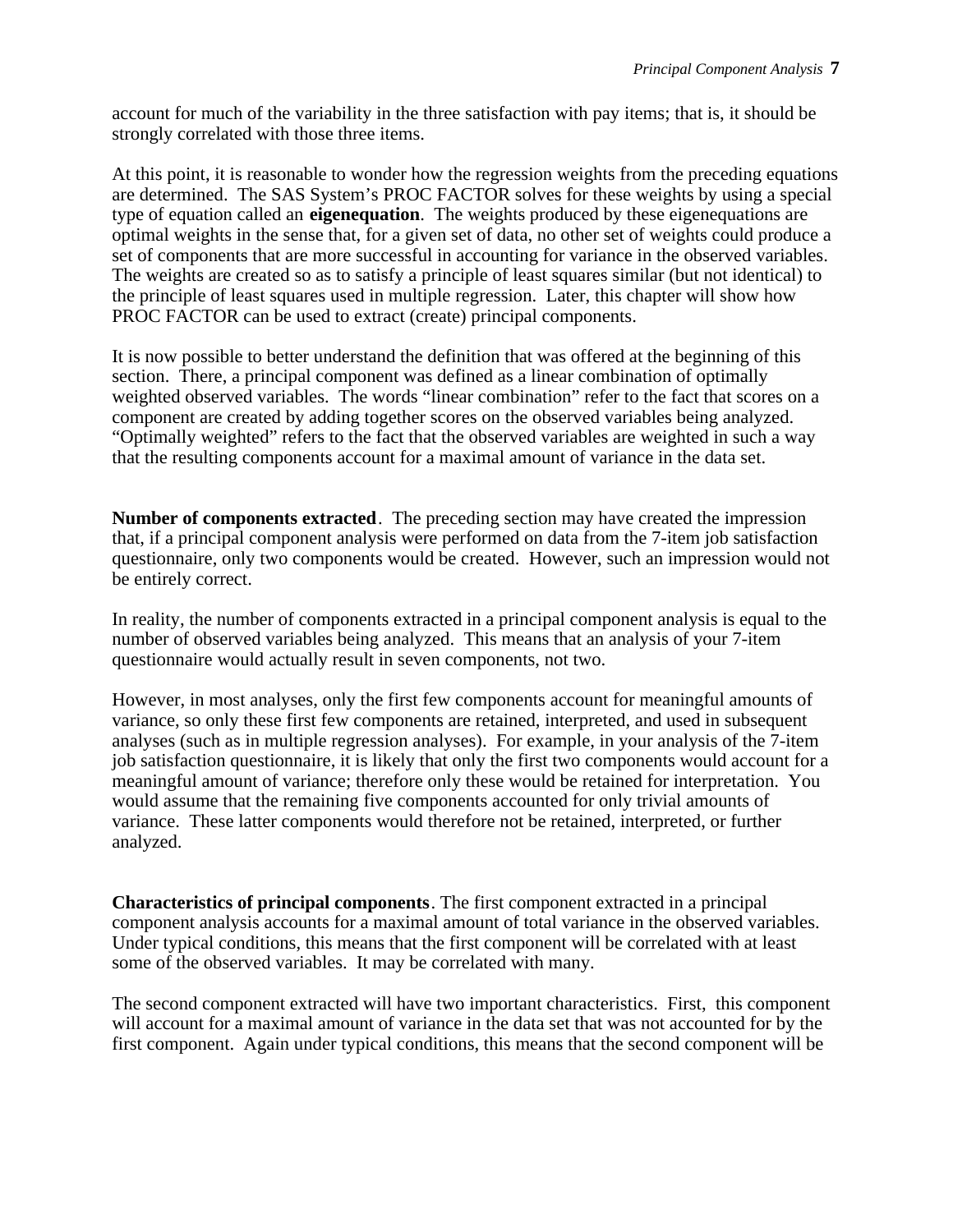account for much of the variability in the three satisfaction with pay items; that is, it should be strongly correlated with those three items.

At this point, it is reasonable to wonder how the regression weights from the preceding equations are determined. The SAS System's PROC FACTOR solves for these weights by using a special type of equation called an **eigenequation**. The weights produced by these eigenequations are optimal weights in the sense that, for a given set of data, no other set of weights could produce a set of components that are more successful in accounting for variance in the observed variables. The weights are created so as to satisfy a principle of least squares similar (but not identical) to the principle of least squares used in multiple regression. Later, this chapter will show how PROC FACTOR can be used to extract (create) principal components.

It is now possible to better understand the definition that was offered at the beginning of this section. There, a principal component was defined as a linear combination of optimally weighted observed variables. The words "linear combination" refer to the fact that scores on a component are created by adding together scores on the observed variables being analyzed. "Optimally weighted" refers to the fact that the observed variables are weighted in such a way that the resulting components account for a maximal amount of variance in the data set.

**Number of components extracted**. The preceding section may have created the impression that, if a principal component analysis were performed on data from the 7-item job satisfaction questionnaire, only two components would be created. However, such an impression would not be entirely correct.

In reality, the number of components extracted in a principal component analysis is equal to the number of observed variables being analyzed. This means that an analysis of your 7-item questionnaire would actually result in seven components, not two.

However, in most analyses, only the first few components account for meaningful amounts of variance, so only these first few components are retained, interpreted, and used in subsequent analyses (such as in multiple regression analyses). For example, in your analysis of the 7-item job satisfaction questionnaire, it is likely that only the first two components would account for a meaningful amount of variance; therefore only these would be retained for interpretation. You would assume that the remaining five components accounted for only trivial amounts of variance. These latter components would therefore not be retained, interpreted, or further analyzed.

**Characteristics of principal components**. The first component extracted in a principal component analysis accounts for a maximal amount of total variance in the observed variables. Under typical conditions, this means that the first component will be correlated with at least some of the observed variables. It may be correlated with many.

The second component extracted will have two important characteristics. First, this component will account for a maximal amount of variance in the data set that was not accounted for by the first component. Again under typical conditions, this means that the second component will be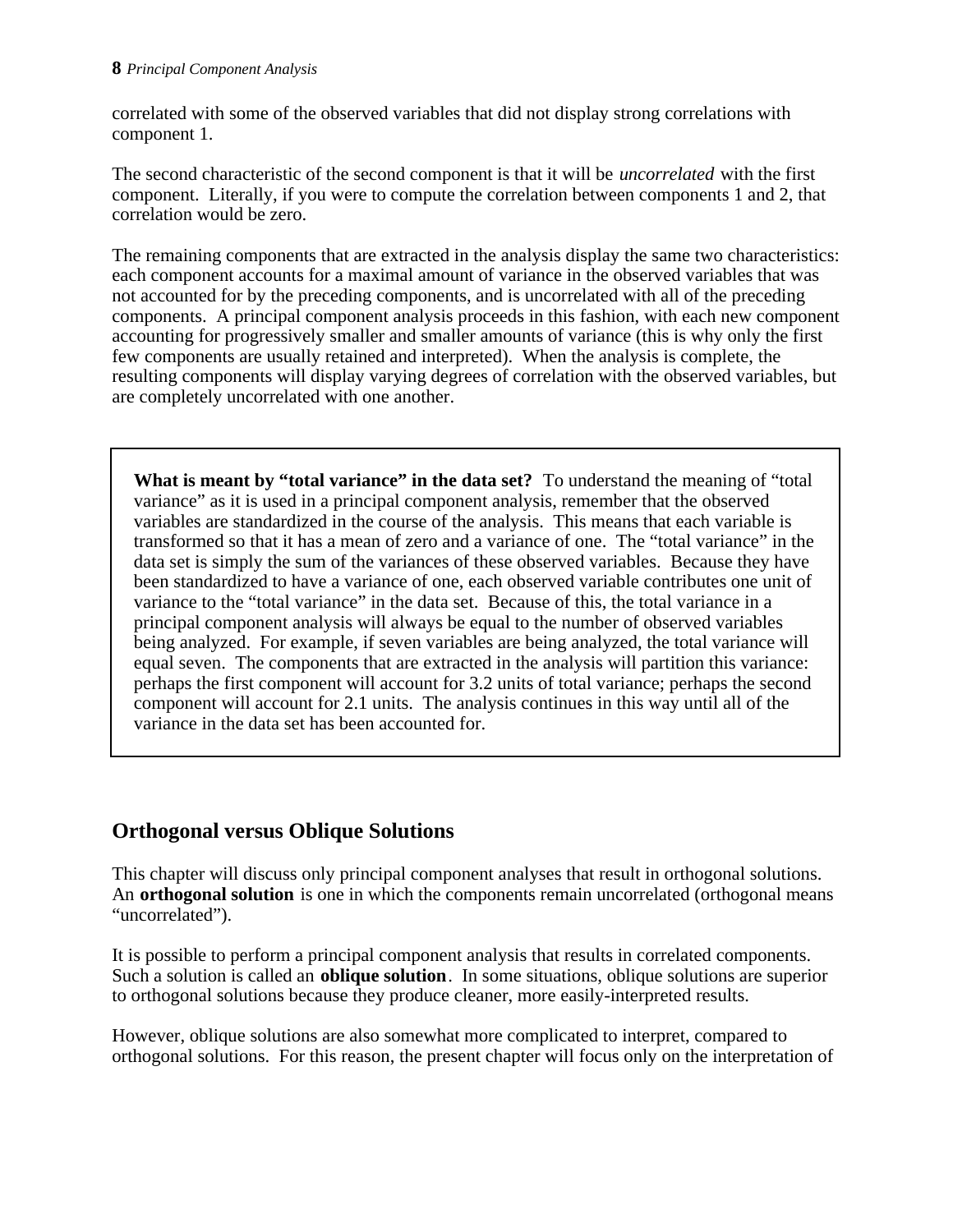correlated with some of the observed variables that did not display strong correlations with component 1.

The second characteristic of the second component is that it will be *uncorrelated* with the first component. Literally, if you were to compute the correlation between components 1 and 2, that correlation would be zero.

The remaining components that are extracted in the analysis display the same two characteristics: each component accounts for a maximal amount of variance in the observed variables that was not accounted for by the preceding components, and is uncorrelated with all of the preceding components. A principal component analysis proceeds in this fashion, with each new component accounting for progressively smaller and smaller amounts of variance (this is why only the first few components are usually retained and interpreted). When the analysis is complete, the resulting components will display varying degrees of correlation with the observed variables, but are completely uncorrelated with one another.

> **What is meant by "total variance" in the data set?** To understand the meaning of "total variance" as it is used in a principal component analysis, remember that the observed variables are standardized in the course of the analysis. This means that each variable is transformed so that it has a mean of zero and a variance of one. The "total variance" in the data set is simply the sum of the variances of these observed variables. Because they have been standardized to have a variance of one, each observed variable contributes one unit of variance to the "total variance" in the data set. Because of this, the total variance in a principal component analysis will always be equal to the number of observed variables being analyzed. For example, if seven variables are being analyzed, the total variance will equal seven. The components that are extracted in the analysis will partition this variance: perhaps the first component will account for 3.2 units of total variance; perhaps the second component will account for 2.1 units. The analysis continues in this way until all of the variance in the data set has been accounted for.

## Orthogonal versus Oblique Solutions

This chapter will discuss only principal component analyses that result in orthogonal solutions. An **orthogonal solution** is one in which the components remain uncorrelated (orthogonal means "uncorrelated").

It is possible to perform a principal component analysis that results in correlated components. Such a solution is called an **oblique solution**. In some situations, oblique solutions are superior to orthogonal solutions because they produce cleaner, more easily-interpreted results.

However, oblique solutions are also somewhat more complicated to interpret, compared to orthogonal solutions. For this reason, the present chapter will focus only on the interpretation of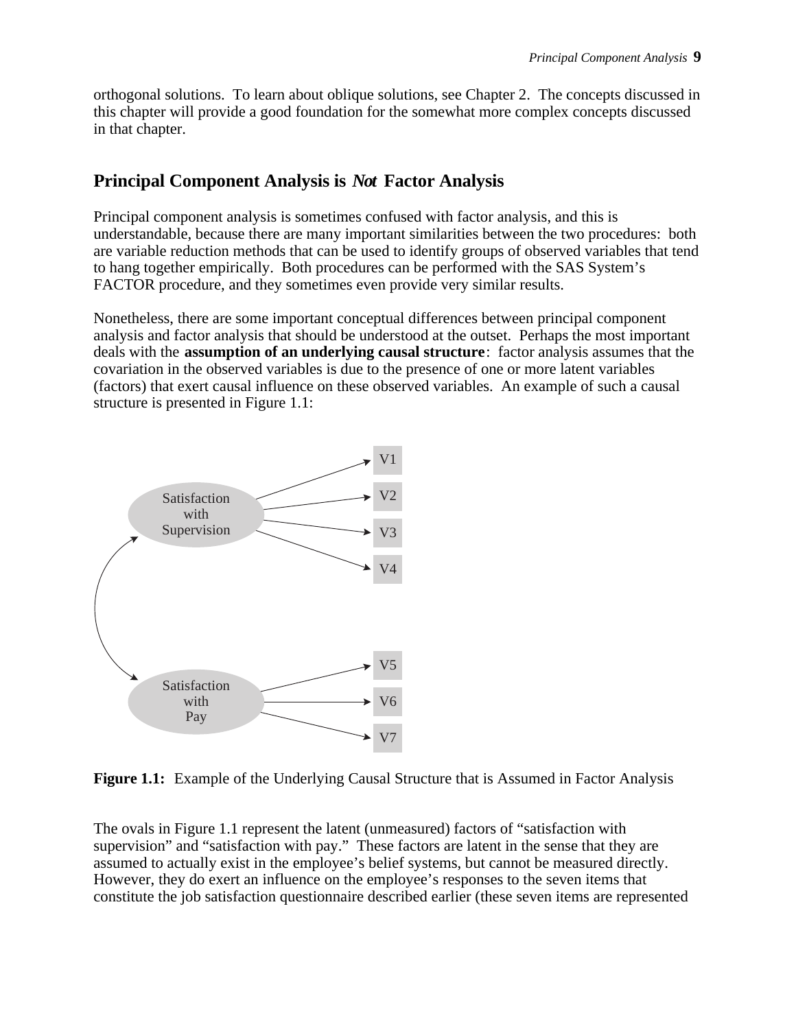orthogonal solutions. To learn about oblique solutions, see Chapter 2. The concepts discussed in this chapter will provide a good foundation for the somewhat more complex concepts discussed in that chapter.

## Principal Component Analysis is *Not* Factor Analysis

Principal component analysis is sometimes confused with factor analysis, and this is understandable, because there are many important similarities between the two procedures: both are variable reduction methods that can be used to identify groups of observed variables that tend to hang together empirically. Both procedures can be performed with the SAS System's FACTOR procedure, and they sometimes even provide very similar results.

Nonetheless, there are some important conceptual differences between principal component analysis and factor analysis that should be understood at the outset. Perhaps the most important deals with the **assumption of an underlying causal structure**: factor analysis assumes that the covariation in the observed variables is due to the presence of one or more latent variables (factors) that exert causal influence on these observed variables. An example of such a causal structure is presented in Figure 1.1:

Satisfaction with Supervision → V1, V2, V3, V4

Satisfaction with Pay → V5, V6, V7

**Figure 1.1:** Example of the Underlying Causal Structure that is Assumed in Factor Analysis

The ovals in Figure 1.1 represent the latent (unmeasured) factors of "satisfaction with supervision" and "satisfaction with pay." These factors are latent in the sense that they are assumed to actually exist in the employee's belief systems, but cannot be measured directly. However, they do exert an influence on the employee's responses to the seven items that constitute the job satisfaction questionnaire described earlier (these seven items are represented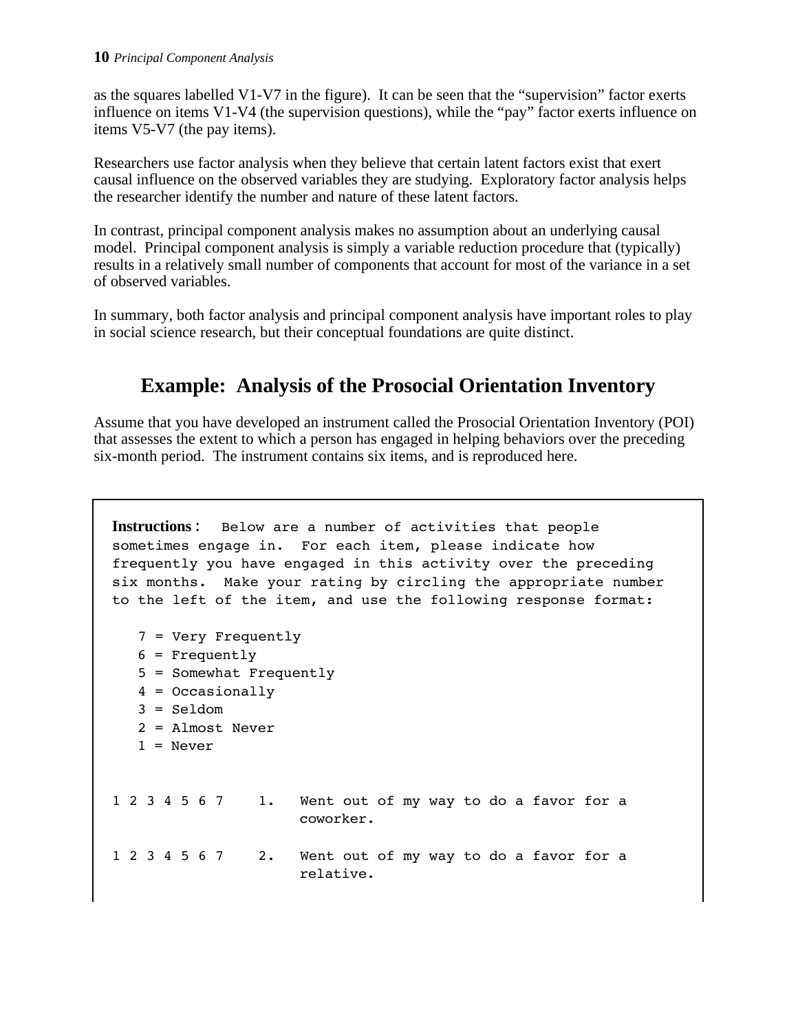as the squares labelled V1-V7 in the figure). It can be seen that the "supervision" factor exerts influence on items V1-V4 (the supervision questions), while the "pay" factor exerts influence on items V5-V7 (the pay items).

Researchers use factor analysis when they believe that certain latent factors exist that exert causal influence on the observed variables they are studying. Exploratory factor analysis helps the researcher identify the number and nature of these latent factors.

In contrast, principal component analysis makes no assumption about an underlying causal model. Principal component analysis is simply a variable reduction procedure that (typically) results in a relatively small number of components that account for most of the variance in a set of observed variables.

In summary, both factor analysis and principal component analysis have important roles to play in social science research, but their conceptual foundations are quite distinct.

## Example: Analysis of the Prosocial Orientation Inventory

Assume that you have developed an instrument called the Prosocial Orientation Inventory (POI) that assesses the extent to which a person has engaged in helping behaviors over the preceding six-month period. The instrument contains six items, and is reproduced here.

**Instructions**: Below are a number of activities that people sometimes engage in. For each item, please indicate how frequently you have engaged in this activity over the preceding six months. Make your rating by circling the appropriate number to the left of the item, and use the following response format:

```
   7 = Very Frequently
   6 = Frequently
   5 = Somewhat Frequently
   4 = Occasionally
   3 = Seldom
   2 = Almost Never
   1 = Never


1 2 3 4 5 6 7    1.   Went out of my way to do a favor for a
                      coworker.

1 2 3 4 5 6 7    2.   Went out of my way to do a favor for a
                      relative.
```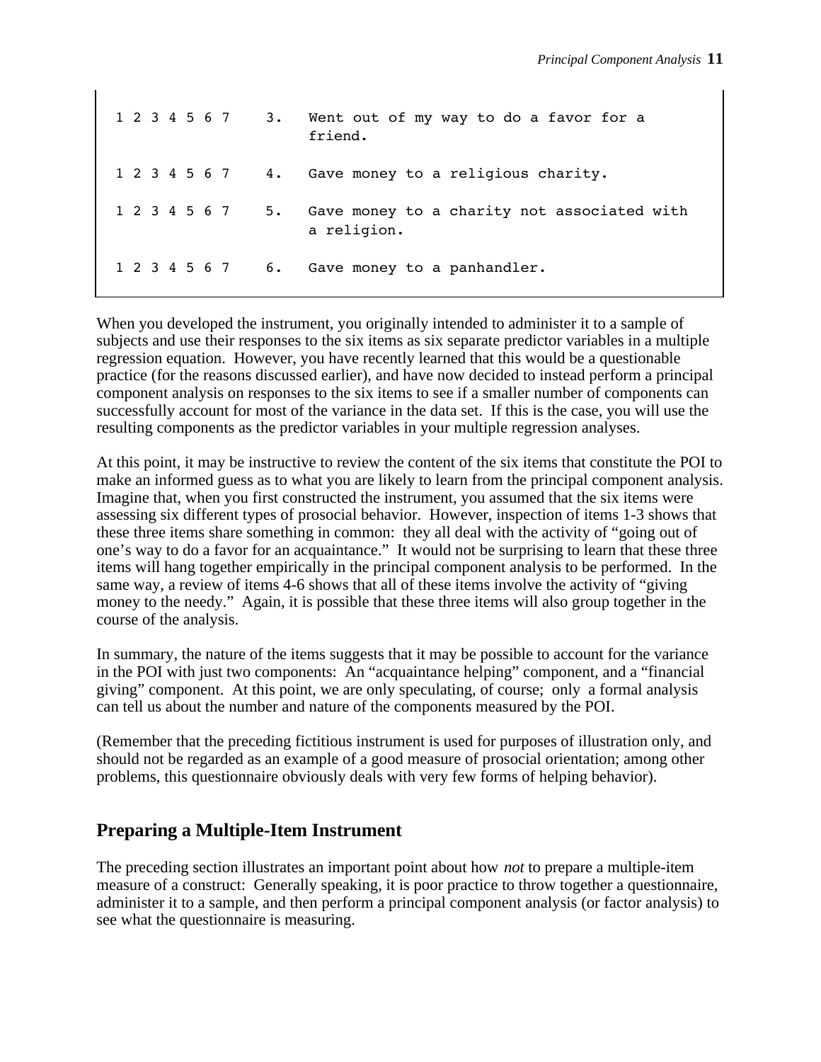```
1 2 3 4 5 6 7    3.  Went out of my way to do a favor for a
                     friend.

1 2 3 4 5 6 7    4.  Gave money to a religious charity.

1 2 3 4 5 6 7    5.  Gave money to a charity not associated with
                     a religion.

1 2 3 4 5 6 7    6.  Gave money to a panhandler.
```

When you developed the instrument, you originally intended to administer it to a sample of subjects and use their responses to the six items as six separate predictor variables in a multiple regression equation. However, you have recently learned that this would be a questionable practice (for the reasons discussed earlier), and have now decided to instead perform a principal component analysis on responses to the six items to see if a smaller number of components can successfully account for most of the variance in the data set. If this is the case, you will use the resulting components as the predictor variables in your multiple regression analyses.

At this point, it may be instructive to review the content of the six items that constitute the POI to make an informed guess as to what you are likely to learn from the principal component analysis. Imagine that, when you first constructed the instrument, you assumed that the six items were assessing six different types of prosocial behavior. However, inspection of items 1-3 shows that these three items share something in common: they all deal with the activity of "going out of one's way to do a favor for an acquaintance." It would not be surprising to learn that these three items will hang together empirically in the principal component analysis to be performed. In the same way, a review of items 4-6 shows that all of these items involve the activity of "giving money to the needy." Again, it is possible that these three items will also group together in the course of the analysis.

In summary, the nature of the items suggests that it may be possible to account for the variance in the POI with just two components: An "acquaintance helping" component, and a "financial giving" component. At this point, we are only speculating, of course; only a formal analysis can tell us about the number and nature of the components measured by the POI.

(Remember that the preceding fictitious instrument is used for purposes of illustration only, and should not be regarded as an example of a good measure of prosocial orientation; among other problems, this questionnaire obviously deals with very few forms of helping behavior).

## Preparing a Multiple-Item Instrument

The preceding section illustrates an important point about how *not* to prepare a multiple-item measure of a construct: Generally speaking, it is poor practice to throw together a questionnaire, administer it to a sample, and then perform a principal component analysis (or factor analysis) to see what the questionnaire is measuring.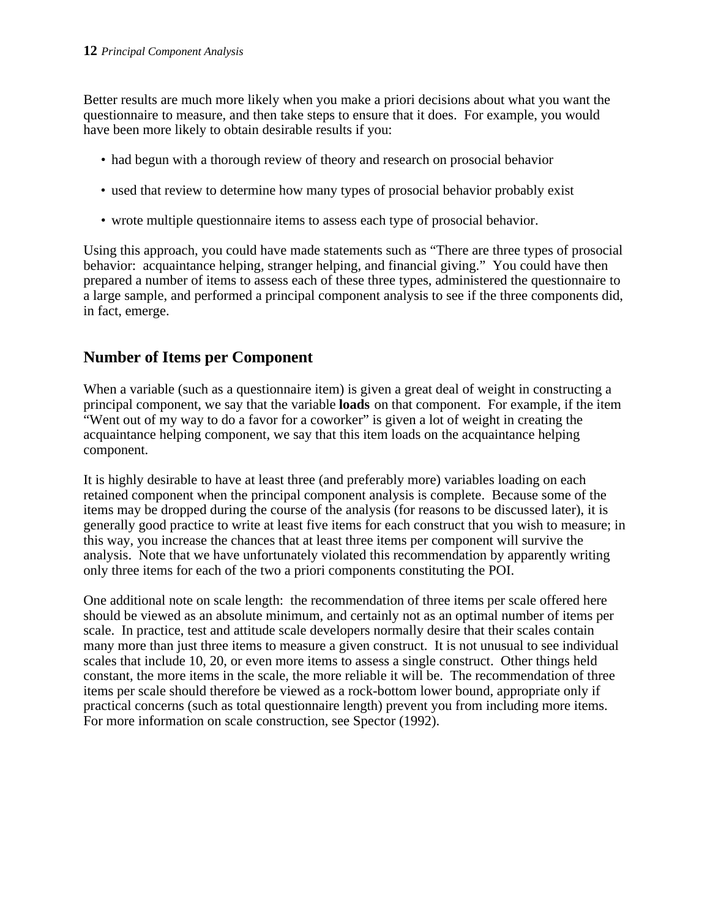Better results are much more likely when you make a priori decisions about what you want the questionnaire to measure, and then take steps to ensure that it does. For example, you would have been more likely to obtain desirable results if you:

- had begun with a thorough review of theory and research on prosocial behavior
- used that review to determine how many types of prosocial behavior probably exist
- wrote multiple questionnaire items to assess each type of prosocial behavior.

Using this approach, you could have made statements such as "There are three types of prosocial behavior: acquaintance helping, stranger helping, and financial giving." You could have then prepared a number of items to assess each of these three types, administered the questionnaire to a large sample, and performed a principal component analysis to see if the three components did, in fact, emerge.

## Number of Items per Component

When a variable (such as a questionnaire item) is given a great deal of weight in constructing a principal component, we say that the variable **loads** on that component. For example, if the item "Went out of my way to do a favor for a coworker" is given a lot of weight in creating the acquaintance helping component, we say that this item loads on the acquaintance helping component.

It is highly desirable to have at least three (and preferably more) variables loading on each retained component when the principal component analysis is complete. Because some of the items may be dropped during the course of the analysis (for reasons to be discussed later), it is generally good practice to write at least five items for each construct that you wish to measure; in this way, you increase the chances that at least three items per component will survive the analysis. Note that we have unfortunately violated this recommendation by apparently writing only three items for each of the two a priori components constituting the POI.

One additional note on scale length: the recommendation of three items per scale offered here should be viewed as an absolute minimum, and certainly not as an optimal number of items per scale. In practice, test and attitude scale developers normally desire that their scales contain many more than just three items to measure a given construct. It is not unusual to see individual scales that include 10, 20, or even more items to assess a single construct. Other things held constant, the more items in the scale, the more reliable it will be. The recommendation of three items per scale should therefore be viewed as a rock-bottom lower bound, appropriate only if practical concerns (such as total questionnaire length) prevent you from including more items. For more information on scale construction, see Spector (1992).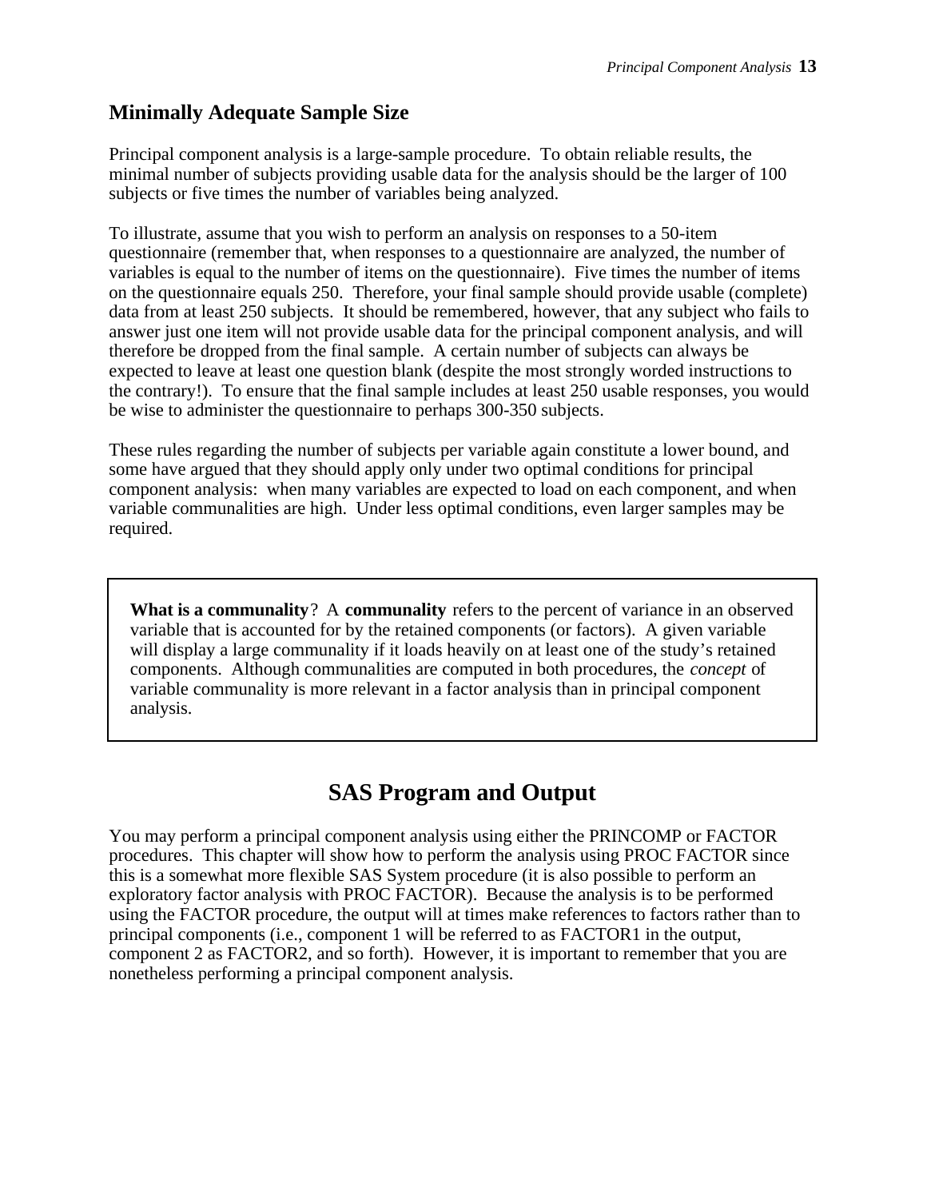## Minimally Adequate Sample Size

Principal component analysis is a large-sample procedure. To obtain reliable results, the minimal number of subjects providing usable data for the analysis should be the larger of 100 subjects or five times the number of variables being analyzed.

To illustrate, assume that you wish to perform an analysis on responses to a 50-item questionnaire (remember that, when responses to a questionnaire are analyzed, the number of variables is equal to the number of items on the questionnaire). Five times the number of items on the questionnaire equals 250. Therefore, your final sample should provide usable (complete) data from at least 250 subjects. It should be remembered, however, that any subject who fails to answer just one item will not provide usable data for the principal component analysis, and will therefore be dropped from the final sample. A certain number of subjects can always be expected to leave at least one question blank (despite the most strongly worded instructions to the contrary!). To ensure that the final sample includes at least 250 usable responses, you would be wise to administer the questionnaire to perhaps 300-350 subjects.

These rules regarding the number of subjects per variable again constitute a lower bound, and some have argued that they should apply only under two optimal conditions for principal component analysis: when many variables are expected to load on each component, and when variable communalities are high. Under less optimal conditions, even larger samples may be required.

> **What is a communality**? A **communality** refers to the percent of variance in an observed variable that is accounted for by the retained components (or factors). A given variable will display a large communality if it loads heavily on at least one of the study's retained components. Although communalities are computed in both procedures, the *concept* of variable communality is more relevant in a factor analysis than in principal component analysis.

# SAS Program and Output

You may perform a principal component analysis using either the PRINCOMP or FACTOR procedures. This chapter will show how to perform the analysis using PROC FACTOR since this is a somewhat more flexible SAS System procedure (it is also possible to perform an exploratory factor analysis with PROC FACTOR). Because the analysis is to be performed using the FACTOR procedure, the output will at times make references to factors rather than to principal components (i.e., component 1 will be referred to as FACTOR1 in the output, component 2 as FACTOR2, and so forth). However, it is important to remember that you are nonetheless performing a principal component analysis.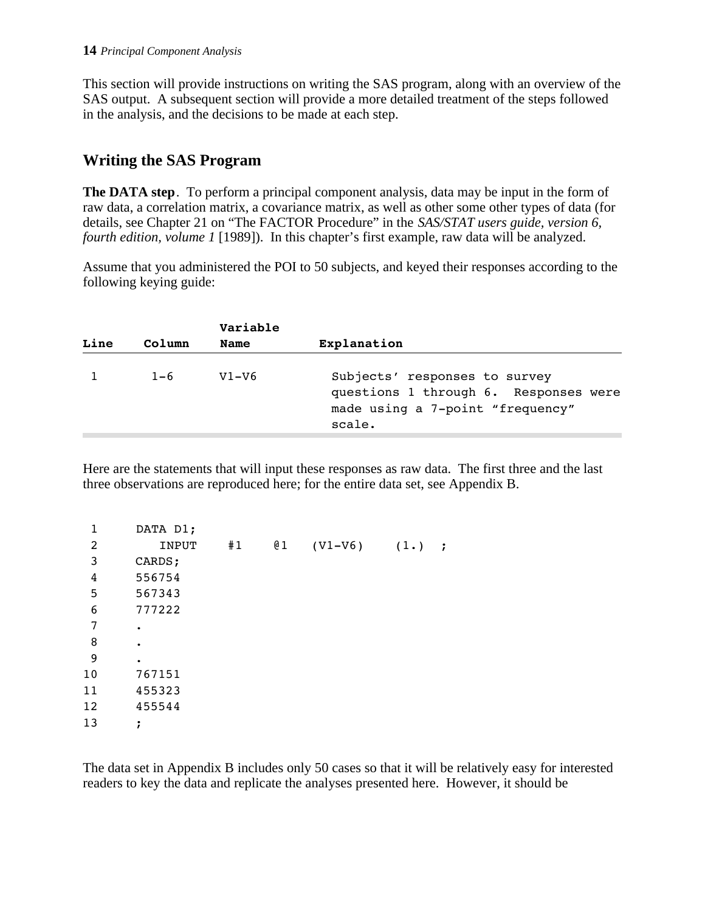This section will provide instructions on writing the SAS program, along with an overview of the SAS output. A subsequent section will provide a more detailed treatment of the steps followed in the analysis, and the decisions to be made at each step.

## Writing the SAS Program

**The DATA step**. To perform a principal component analysis, data may be input in the form of raw data, a correlation matrix, a covariance matrix, as well as other some other types of data (for details, see Chapter 21 on "The FACTOR Procedure" in the *SAS/STAT users guide, version 6, fourth edition, volume 1* [1989]). In this chapter's first example, raw data will be analyzed.

Assume that you administered the POI to 50 subjects, and keyed their responses according to the following keying guide:

| Line | Column | Variable Name | Explanation |
|---|---|---|---|
| 1 | 1-6 | V1-V6 | Subjects' responses to survey questions 1 through 6. Responses were made using a 7-point "frequency" scale. |

Here are the statements that will input these responses as raw data. The first three and the last three observations are reproduced here; for the entire data set, see Appendix B.

```
 1      DATA D1;
 2         INPUT    #1    @1   (V1-V6)    (1.)  ;
 3      CARDS;
 4      556754
 5      567343
 6      777222
 7      .
 8      .
 9      .
10      767151
11      455323
12      455544
13      ;
```

The data set in Appendix B includes only 50 cases so that it will be relatively easy for interested readers to key the data and replicate the analyses presented here. However, it should be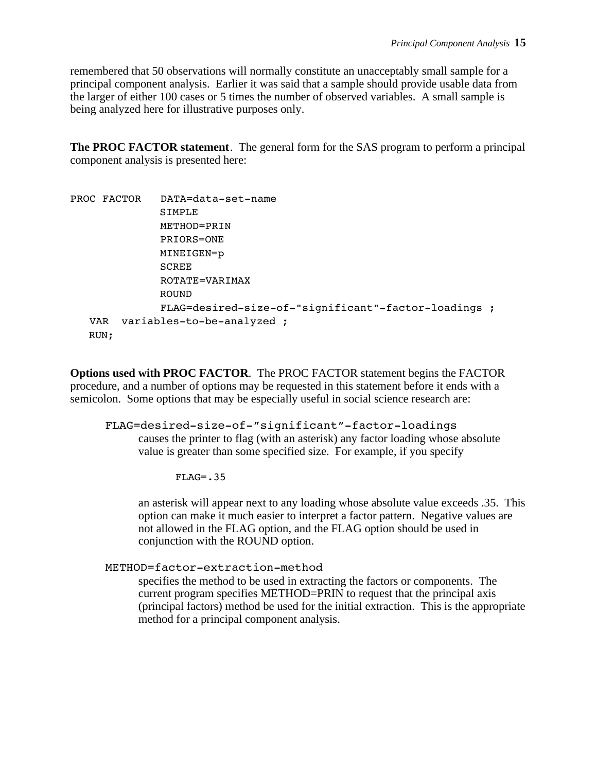remembered that 50 observations will normally constitute an unacceptably small sample for a principal component analysis. Earlier it was said that a sample should provide usable data from the larger of either 100 cases or 5 times the number of observed variables. A small sample is being analyzed here for illustrative purposes only.

**The PROC FACTOR statement**. The general form for the SAS program to perform a principal component analysis is presented here:

```
PROC FACTOR   DATA=data-set-name
              SIMPLE
              METHOD=PRIN
              PRIORS=ONE
              MINEIGEN=p
              SCREE
              ROTATE=VARIMAX
              ROUND
              FLAG=desired-size-of-"significant"-factor-loadings ;
   VAR  variables-to-be-analyzed ;
   RUN;
```

**Options used with PROC FACTOR**. The PROC FACTOR statement begins the FACTOR procedure, and a number of options may be requested in this statement before it ends with a semicolon. Some options that may be especially useful in social science research are:

`FLAG=desired-size-of-”significant”-factor-loadings`

causes the printer to flag (with an asterisk) any factor loading whose absolute value is greater than some specified size. For example, if you specify

```
FLAG=.35
```

an asterisk will appear next to any loading whose absolute value exceeds .35. This option can make it much easier to interpret a factor pattern. Negative values are not allowed in the FLAG option, and the FLAG option should be used in conjunction with the ROUND option.

`METHOD=factor-extraction-method`

specifies the method to be used in extracting the factors or components. The current program specifies METHOD=PRIN to request that the principal axis (principal factors) method be used for the initial extraction. This is the appropriate method for a principal component analysis.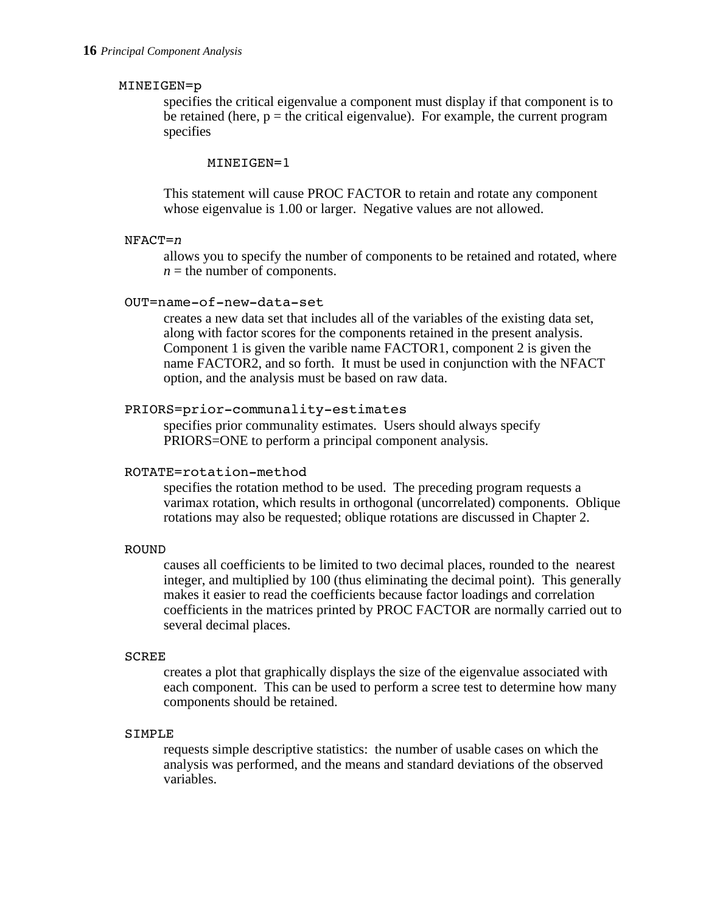MINEIGEN=p

specifies the critical eigenvalue a component must display if that component is to be retained (here, p = the critical eigenvalue). For example, the current program specifies

```
MINEIGEN=1
```

This statement will cause PROC FACTOR to retain and rotate any component whose eigenvalue is 1.00 or larger. Negative values are not allowed.

NFACT=*n*

allows you to specify the number of components to be retained and rotated, where *n* = the number of components.

OUT=name-of-new-data-set

creates a new data set that includes all of the variables of the existing data set, along with factor scores for the components retained in the present analysis. Component 1 is given the varible name FACTOR1, component 2 is given the name FACTOR2, and so forth. It must be used in conjunction with the NFACT option, and the analysis must be based on raw data.

PRIORS=prior-communality-estimates

specifies prior communality estimates. Users should always specify PRIORS=ONE to perform a principal component analysis.

ROTATE=rotation-method

specifies the rotation method to be used. The preceding program requests a varimax rotation, which results in orthogonal (uncorrelated) components. Oblique rotations may also be requested; oblique rotations are discussed in Chapter 2.

ROUND

causes all coefficients to be limited to two decimal places, rounded to the nearest integer, and multiplied by 100 (thus eliminating the decimal point). This generally makes it easier to read the coefficients because factor loadings and correlation coefficients in the matrices printed by PROC FACTOR are normally carried out to several decimal places.

SCREE

creates a plot that graphically displays the size of the eigenvalue associated with each component. This can be used to perform a scree test to determine how many components should be retained.

SIMPLE

requests simple descriptive statistics: the number of usable cases on which the analysis was performed, and the means and standard deviations of the observed variables.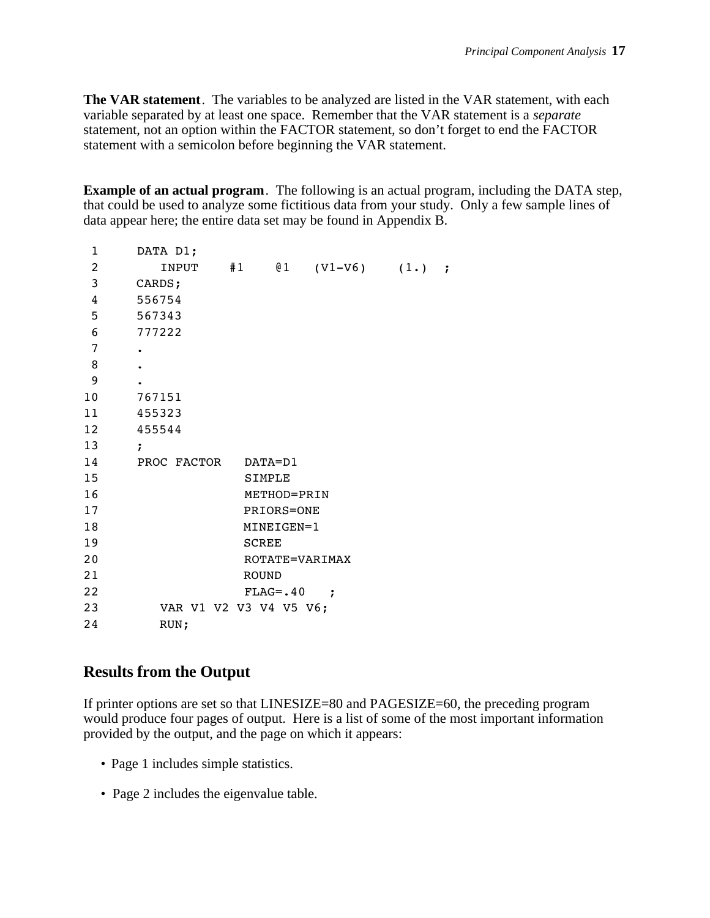**The VAR statement**. The variables to be analyzed are listed in the VAR statement, with each variable separated by at least one space. Remember that the VAR statement is a *separate* statement, not an option within the FACTOR statement, so don't forget to end the FACTOR statement with a semicolon before beginning the VAR statement.

**Example of an actual program**. The following is an actual program, including the DATA step, that could be used to analyze some fictitious data from your study. Only a few sample lines of data appear here; the entire data set may be found in Appendix B.

```
 1      DATA D1;
 2         INPUT    #1    @1   (V1-V6)    (1.)  ;
 3      CARDS;
 4      556754
 5      567343
 6      777222
 7      .
 8      .
 9      .
10      767151
11      455323
12      455544
13      ;
14      PROC FACTOR   DATA=D1
15                    SIMPLE
16                    METHOD=PRIN
17                    PRIORS=ONE
18                    MINEIGEN=1
19                    SCREE
20                    ROTATE=VARIMAX
21                    ROUND
22                    FLAG=.40   ;
23         VAR V1 V2 V3 V4 V5 V6;
24         RUN;
```

## Results from the Output

If printer options are set so that LINESIZE=80 and PAGESIZE=60, the preceding program would produce four pages of output. Here is a list of some of the most important information provided by the output, and the page on which it appears:

- Page 1 includes simple statistics.
- Page 2 includes the eigenvalue table.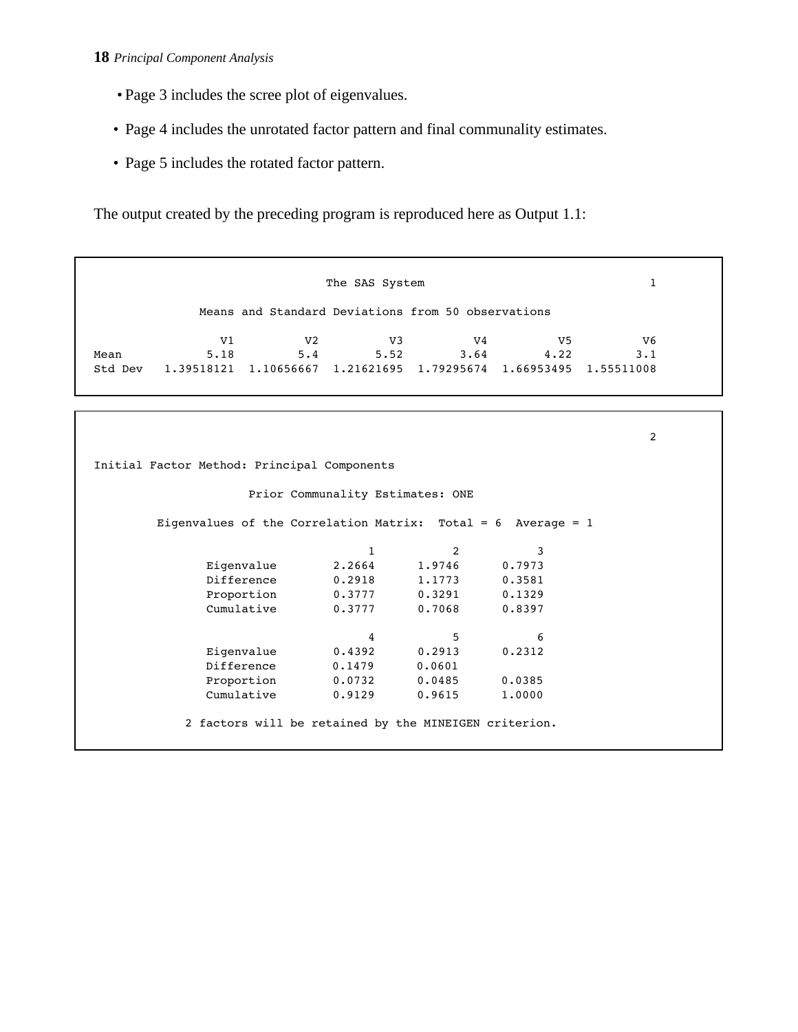- Page 3 includes the scree plot of eigenvalues.
- Page 4 includes the unrotated factor pattern and final communality estimates.
- Page 5 includes the rotated factor pattern.

The output created by the preceding program is reproduced here as Output 1.1:

```
                              The SAS System                              1

              Means and Standard Deviations from 50 observations

               V1          V2          V3          V4          V5          V6
Mean         5.18         5.4        5.52        3.64        4.22         3.1
Std Dev   1.39518121  1.10656667  1.21621695  1.79295674  1.66953495  1.55511008
```

```
                                                                          2

Initial Factor Method: Principal Components

                    Prior Communality Estimates: ONE

        Eigenvalues of the Correlation Matrix:  Total = 6  Average = 1

                               1           2           3
           Eigenvalue       2.2664      1.9746      0.7973
           Difference       0.2918      1.1773      0.3581
           Proportion       0.3777      0.3291      0.1329
           Cumulative       0.3777      0.7068      0.8397

                               4           5           6
           Eigenvalue       0.4392      0.2913      0.2312
           Difference       0.1479      0.0601
           Proportion       0.0732      0.0485      0.0385
           Cumulative       0.9129      0.9615      1.0000

            2 factors will be retained by the MINEIGEN criterion.
```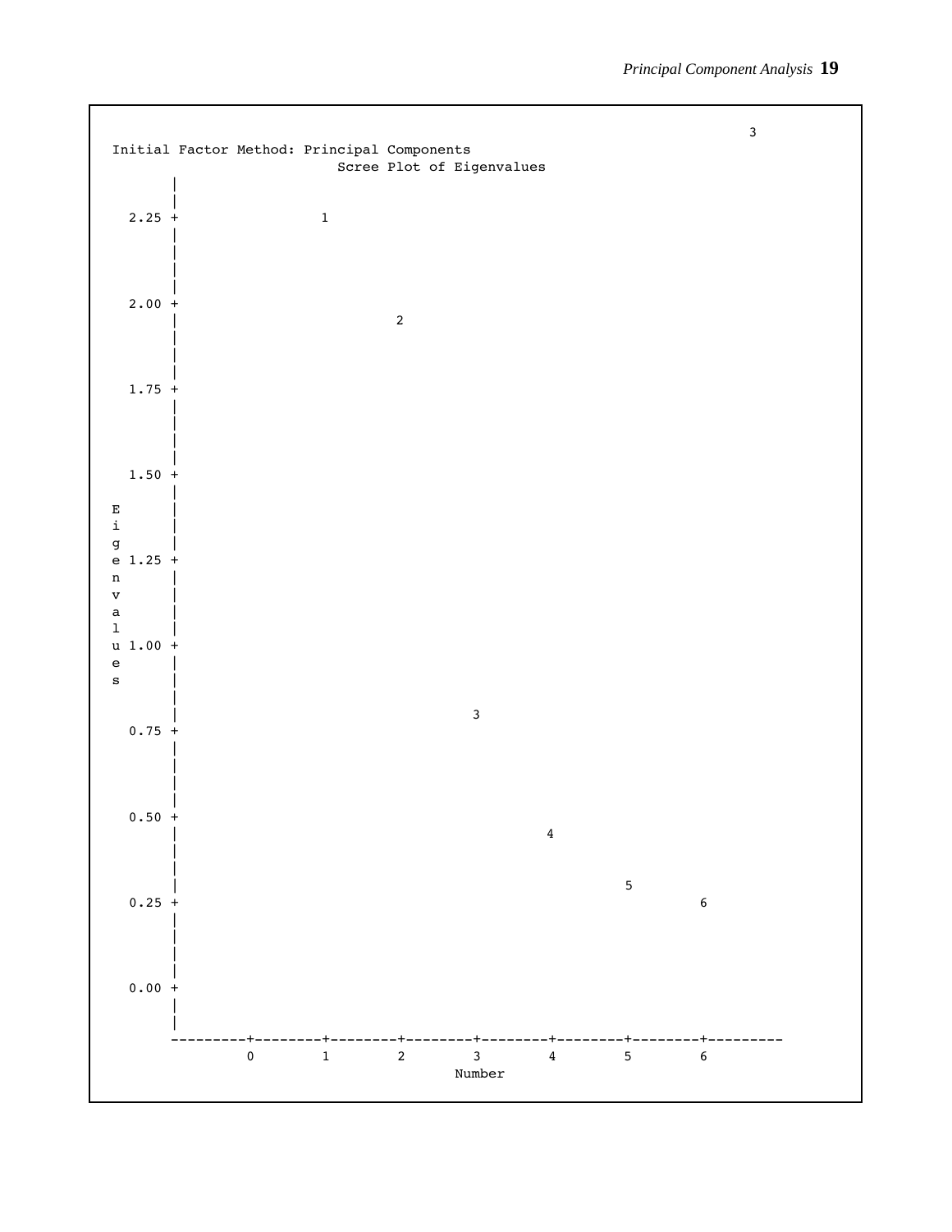```
                                                                                        3
Initial Factor Method: Principal Components
                         Scree Plot of Eigenvalues
          |
          |
   2.25 +                 1
          |
          |
          |
          |
   2.00 +
          |                         2
          |
          |
          |
   1.75 +
          |
          |
          |
          |
   1.50 +
          |
E         |
i         |
g         |
e  1.25 +
n         |
v         |
a         |
l         |
u  1.00 +
e         |
s         |
          |
          |                                   3
   0.75 +
          |
          |
          |
          |
   0.50 +
          |                                             4
          |
          |
          |                                                       5
   0.25 +                                                                   6
          |
          |
          |
          |
   0.00 +
          |
          |
          ---------+---------+---------+---------+---------+---------+---------+---------
                   0         1         2         3         4         5         6
                                             Number
```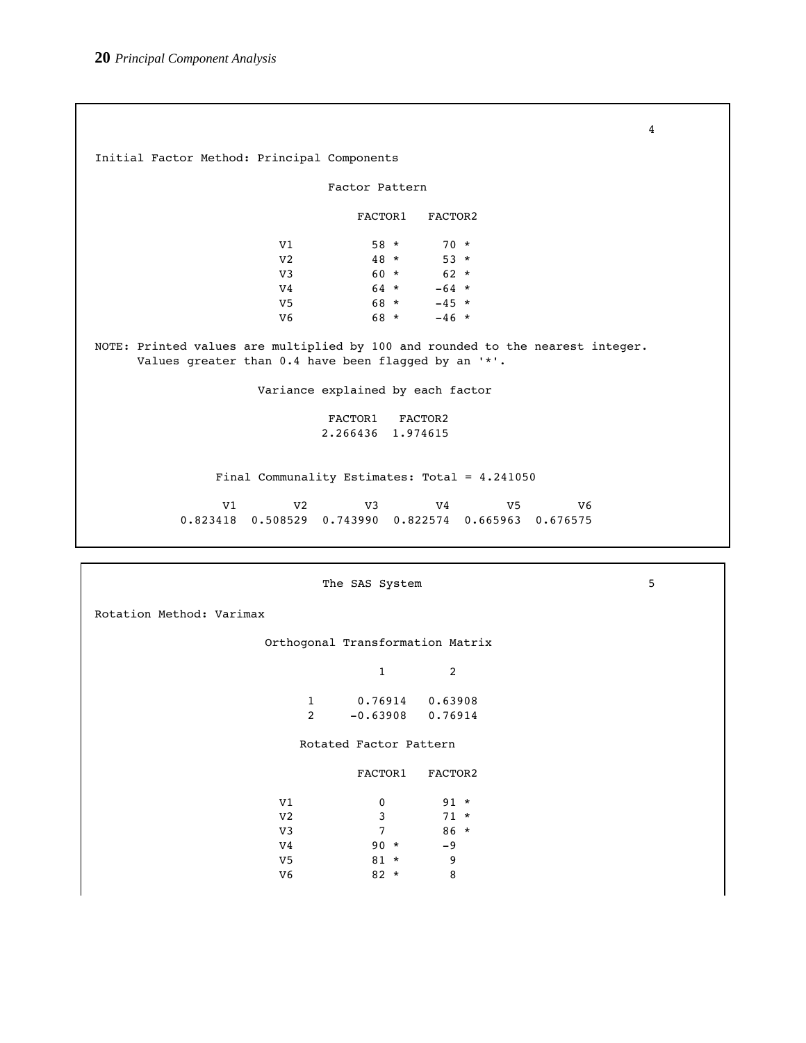```
                                                                              4
Initial Factor Method: Principal Components

                               Factor Pattern

                                 FACTOR1   FACTOR2

                     V1           58 *      70 *
                     V2           48 *      53 *
                     V3           60 *      62 *
                     V4           64 *     -64 *
                     V5           68 *     -45 *
                     V6           68 *     -46 *

NOTE: Printed values are multiplied by 100 and rounded to the nearest integer.
      Values greater than 0.4 have been flagged by an '*'.

                    Variance explained by each factor

                              FACTOR1   FACTOR2
                             2.266436  1.974615


               Final Communality Estimates: Total = 4.241050

             V1        V2        V3        V4        V5        V6
       0.823418  0.508529  0.743990  0.822574  0.665963  0.676575
```

```
                              The SAS System                                  5

Rotation Method: Varimax

                       Orthogonal Transformation Matrix

                                   1         2

                         1      0.76914   0.63908
                         2     -0.63908   0.76914

                          Rotated Factor Pattern

                                 FACTOR1   FACTOR2

                     V1            0        91 *
                     V2            3        71 *
                     V3            7        86 *
                     V4           90 *      -9
                     V5           81 *       9
                     V6           82 *       8
```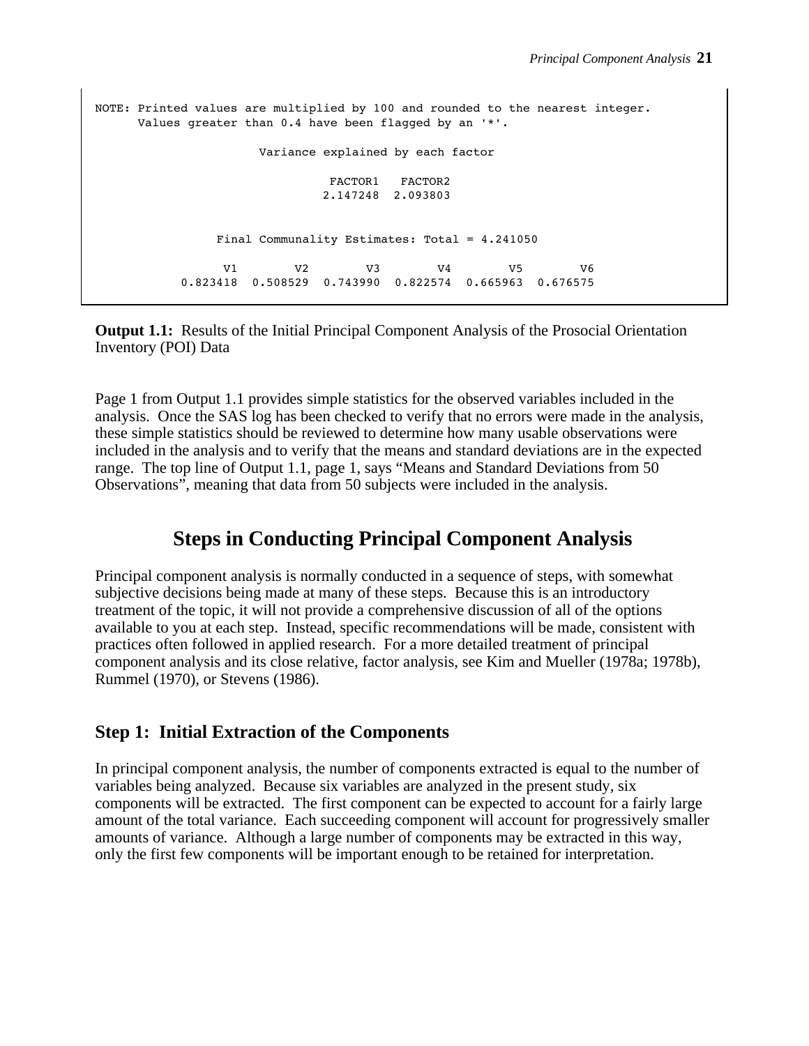```
NOTE: Printed values are multiplied by 100 and rounded to the nearest integer.
      Values greater than 0.4 have been flagged by an '*'.

                    Variance explained by each factor

                              FACTOR1   FACTOR2
                             2.147248  2.093803


              Final Communality Estimates: Total = 4.241050

              V1        V2        V3        V4        V5        V6
          0.823418  0.508529  0.743990  0.822574  0.665963  0.676575
```

**Output 1.1:** Results of the Initial Principal Component Analysis of the Prosocial Orientation Inventory (POI) Data

Page 1 from Output 1.1 provides simple statistics for the observed variables included in the analysis. Once the SAS log has been checked to verify that no errors were made in the analysis, these simple statistics should be reviewed to determine how many usable observations were included in the analysis and to verify that the means and standard deviations are in the expected range. The top line of Output 1.1, page 1, says "Means and Standard Deviations from 50 Observations", meaning that data from 50 subjects were included in the analysis.

# Steps in Conducting Principal Component Analysis

Principal component analysis is normally conducted in a sequence of steps, with somewhat subjective decisions being made at many of these steps. Because this is an introductory treatment of the topic, it will not provide a comprehensive discussion of all of the options available to you at each step. Instead, specific recommendations will be made, consistent with practices often followed in applied research. For a more detailed treatment of principal component analysis and its close relative, factor analysis, see Kim and Mueller (1978a; 1978b), Rummel (1970), or Stevens (1986).

## Step 1: Initial Extraction of the Components

In principal component analysis, the number of components extracted is equal to the number of variables being analyzed. Because six variables are analyzed in the present study, six components will be extracted. The first component can be expected to account for a fairly large amount of the total variance. Each succeeding component will account for progressively smaller amounts of variance. Although a large number of components may be extracted in this way, only the first few components will be important enough to be retained for interpretation.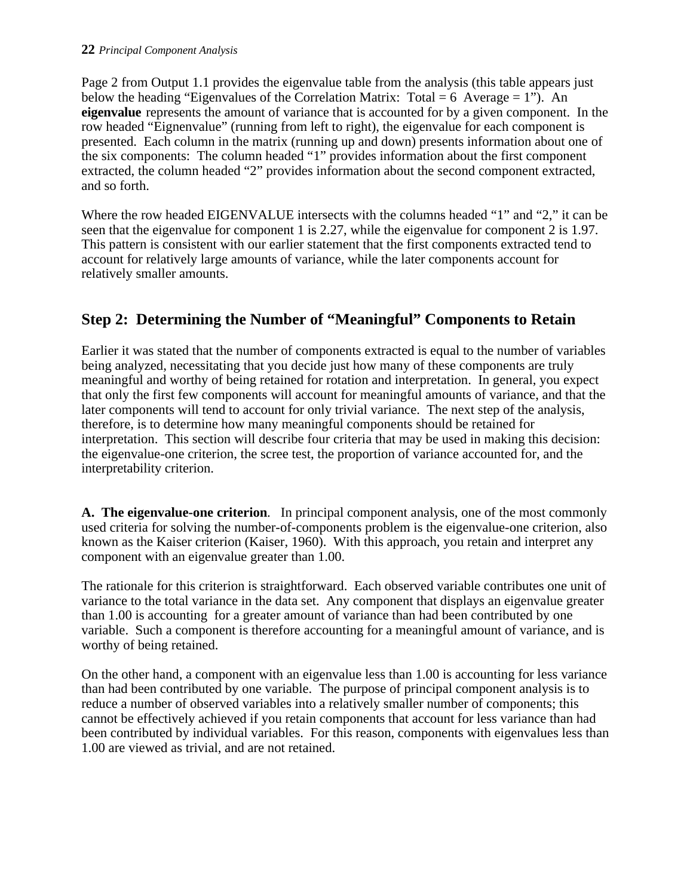Page 2 from Output 1.1 provides the eigenvalue table from the analysis (this table appears just below the heading "Eigenvalues of the Correlation Matrix: Total = 6 Average = 1"). An **eigenvalue** represents the amount of variance that is accounted for by a given component. In the row headed "Eignenvalue" (running from left to right), the eigenvalue for each component is presented. Each column in the matrix (running up and down) presents information about one of the six components: The column headed "1" provides information about the first component extracted, the column headed "2" provides information about the second component extracted, and so forth.

Where the row headed EIGENVALUE intersects with the columns headed "1" and "2," it can be seen that the eigenvalue for component 1 is 2.27, while the eigenvalue for component 2 is 1.97. This pattern is consistent with our earlier statement that the first components extracted tend to account for relatively large amounts of variance, while the later components account for relatively smaller amounts.

## Step 2: Determining the Number of "Meaningful" Components to Retain

Earlier it was stated that the number of components extracted is equal to the number of variables being analyzed, necessitating that you decide just how many of these components are truly meaningful and worthy of being retained for rotation and interpretation. In general, you expect that only the first few components will account for meaningful amounts of variance, and that the later components will tend to account for only trivial variance. The next step of the analysis, therefore, is to determine how many meaningful components should be retained for interpretation. This section will describe four criteria that may be used in making this decision: the eigenvalue-one criterion, the scree test, the proportion of variance accounted for, and the interpretability criterion.

**A. The eigenvalue-one criterion**. In principal component analysis, one of the most commonly used criteria for solving the number-of-components problem is the eigenvalue-one criterion, also known as the Kaiser criterion (Kaiser, 1960). With this approach, you retain and interpret any component with an eigenvalue greater than 1.00.

The rationale for this criterion is straightforward. Each observed variable contributes one unit of variance to the total variance in the data set. Any component that displays an eigenvalue greater than 1.00 is accounting for a greater amount of variance than had been contributed by one variable. Such a component is therefore accounting for a meaningful amount of variance, and is worthy of being retained.

On the other hand, a component with an eigenvalue less than 1.00 is accounting for less variance than had been contributed by one variable. The purpose of principal component analysis is to reduce a number of observed variables into a relatively smaller number of components; this cannot be effectively achieved if you retain components that account for less variance than had been contributed by individual variables. For this reason, components with eigenvalues less than 1.00 are viewed as trivial, and are not retained.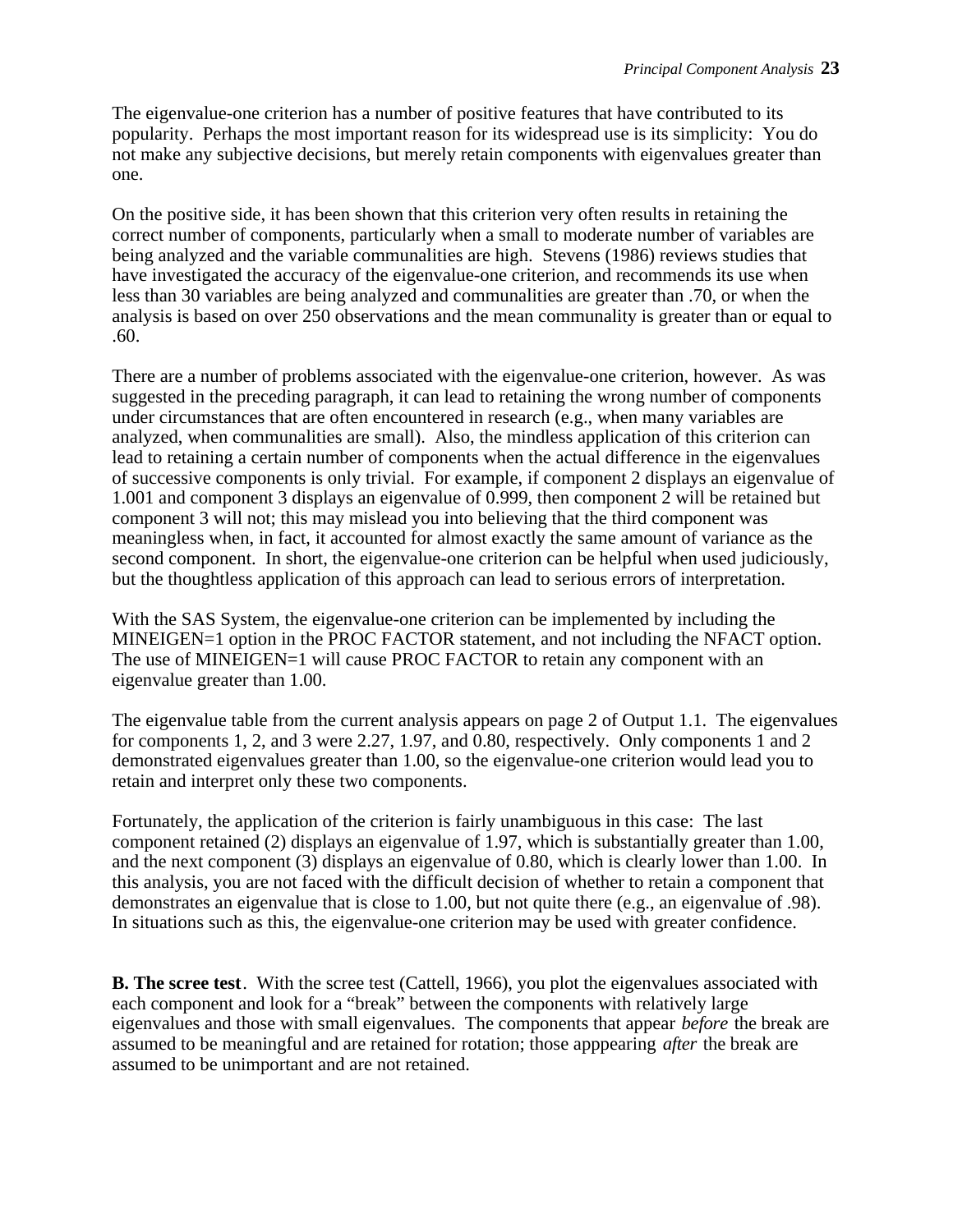The eigenvalue-one criterion has a number of positive features that have contributed to its popularity. Perhaps the most important reason for its widespread use is its simplicity: You do not make any subjective decisions, but merely retain components with eigenvalues greater than one.

On the positive side, it has been shown that this criterion very often results in retaining the correct number of components, particularly when a small to moderate number of variables are being analyzed and the variable communalities are high. Stevens (1986) reviews studies that have investigated the accuracy of the eigenvalue-one criterion, and recommends its use when less than 30 variables are being analyzed and communalities are greater than .70, or when the analysis is based on over 250 observations and the mean communality is greater than or equal to .60.

There are a number of problems associated with the eigenvalue-one criterion, however. As was suggested in the preceding paragraph, it can lead to retaining the wrong number of components under circumstances that are often encountered in research (e.g., when many variables are analyzed, when communalities are small). Also, the mindless application of this criterion can lead to retaining a certain number of components when the actual difference in the eigenvalues of successive components is only trivial. For example, if component 2 displays an eigenvalue of 1.001 and component 3 displays an eigenvalue of 0.999, then component 2 will be retained but component 3 will not; this may mislead you into believing that the third component was meaningless when, in fact, it accounted for almost exactly the same amount of variance as the second component. In short, the eigenvalue-one criterion can be helpful when used judiciously, but the thoughtless application of this approach can lead to serious errors of interpretation.

With the SAS System, the eigenvalue-one criterion can be implemented by including the MINEIGEN=1 option in the PROC FACTOR statement, and not including the NFACT option. The use of MINEIGEN=1 will cause PROC FACTOR to retain any component with an eigenvalue greater than 1.00.

The eigenvalue table from the current analysis appears on page 2 of Output 1.1. The eigenvalues for components 1, 2, and 3 were 2.27, 1.97, and 0.80, respectively. Only components 1 and 2 demonstrated eigenvalues greater than 1.00, so the eigenvalue-one criterion would lead you to retain and interpret only these two components.

Fortunately, the application of the criterion is fairly unambiguous in this case: The last component retained (2) displays an eigenvalue of 1.97, which is substantially greater than 1.00, and the next component (3) displays an eigenvalue of 0.80, which is clearly lower than 1.00. In this analysis, you are not faced with the difficult decision of whether to retain a component that demonstrates an eigenvalue that is close to 1.00, but not quite there (e.g., an eigenvalue of .98). In situations such as this, the eigenvalue-one criterion may be used with greater confidence.

**B. The scree test**. With the scree test (Cattell, 1966), you plot the eigenvalues associated with each component and look for a "break" between the components with relatively large eigenvalues and those with small eigenvalues. The components that appear *before* the break are assumed to be meaningful and are retained for rotation; those apppearing *after* the break are assumed to be unimportant and are not retained.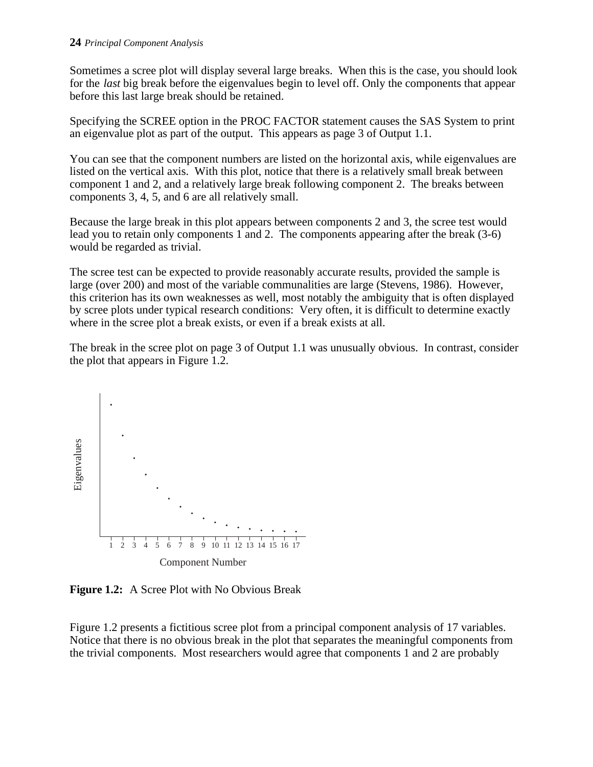Sometimes a scree plot will display several large breaks. When this is the case, you should look for the *last* big break before the eigenvalues begin to level off. Only the components that appear before this last large break should be retained.

Specifying the SCREE option in the PROC FACTOR statement causes the SAS System to print an eigenvalue plot as part of the output. This appears as page 3 of Output 1.1.

You can see that the component numbers are listed on the horizontal axis, while eigenvalues are listed on the vertical axis. With this plot, notice that there is a relatively small break between component 1 and 2, and a relatively large break following component 2. The breaks between components 3, 4, 5, and 6 are all relatively small.

Because the large break in this plot appears between components 2 and 3, the scree test would lead you to retain only components 1 and 2. The components appearing after the break (3-6) would be regarded as trivial.

The scree test can be expected to provide reasonably accurate results, provided the sample is large (over 200) and most of the variable communalities are large (Stevens, 1986). However, this criterion has its own weaknesses as well, most notably the ambiguity that is often displayed by scree plots under typical research conditions: Very often, it is difficult to determine exactly where in the scree plot a break exists, or even if a break exists at all.

The break in the scree plot on page 3 of Output 1.1 was unusually obvious. In contrast, consider the plot that appears in Figure 1.2.

Eigenvalues

1 2 3 4 5 6 7 8 9 10 11 12 13 14 15 16 17

Component Number

**Figure 1.2:** A Scree Plot with No Obvious Break

Figure 1.2 presents a fictitious scree plot from a principal component analysis of 17 variables. Notice that there is no obvious break in the plot that separates the meaningful components from the trivial components. Most researchers would agree that components 1 and 2 are probably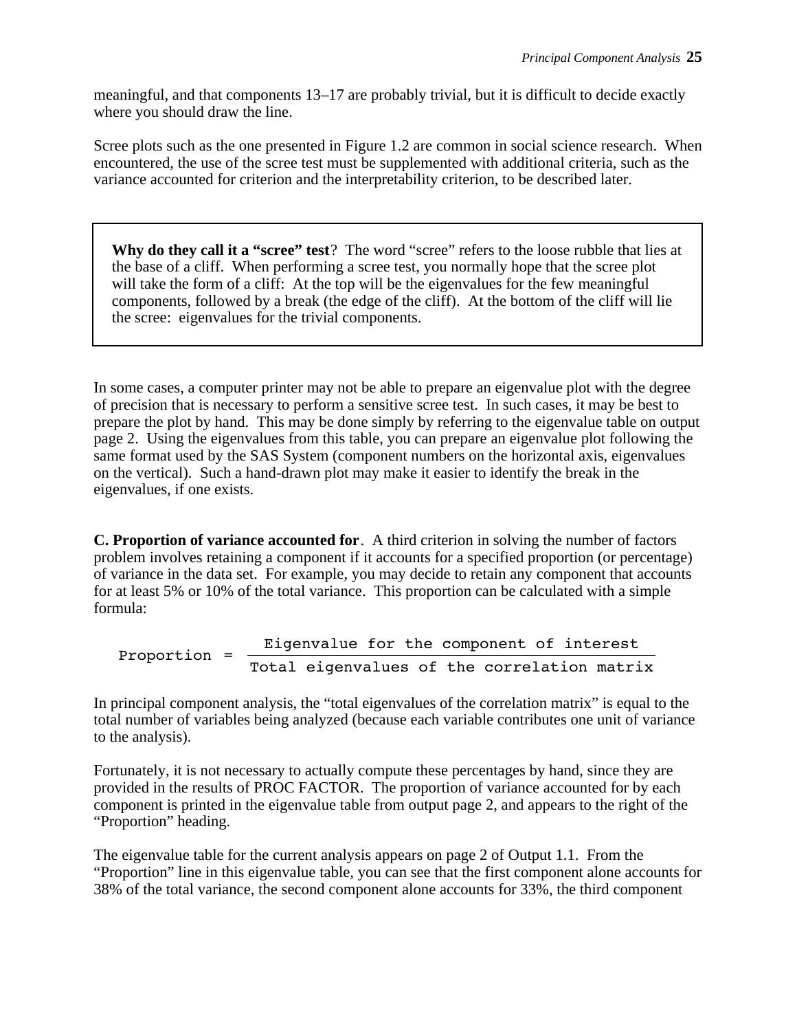meaningful, and that components 13–17 are probably trivial, but it is difficult to decide exactly where you should draw the line.

Scree plots such as the one presented in Figure 1.2 are common in social science research. When encountered, the use of the scree test must be supplemented with additional criteria, such as the variance accounted for criterion and the interpretability criterion, to be described later.

> **Why do they call it a "scree" test**? The word "scree" refers to the loose rubble that lies at the base of a cliff. When performing a scree test, you normally hope that the scree plot will take the form of a cliff: At the top will be the eigenvalues for the few meaningful components, followed by a break (the edge of the cliff). At the bottom of the cliff will lie the scree: eigenvalues for the trivial components.

In some cases, a computer printer may not be able to prepare an eigenvalue plot with the degree of precision that is necessary to perform a sensitive scree test. In such cases, it may be best to prepare the plot by hand. This may be done simply by referring to the eigenvalue table on output page 2. Using the eigenvalues from this table, you can prepare an eigenvalue plot following the same format used by the SAS System (component numbers on the horizontal axis, eigenvalues on the vertical). Such a hand-drawn plot may make it easier to identify the break in the eigenvalues, if one exists.

**C. Proportion of variance accounted for**. A third criterion in solving the number of factors problem involves retaining a component if it accounts for a specified proportion (or percentage) of variance in the data set. For example, you may decide to retain any component that accounts for at least 5% or 10% of the total variance. This proportion can be calculated with a simple formula:

$$\text{Proportion} = \frac{\text{Eigenvalue for the component of interest}}{\text{Total eigenvalues of the correlation matrix}}$$

In principal component analysis, the "total eigenvalues of the correlation matrix" is equal to the total number of variables being analyzed (because each variable contributes one unit of variance to the analysis).

Fortunately, it is not necessary to actually compute these percentages by hand, since they are provided in the results of PROC FACTOR. The proportion of variance accounted for by each component is printed in the eigenvalue table from output page 2, and appears to the right of the "Proportion" heading.

The eigenvalue table for the current analysis appears on page 2 of Output 1.1. From the "Proportion" line in this eigenvalue table, you can see that the first component alone accounts for 38% of the total variance, the second component alone accounts for 33%, the third component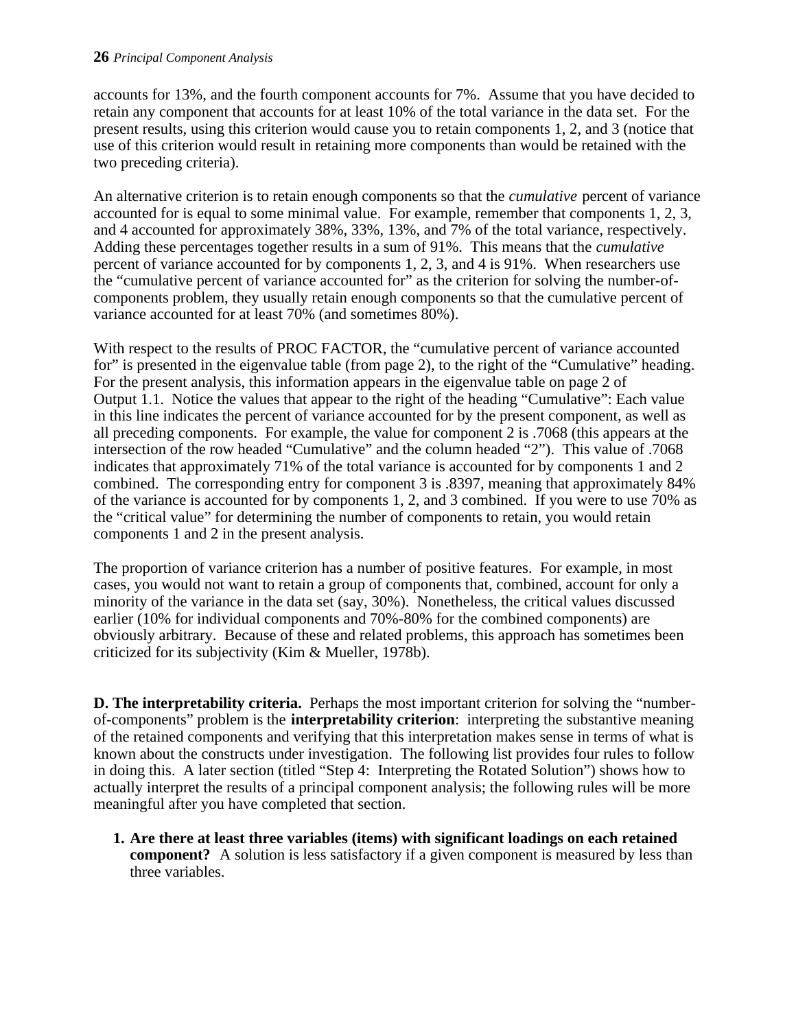accounts for 13%, and the fourth component accounts for 7%. Assume that you have decided to retain any component that accounts for at least 10% of the total variance in the data set. For the present results, using this criterion would cause you to retain components 1, 2, and 3 (notice that use of this criterion would result in retaining more components than would be retained with the two preceding criteria).

An alternative criterion is to retain enough components so that the *cumulative* percent of variance accounted for is equal to some minimal value. For example, remember that components 1, 2, 3, and 4 accounted for approximately 38%, 33%, 13%, and 7% of the total variance, respectively. Adding these percentages together results in a sum of 91%. This means that the *cumulative* percent of variance accounted for by components 1, 2, 3, and 4 is 91%. When researchers use the "cumulative percent of variance accounted for" as the criterion for solving the number-of-components problem, they usually retain enough components so that the cumulative percent of variance accounted for at least 70% (and sometimes 80%).

With respect to the results of PROC FACTOR, the "cumulative percent of variance accounted for" is presented in the eigenvalue table (from page 2), to the right of the "Cumulative" heading. For the present analysis, this information appears in the eigenvalue table on page 2 of Output 1.1. Notice the values that appear to the right of the heading "Cumulative": Each value in this line indicates the percent of variance accounted for by the present component, as well as all preceding components. For example, the value for component 2 is .7068 (this appears at the intersection of the row headed "Cumulative" and the column headed "2"). This value of .7068 indicates that approximately 71% of the total variance is accounted for by components 1 and 2 combined. The corresponding entry for component 3 is .8397, meaning that approximately 84% of the variance is accounted for by components 1, 2, and 3 combined. If you were to use 70% as the "critical value" for determining the number of components to retain, you would retain components 1 and 2 in the present analysis.

The proportion of variance criterion has a number of positive features. For example, in most cases, you would not want to retain a group of components that, combined, account for only a minority of the variance in the data set (say, 30%). Nonetheless, the critical values discussed earlier (10% for individual components and 70%-80% for the combined components) are obviously arbitrary. Because of these and related problems, this approach has sometimes been criticized for its subjectivity (Kim & Mueller, 1978b).

**D. The interpretability criteria.** Perhaps the most important criterion for solving the "number-of-components" problem is the **interpretability criterion**: interpreting the substantive meaning of the retained components and verifying that this interpretation makes sense in terms of what is known about the constructs under investigation. The following list provides four rules to follow in doing this. A later section (titled "Step 4: Interpreting the Rotated Solution") shows how to actually interpret the results of a principal component analysis; the following rules will be more meaningful after you have completed that section.

1. **Are there at least three variables (items) with significant loadings on each retained component?** A solution is less satisfactory if a given component is measured by less than three variables.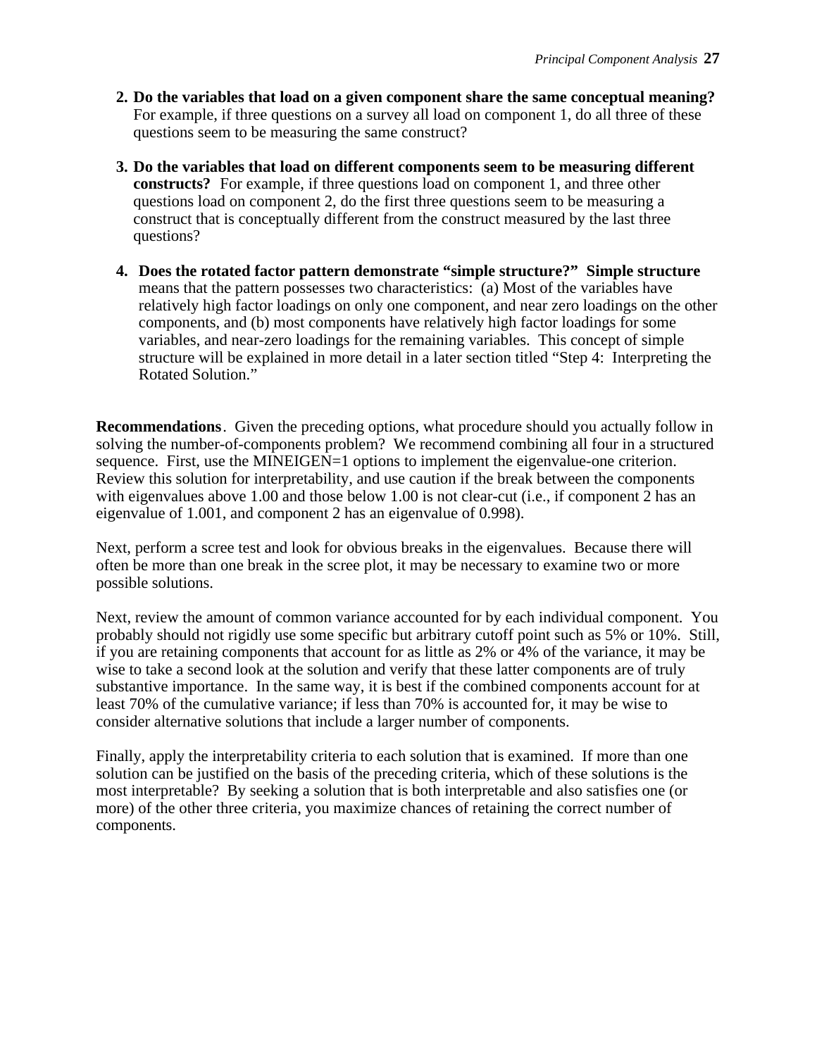2. **Do the variables that load on a given component share the same conceptual meaning?** For example, if three questions on a survey all load on component 1, do all three of these questions seem to be measuring the same construct?

3. **Do the variables that load on different components seem to be measuring different constructs?** For example, if three questions load on component 1, and three other questions load on component 2, do the first three questions seem to be measuring a construct that is conceptually different from the construct measured by the last three questions?

4. **Does the rotated factor pattern demonstrate "simple structure?" Simple structure** means that the pattern possesses two characteristics: (a) Most of the variables have relatively high factor loadings on only one component, and near zero loadings on the other components, and (b) most components have relatively high factor loadings for some variables, and near-zero loadings for the remaining variables. This concept of simple structure will be explained in more detail in a later section titled "Step 4: Interpreting the Rotated Solution."

**Recommendations**. Given the preceding options, what procedure should you actually follow in solving the number-of-components problem? We recommend combining all four in a structured sequence. First, use the MINEIGEN=1 options to implement the eigenvalue-one criterion. Review this solution for interpretability, and use caution if the break between the components with eigenvalues above 1.00 and those below 1.00 is not clear-cut (i.e., if component 2 has an eigenvalue of 1.001, and component 2 has an eigenvalue of 0.998).

Next, perform a scree test and look for obvious breaks in the eigenvalues. Because there will often be more than one break in the scree plot, it may be necessary to examine two or more possible solutions.

Next, review the amount of common variance accounted for by each individual component. You probably should not rigidly use some specific but arbitrary cutoff point such as 5% or 10%. Still, if you are retaining components that account for as little as 2% or 4% of the variance, it may be wise to take a second look at the solution and verify that these latter components are of truly substantive importance. In the same way, it is best if the combined components account for at least 70% of the cumulative variance; if less than 70% is accounted for, it may be wise to consider alternative solutions that include a larger number of components.

Finally, apply the interpretability criteria to each solution that is examined. If more than one solution can be justified on the basis of the preceding criteria, which of these solutions is the most interpretable? By seeking a solution that is both interpretable and also satisfies one (or more) of the other three criteria, you maximize chances of retaining the correct number of components.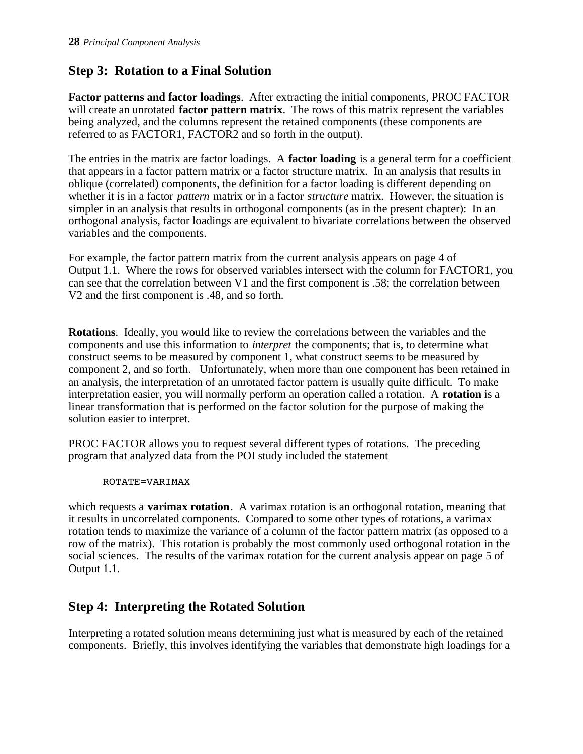## Step 3: Rotation to a Final Solution

**Factor patterns and factor loadings**. After extracting the initial components, PROC FACTOR will create an unrotated **factor pattern matrix**. The rows of this matrix represent the variables being analyzed, and the columns represent the retained components (these components are referred to as FACTOR1, FACTOR2 and so forth in the output).

The entries in the matrix are factor loadings. A **factor loading** is a general term for a coefficient that appears in a factor pattern matrix or a factor structure matrix. In an analysis that results in oblique (correlated) components, the definition for a factor loading is different depending on whether it is in a factor *pattern* matrix or in a factor *structure* matrix. However, the situation is simpler in an analysis that results in orthogonal components (as in the present chapter): In an orthogonal analysis, factor loadings are equivalent to bivariate correlations between the observed variables and the components.

For example, the factor pattern matrix from the current analysis appears on page 4 of Output 1.1. Where the rows for observed variables intersect with the column for FACTOR1, you can see that the correlation between V1 and the first component is .58; the correlation between V2 and the first component is .48, and so forth.

**Rotations**. Ideally, you would like to review the correlations between the variables and the components and use this information to *interpret* the components; that is, to determine what construct seems to be measured by component 1, what construct seems to be measured by component 2, and so forth. Unfortunately, when more than one component has been retained in an analysis, the interpretation of an unrotated factor pattern is usually quite difficult. To make interpretation easier, you will normally perform an operation called a rotation. A **rotation** is a linear transformation that is performed on the factor solution for the purpose of making the solution easier to interpret.

PROC FACTOR allows you to request several different types of rotations. The preceding program that analyzed data from the POI study included the statement

```
ROTATE=VARIMAX
```

which requests a **varimax rotation**. A varimax rotation is an orthogonal rotation, meaning that it results in uncorrelated components. Compared to some other types of rotations, a varimax rotation tends to maximize the variance of a column of the factor pattern matrix (as opposed to a row of the matrix). This rotation is probably the most commonly used orthogonal rotation in the social sciences. The results of the varimax rotation for the current analysis appear on page 5 of Output 1.1.

## Step 4: Interpreting the Rotated Solution

Interpreting a rotated solution means determining just what is measured by each of the retained components. Briefly, this involves identifying the variables that demonstrate high loadings for a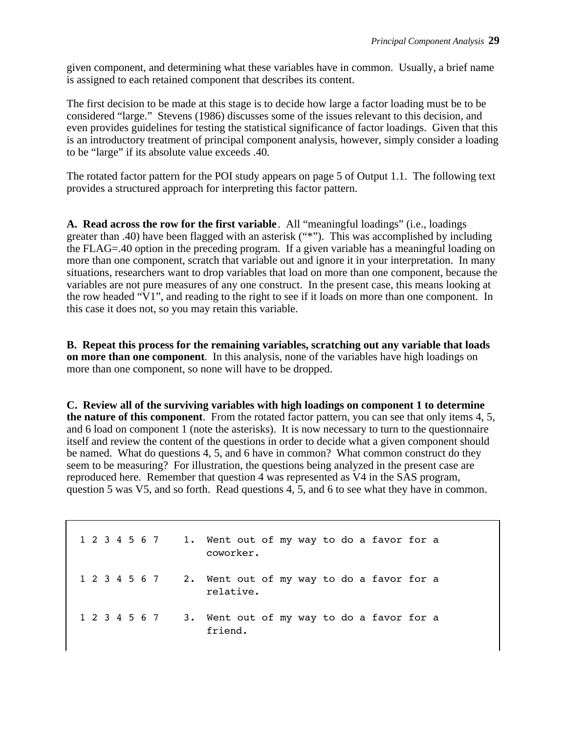given component, and determining what these variables have in common. Usually, a brief name is assigned to each retained component that describes its content.

The first decision to be made at this stage is to decide how large a factor loading must be to be considered "large." Stevens (1986) discusses some of the issues relevant to this decision, and even provides guidelines for testing the statistical significance of factor loadings. Given that this is an introductory treatment of principal component analysis, however, simply consider a loading to be "large" if its absolute value exceeds .40.

The rotated factor pattern for the POI study appears on page 5 of Output 1.1. The following text provides a structured approach for interpreting this factor pattern.

**A. Read across the row for the first variable**. All "meaningful loadings" (i.e., loadings greater than .40) have been flagged with an asterisk ("*"). This was accomplished by including the FLAG=.40 option in the preceding program. If a given variable has a meaningful loading on more than one component, scratch that variable out and ignore it in your interpretation. In many situations, researchers want to drop variables that load on more than one component, because the variables are not pure measures of any one construct. In the present case, this means looking at the row headed "V1", and reading to the right to see if it loads on more than one component. In this case it does not, so you may retain this variable.

**B. Repeat this process for the remaining variables, scratching out any variable that loads on more than one component**. In this analysis, none of the variables have high loadings on more than one component, so none will have to be dropped.

**C. Review all of the surviving variables with high loadings on component 1 to determine the nature of this component**. From the rotated factor pattern, you can see that only items 4, 5, and 6 load on component 1 (note the asterisks). It is now necessary to turn to the questionnaire itself and review the content of the questions in order to decide what a given component should be named. What do questions 4, 5, and 6 have in common? What common construct do they seem to be measuring? For illustration, the questions being analyzed in the present case are reproduced here. Remember that question 4 was represented as V4 in the SAS program, question 5 was V5, and so forth. Read questions 4, 5, and 6 to see what they have in common.

```
1 2 3 4 5 6 7    1.  Went out of my way to do a favor for a
                     coworker.

1 2 3 4 5 6 7    2.  Went out of my way to do a favor for a
                     relative.

1 2 3 4 5 6 7    3.  Went out of my way to do a favor for a
                     friend.
```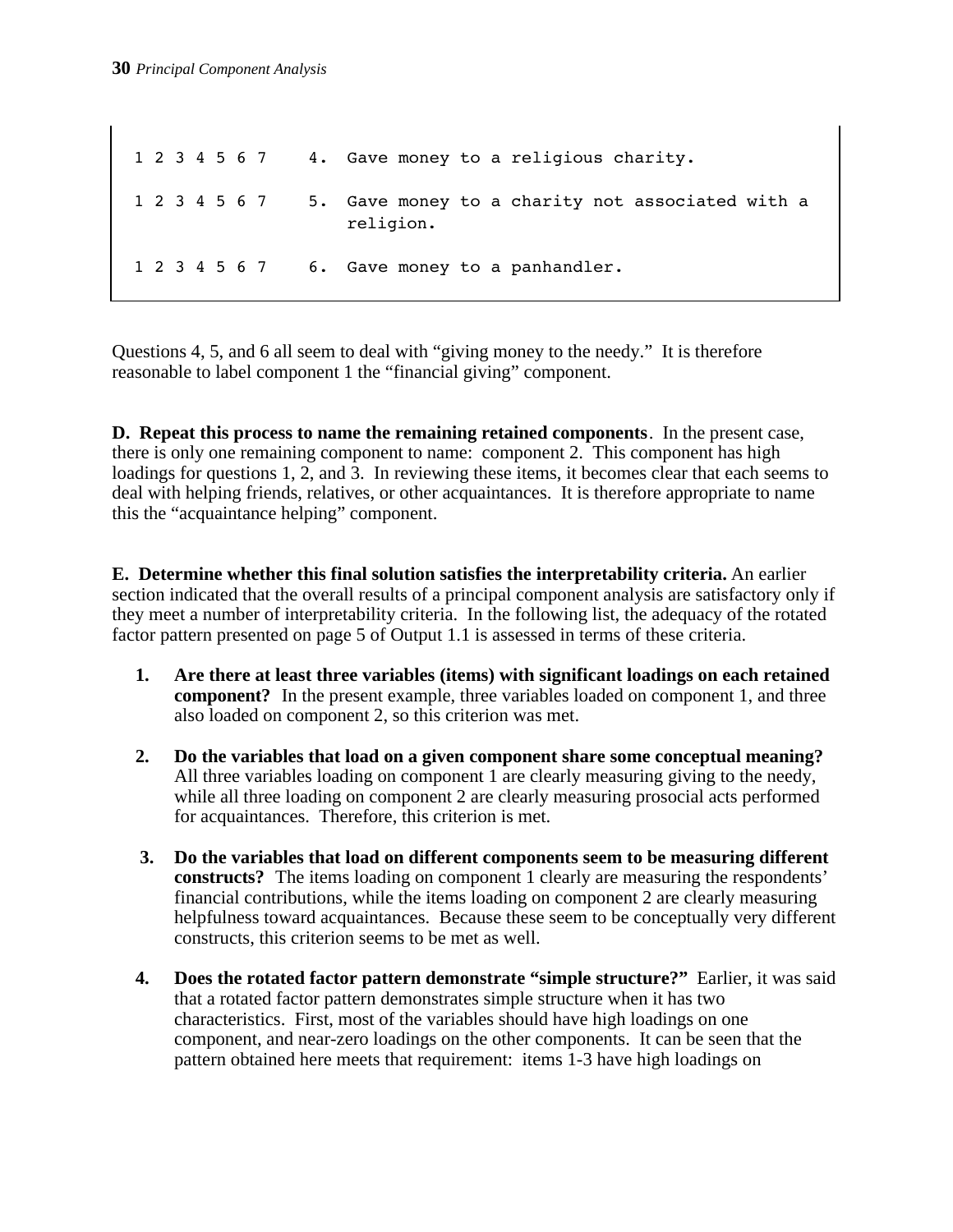```
1 2 3 4 5 6 7    4.  Gave money to a religious charity.

1 2 3 4 5 6 7    5.  Gave money to a charity not associated with a
                     religion.

1 2 3 4 5 6 7    6.  Gave money to a panhandler.
```

Questions 4, 5, and 6 all seem to deal with "giving money to the needy." It is therefore reasonable to label component 1 the "financial giving" component.

**D. Repeat this process to name the remaining retained components**. In the present case, there is only one remaining component to name: component 2. This component has high loadings for questions 1, 2, and 3. In reviewing these items, it becomes clear that each seems to deal with helping friends, relatives, or other acquaintances. It is therefore appropriate to name this the "acquaintance helping" component.

**E. Determine whether this final solution satisfies the interpretability criteria.** An earlier section indicated that the overall results of a principal component analysis are satisfactory only if they meet a number of interpretability criteria. In the following list, the adequacy of the rotated factor pattern presented on page 5 of Output 1.1 is assessed in terms of these criteria.

1. **Are there at least three variables (items) with significant loadings on each retained component?** In the present example, three variables loaded on component 1, and three also loaded on component 2, so this criterion was met.

2. **Do the variables that load on a given component share some conceptual meaning?** All three variables loading on component 1 are clearly measuring giving to the needy, while all three loading on component 2 are clearly measuring prosocial acts performed for acquaintances. Therefore, this criterion is met.

3. **Do the variables that load on different components seem to be measuring different constructs?** The items loading on component 1 clearly are measuring the respondents' financial contributions, while the items loading on component 2 are clearly measuring helpfulness toward acquaintances. Because these seem to be conceptually very different constructs, this criterion seems to be met as well.

4. **Does the rotated factor pattern demonstrate "simple structure?"** Earlier, it was said that a rotated factor pattern demonstrates simple structure when it has two characteristics. First, most of the variables should have high loadings on one component, and near-zero loadings on the other components. It can be seen that the pattern obtained here meets that requirement: items 1-3 have high loadings on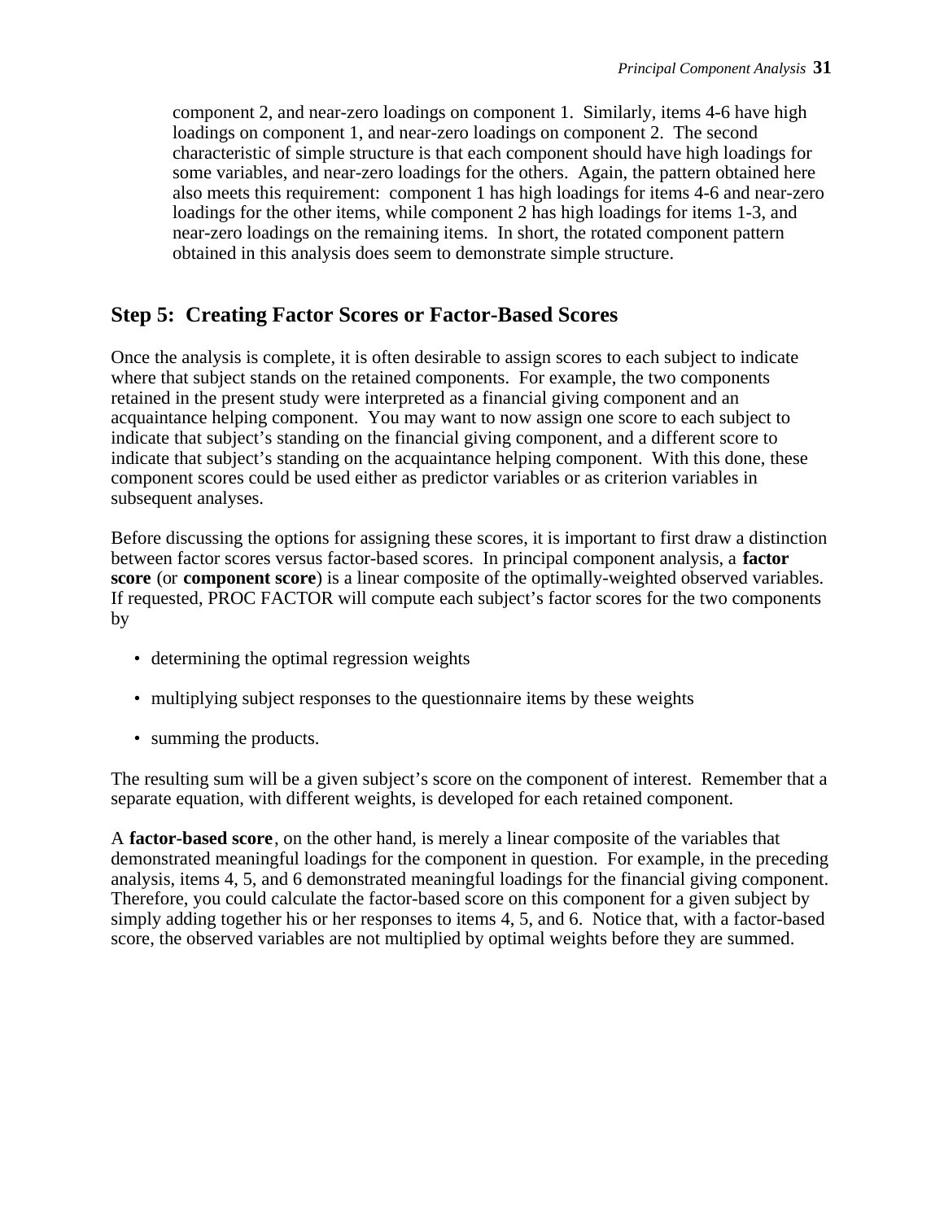component 2, and near-zero loadings on component 1. Similarly, items 4-6 have high loadings on component 1, and near-zero loadings on component 2. The second characteristic of simple structure is that each component should have high loadings for some variables, and near-zero loadings for the others. Again, the pattern obtained here also meets this requirement: component 1 has high loadings for items 4-6 and near-zero loadings for the other items, while component 2 has high loadings for items 1-3, and near-zero loadings on the remaining items. In short, the rotated component pattern obtained in this analysis does seem to demonstrate simple structure.

## Step 5: Creating Factor Scores or Factor-Based Scores

Once the analysis is complete, it is often desirable to assign scores to each subject to indicate where that subject stands on the retained components. For example, the two components retained in the present study were interpreted as a financial giving component and an acquaintance helping component. You may want to now assign one score to each subject to indicate that subject's standing on the financial giving component, and a different score to indicate that subject's standing on the acquaintance helping component. With this done, these component scores could be used either as predictor variables or as criterion variables in subsequent analyses.

Before discussing the options for assigning these scores, it is important to first draw a distinction between factor scores versus factor-based scores. In principal component analysis, a **factor score** (or **component score**) is a linear composite of the optimally-weighted observed variables. If requested, PROC FACTOR will compute each subject's factor scores for the two components by

- determining the optimal regression weights
- multiplying subject responses to the questionnaire items by these weights
- summing the products.

The resulting sum will be a given subject's score on the component of interest. Remember that a separate equation, with different weights, is developed for each retained component.

A **factor-based score**, on the other hand, is merely a linear composite of the variables that demonstrated meaningful loadings for the component in question. For example, in the preceding analysis, items 4, 5, and 6 demonstrated meaningful loadings for the financial giving component. Therefore, you could calculate the factor-based score on this component for a given subject by simply adding together his or her responses to items 4, 5, and 6. Notice that, with a factor-based score, the observed variables are not multiplied by optimal weights before they are summed.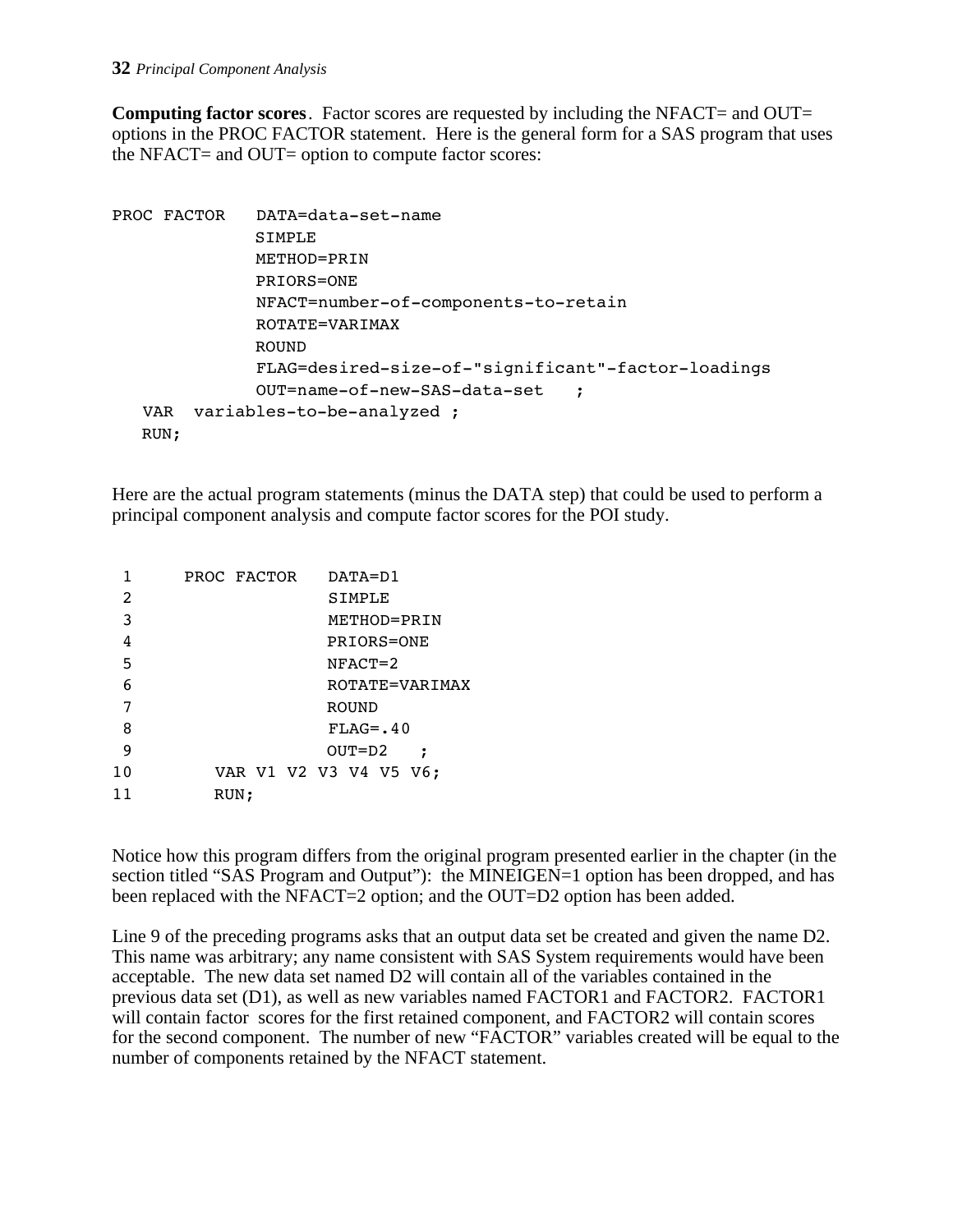**Computing factor scores**. Factor scores are requested by including the NFACT= and OUT= options in the PROC FACTOR statement. Here is the general form for a SAS program that uses the NFACT= and OUT= option to compute factor scores:

```
PROC FACTOR   DATA=data-set-name
              SIMPLE
              METHOD=PRIN
              PRIORS=ONE
              NFACT=number-of-components-to-retain
              ROTATE=VARIMAX
              ROUND
              FLAG=desired-size-of-"significant"-factor-loadings
              OUT=name-of-new-SAS-data-set   ;
   VAR  variables-to-be-analyzed ;
   RUN;
```

Here are the actual program statements (minus the DATA step) that could be used to perform a principal component analysis and compute factor scores for the POI study.

```
 1      PROC FACTOR   DATA=D1
 2                    SIMPLE
 3                    METHOD=PRIN
 4                    PRIORS=ONE
 5                    NFACT=2
 6                    ROTATE=VARIMAX
 7                    ROUND
 8                    FLAG=.40
 9                    OUT=D2   ;
10         VAR V1 V2 V3 V4 V5 V6;
11         RUN;
```

Notice how this program differs from the original program presented earlier in the chapter (in the section titled “SAS Program and Output”): the MINEIGEN=1 option has been dropped, and has been replaced with the NFACT=2 option; and the OUT=D2 option has been added.

Line 9 of the preceding programs asks that an output data set be created and given the name D2. This name was arbitrary; any name consistent with SAS System requirements would have been acceptable. The new data set named D2 will contain all of the variables contained in the previous data set (D1), as well as new variables named FACTOR1 and FACTOR2. FACTOR1 will contain factor scores for the first retained component, and FACTOR2 will contain scores for the second component. The number of new “FACTOR” variables created will be equal to the number of components retained by the NFACT statement.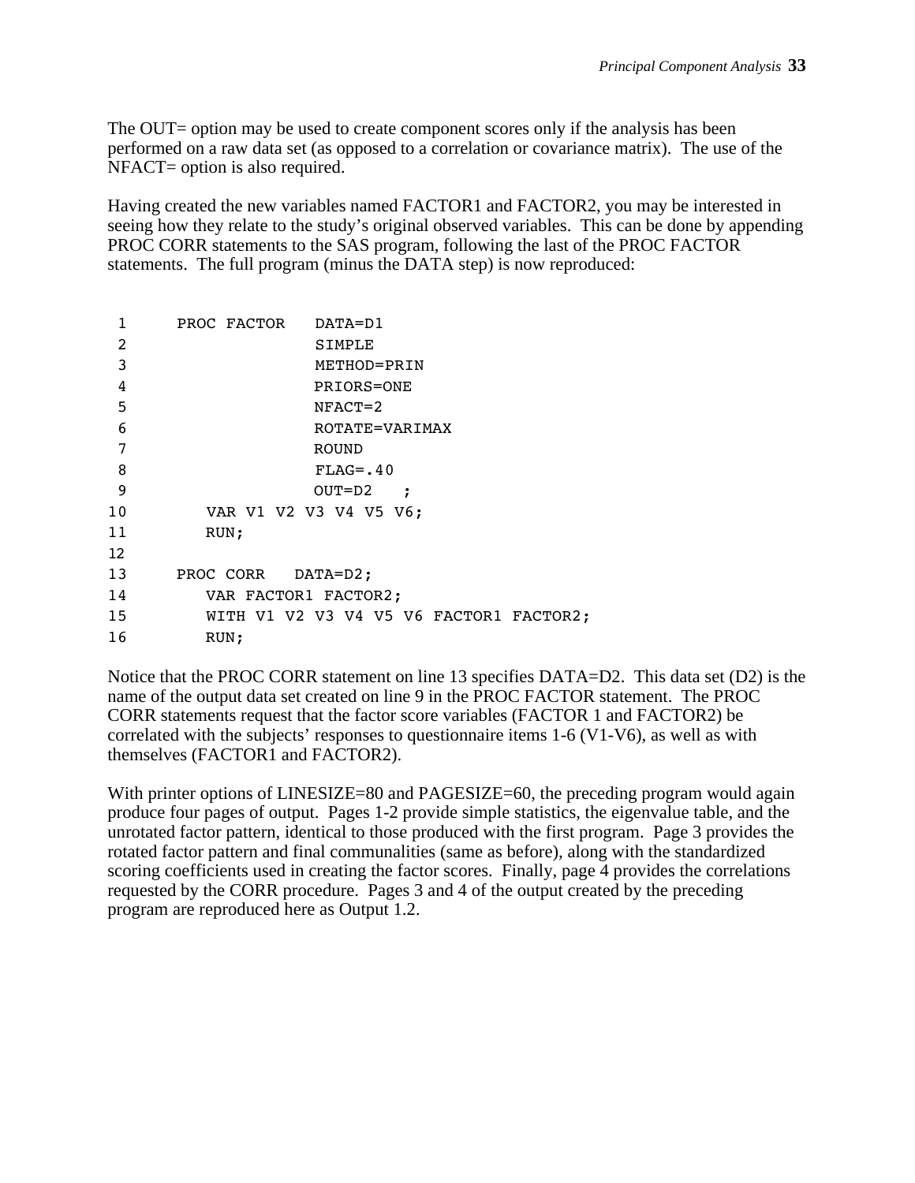The OUT= option may be used to create component scores only if the analysis has been performed on a raw data set (as opposed to a correlation or covariance matrix). The use of the NFACT= option is also required.

Having created the new variables named FACTOR1 and FACTOR2, you may be interested in seeing how they relate to the study's original observed variables. This can be done by appending PROC CORR statements to the SAS program, following the last of the PROC FACTOR statements. The full program (minus the DATA step) is now reproduced:

```
 1      PROC FACTOR   DATA=D1
 2                    SIMPLE
 3                    METHOD=PRIN
 4                    PRIORS=ONE
 5                    NFACT=2
 6                    ROTATE=VARIMAX
 7                    ROUND
 8                    FLAG=.40
 9                    OUT=D2   ;
10         VAR V1 V2 V3 V4 V5 V6;
11         RUN;
12
13      PROC CORR   DATA=D2;
14         VAR FACTOR1 FACTOR2;
15         WITH V1 V2 V3 V4 V5 V6 FACTOR1 FACTOR2;
16         RUN;
```

Notice that the PROC CORR statement on line 13 specifies DATA=D2. This data set (D2) is the name of the output data set created on line 9 in the PROC FACTOR statement. The PROC CORR statements request that the factor score variables (FACTOR 1 and FACTOR2) be correlated with the subjects' responses to questionnaire items 1-6 (V1-V6), as well as with themselves (FACTOR1 and FACTOR2).

With printer options of LINESIZE=80 and PAGESIZE=60, the preceding program would again produce four pages of output. Pages 1-2 provide simple statistics, the eigenvalue table, and the unrotated factor pattern, identical to those produced with the first program. Page 3 provides the rotated factor pattern and final communalities (same as before), along with the standardized scoring coefficients used in creating the factor scores. Finally, page 4 provides the correlations requested by the CORR procedure. Pages 3 and 4 of the output created by the preceding program are reproduced here as Output 1.2.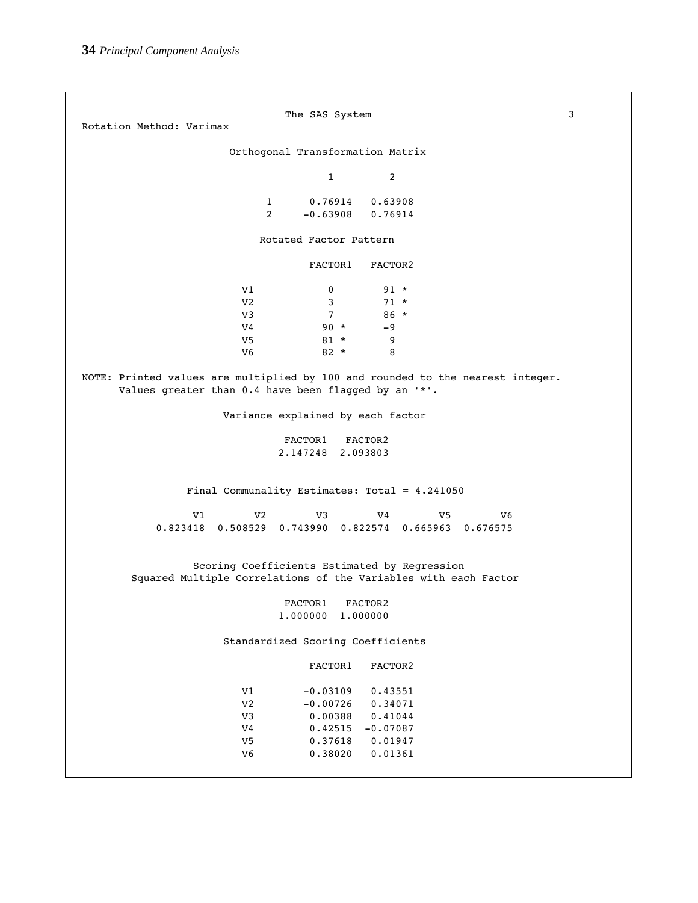```
                              The SAS System                                   3
Rotation Method: Varimax

                        Orthogonal Transformation Matrix

                                       1         2

                             1      0.76914   0.63908
                             2     -0.63908   0.76914

                             Rotated Factor Pattern

                                   FACTOR1   FACTOR2

                         V1            0        91 *
                         V2            3        71 *
                         V3            7        86 *
                         V4           90 *      -9
                         V5           81 *       9
                         V6           82 *       8

NOTE: Printed values are multiplied by 100 and rounded to the nearest integer.
      Values greater than 0.4 have been flagged by an '*'.

                       Variance explained by each factor

                               FACTOR1   FACTOR2
                              2.147248  2.093803


              Final Communality Estimates: Total = 4.241050

               V1        V2        V3        V4        V5        V6
         0.823418  0.508529  0.743990  0.822574  0.665963  0.676575


               Scoring Coefficients Estimated by Regression
        Squared Multiple Correlations of the Variables with each Factor

                               FACTOR1   FACTOR2
                              1.000000  1.000000

                       Standardized Scoring Coefficients

                                   FACTOR1   FACTOR2

                         V1       -0.03109   0.43551
                         V2       -0.00726   0.34071
                         V3        0.00388   0.41044
                         V4        0.42515  -0.07087
                         V5        0.37618   0.01947
                         V6        0.38020   0.01361
```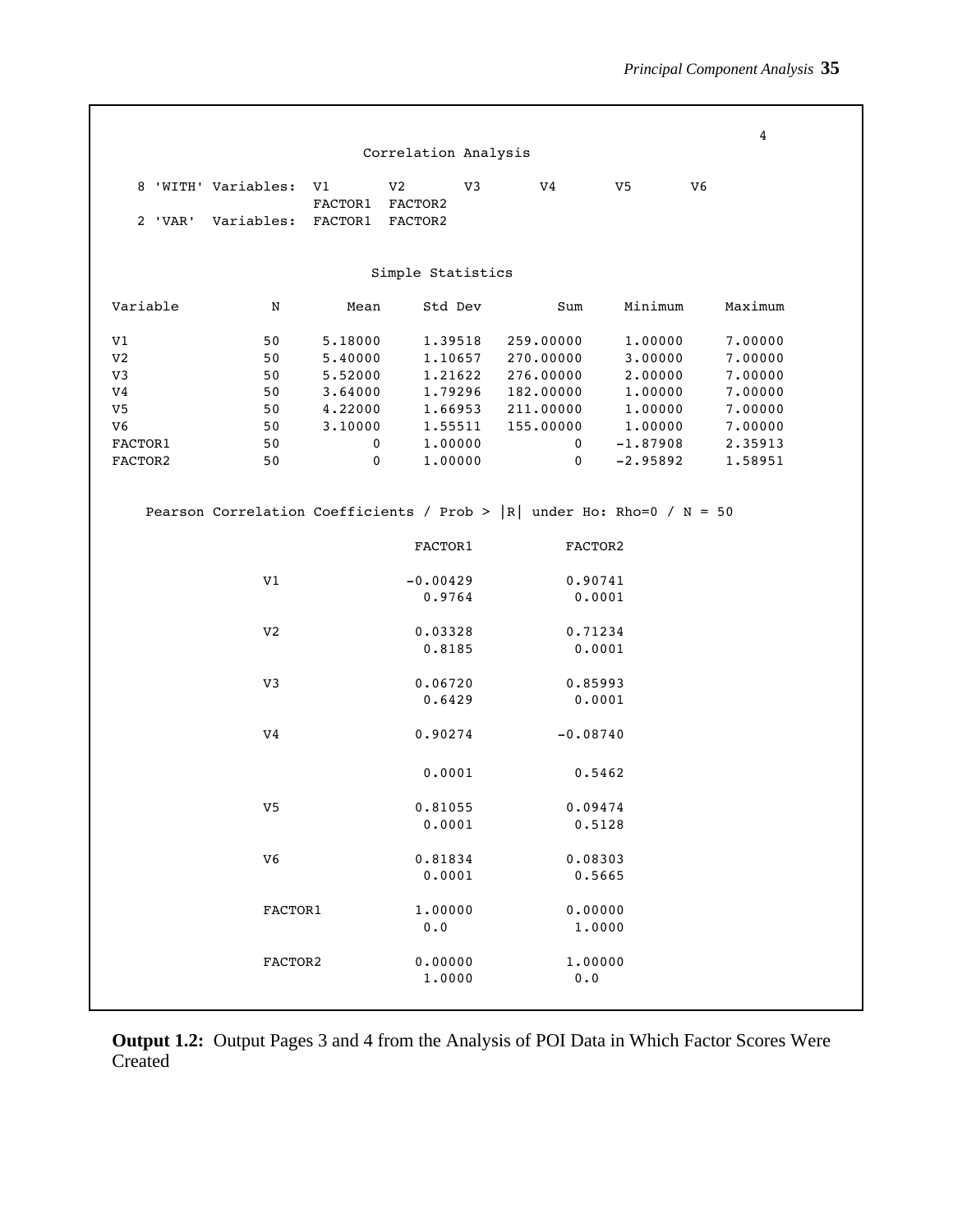```
                                                                             4
                           Correlation Analysis

   8 'WITH' Variables:  V1       V2       V3       V4       V5       V6
                        FACTOR1  FACTOR2
   2 'VAR'  Variables:  FACTOR1  FACTOR2


                            Simple Statistics

Variable           N        Mean     Std Dev         Sum     Minimum     Maximum

V1                50     5.18000     1.39518   259.00000     1.00000     7.00000
V2                50     5.40000     1.10657   270.00000     3.00000     7.00000
V3                50     5.52000     1.21622   276.00000     2.00000     7.00000
V4                50     3.64000     1.79296   182.00000     1.00000     7.00000
V5                50     4.22000     1.66953   211.00000     1.00000     7.00000
V6                50     3.10000     1.55511   155.00000     1.00000     7.00000
FACTOR1           50           0     1.00000           0    -1.87908     2.35913
FACTOR2           50           0     1.00000           0    -2.95892     1.58951


    Pearson Correlation Coefficients / Prob > |R| under Ho: Rho=0 / N = 50

                              FACTOR1           FACTOR2

             V1              -0.00429           0.90741
                               0.9764            0.0001

             V2               0.03328           0.71234
                               0.8185            0.0001

             V3               0.06720           0.85993
                               0.6429            0.0001

             V4               0.90274          -0.08740

                               0.0001            0.5462

             V5               0.81055           0.09474
                               0.0001            0.5128

             V6               0.81834           0.08303
                               0.0001            0.5665

             FACTOR1          1.00000           0.00000
                               0.0               1.0000

             FACTOR2          0.00000           1.00000
                               1.0000            0.0
```

**Output 1.2:** Output Pages 3 and 4 from the Analysis of POI Data in Which Factor Scores Were Created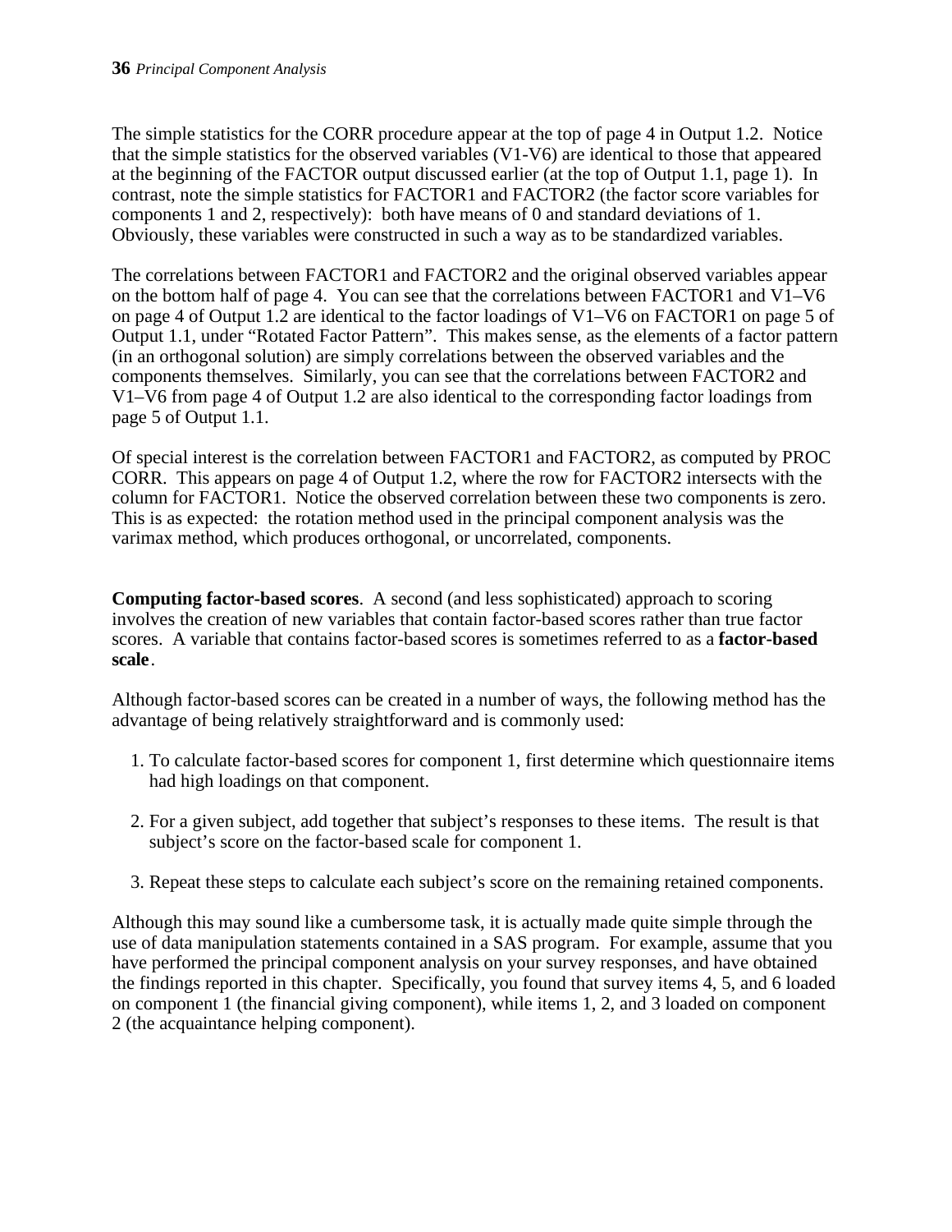The simple statistics for the CORR procedure appear at the top of page 4 in Output 1.2. Notice that the simple statistics for the observed variables (V1-V6) are identical to those that appeared at the beginning of the FACTOR output discussed earlier (at the top of Output 1.1, page 1). In contrast, note the simple statistics for FACTOR1 and FACTOR2 (the factor score variables for components 1 and 2, respectively): both have means of 0 and standard deviations of 1. Obviously, these variables were constructed in such a way as to be standardized variables.

The correlations between FACTOR1 and FACTOR2 and the original observed variables appear on the bottom half of page 4. You can see that the correlations between FACTOR1 and V1–V6 on page 4 of Output 1.2 are identical to the factor loadings of V1–V6 on FACTOR1 on page 5 of Output 1.1, under "Rotated Factor Pattern". This makes sense, as the elements of a factor pattern (in an orthogonal solution) are simply correlations between the observed variables and the components themselves. Similarly, you can see that the correlations between FACTOR2 and V1–V6 from page 4 of Output 1.2 are also identical to the corresponding factor loadings from page 5 of Output 1.1.

Of special interest is the correlation between FACTOR1 and FACTOR2, as computed by PROC CORR. This appears on page 4 of Output 1.2, where the row for FACTOR2 intersects with the column for FACTOR1. Notice the observed correlation between these two components is zero. This is as expected: the rotation method used in the principal component analysis was the varimax method, which produces orthogonal, or uncorrelated, components.

**Computing factor-based scores**. A second (and less sophisticated) approach to scoring involves the creation of new variables that contain factor-based scores rather than true factor scores. A variable that contains factor-based scores is sometimes referred to as a **factor-based scale**.

Although factor-based scores can be created in a number of ways, the following method has the advantage of being relatively straightforward and is commonly used:

1. To calculate factor-based scores for component 1, first determine which questionnaire items had high loadings on that component.

2. For a given subject, add together that subject's responses to these items. The result is that subject's score on the factor-based scale for component 1.

3. Repeat these steps to calculate each subject's score on the remaining retained components.

Although this may sound like a cumbersome task, it is actually made quite simple through the use of data manipulation statements contained in a SAS program. For example, assume that you have performed the principal component analysis on your survey responses, and have obtained the findings reported in this chapter. Specifically, you found that survey items 4, 5, and 6 loaded on component 1 (the financial giving component), while items 1, 2, and 3 loaded on component 2 (the acquaintance helping component).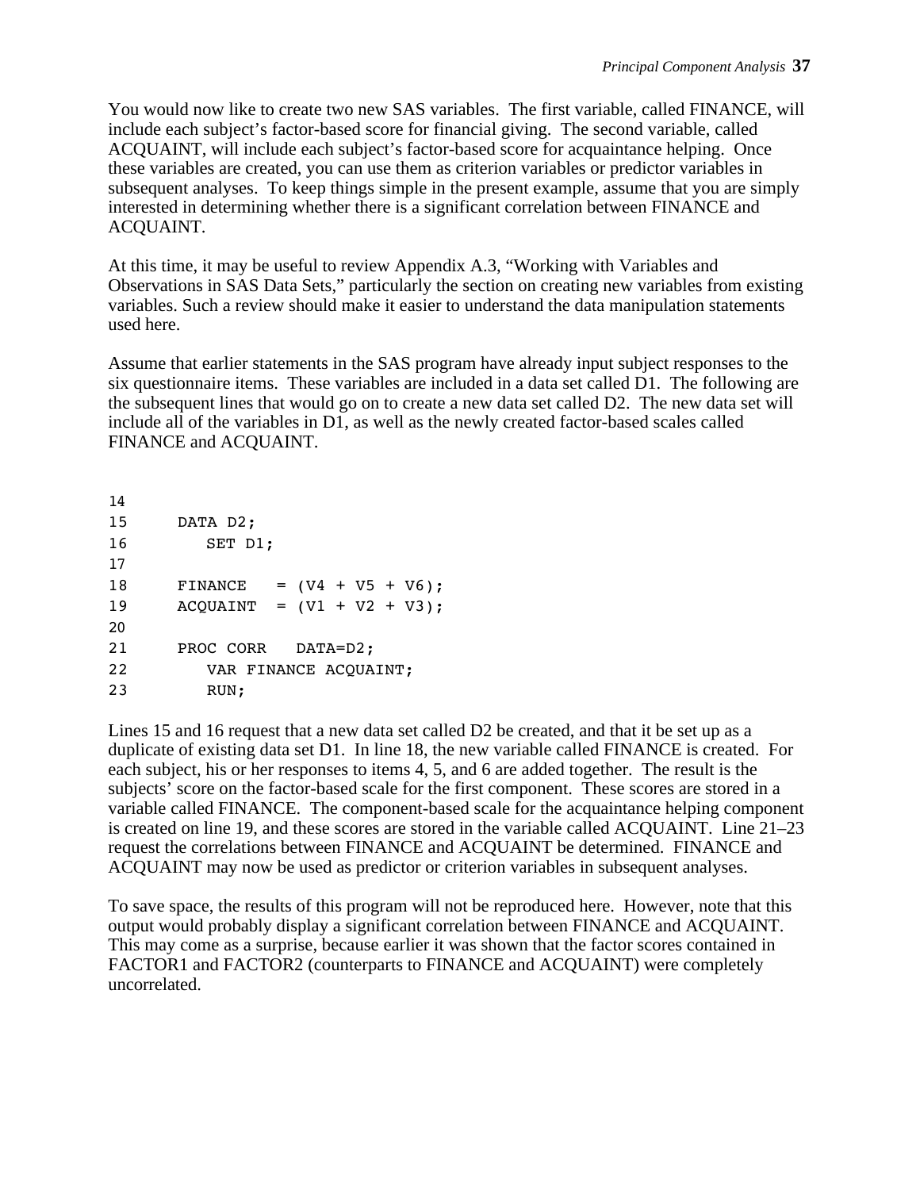You would now like to create two new SAS variables. The first variable, called FINANCE, will include each subject's factor-based score for financial giving. The second variable, called ACQUAINT, will include each subject's factor-based score for acquaintance helping. Once these variables are created, you can use them as criterion variables or predictor variables in subsequent analyses. To keep things simple in the present example, assume that you are simply interested in determining whether there is a significant correlation between FINANCE and ACQUAINT.

At this time, it may be useful to review Appendix A.3, "Working with Variables and Observations in SAS Data Sets," particularly the section on creating new variables from existing variables. Such a review should make it easier to understand the data manipulation statements used here.

Assume that earlier statements in the SAS program have already input subject responses to the six questionnaire items. These variables are included in a data set called D1. The following are the subsequent lines that would go on to create a new data set called D2. The new data set will include all of the variables in D1, as well as the newly created factor-based scales called FINANCE and ACQUAINT.

```
14
15      DATA D2;
16         SET D1;
17
18      FINANCE   = (V4 + V5 + V6);
19      ACQUAINT  = (V1 + V2 + V3);
20
21      PROC CORR   DATA=D2;
22         VAR FINANCE ACQUAINT;
23         RUN;
```

Lines 15 and 16 request that a new data set called D2 be created, and that it be set up as a duplicate of existing data set D1. In line 18, the new variable called FINANCE is created. For each subject, his or her responses to items 4, 5, and 6 are added together. The result is the subjects' score on the factor-based scale for the first component. These scores are stored in a variable called FINANCE. The component-based scale for the acquaintance helping component is created on line 19, and these scores are stored in the variable called ACQUAINT. Line 21–23 request the correlations between FINANCE and ACQUAINT be determined. FINANCE and ACQUAINT may now be used as predictor or criterion variables in subsequent analyses.

To save space, the results of this program will not be reproduced here. However, note that this output would probably display a significant correlation between FINANCE and ACQUAINT. This may come as a surprise, because earlier it was shown that the factor scores contained in FACTOR1 and FACTOR2 (counterparts to FINANCE and ACQUAINT) were completely uncorrelated.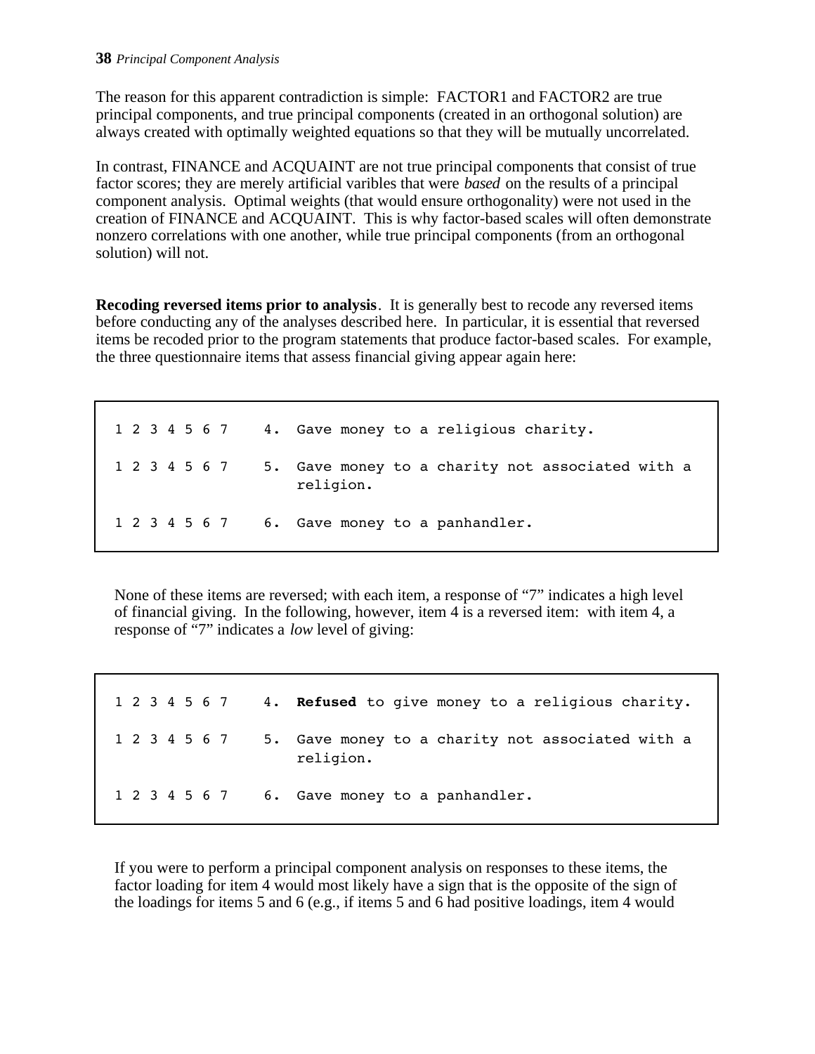The reason for this apparent contradiction is simple: FACTOR1 and FACTOR2 are true principal components, and true principal components (created in an orthogonal solution) are always created with optimally weighted equations so that they will be mutually uncorrelated.

In contrast, FINANCE and ACQUAINT are not true principal components that consist of true factor scores; they are merely artificial varibles that were *based* on the results of a principal component analysis. Optimal weights (that would ensure orthogonality) were not used in the creation of FINANCE and ACQUAINT. This is why factor-based scales will often demonstrate nonzero correlations with one another, while true principal components (from an orthogonal solution) will not.

**Recoding reversed items prior to analysis**. It is generally best to recode any reversed items before conducting any of the analyses described here. In particular, it is essential that reversed items be recoded prior to the program statements that produce factor-based scales. For example, the three questionnaire items that assess financial giving appear again here:

```
1 2 3 4 5 6 7    4. Gave money to a religious charity.

1 2 3 4 5 6 7    5. Gave money to a charity not associated with a
                    religion.

1 2 3 4 5 6 7    6. Gave money to a panhandler.
```

None of these items are reversed; with each item, a response of "7" indicates a high level of financial giving. In the following, however, item 4 is a reversed item: with item 4, a response of "7" indicates a *low* level of giving:

```
1 2 3 4 5 6 7    4. Refused to give money to a religious charity.

1 2 3 4 5 6 7    5. Gave money to a charity not associated with a
                    religion.

1 2 3 4 5 6 7    6. Gave money to a panhandler.
```

If you were to perform a principal component analysis on responses to these items, the factor loading for item 4 would most likely have a sign that is the opposite of the sign of the loadings for items 5 and 6 (e.g., if items 5 and 6 had positive loadings, item 4 would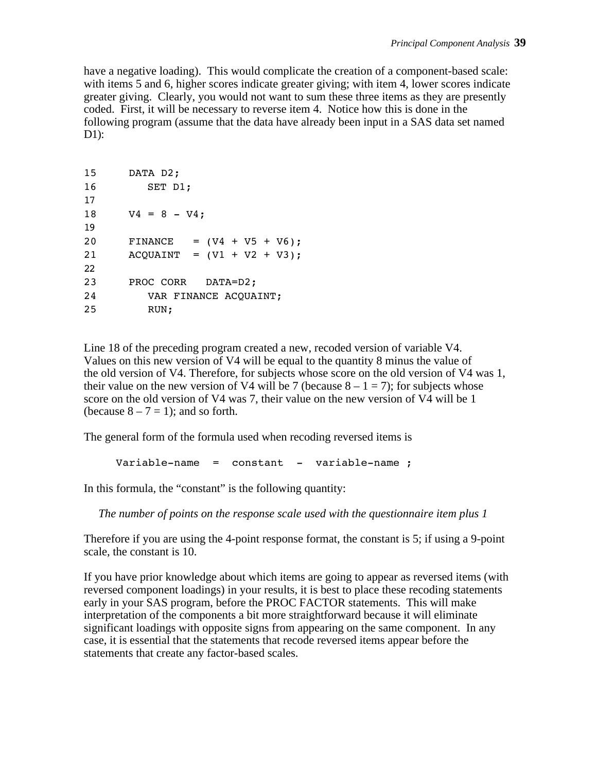have a negative loading). This would complicate the creation of a component-based scale: with items 5 and 6, higher scores indicate greater giving; with item 4, lower scores indicate greater giving. Clearly, you would not want to sum these three items as they are presently coded. First, it will be necessary to reverse item 4. Notice how this is done in the following program (assume that the data have already been input in a SAS data set named D1):

```
15      DATA D2;
16         SET D1;
17
18      V4 = 8 - V4;
19
20      FINANCE   = (V4 + V5 + V6);
21      ACQUAINT  = (V1 + V2 + V3);
22
23      PROC CORR   DATA=D2;
24         VAR FINANCE ACQUAINT;
25         RUN;
```

Line 18 of the preceding program created a new, recoded version of variable V4. Values on this new version of V4 will be equal to the quantity 8 minus the value of the old version of V4. Therefore, for subjects whose score on the old version of V4 was 1, their value on the new version of V4 will be 7 (because 8 – 1 = 7); for subjects whose score on the old version of V4 was 7, their value on the new version of V4 will be 1 (because 8 – 7 = 1); and so forth.

The general form of the formula used when recoding reversed items is

```
Variable-name  =  constant  -  variable-name ;
```

In this formula, the “constant” is the following quantity:

*The number of points on the response scale used with the questionnaire item plus 1*

Therefore if you are using the 4-point response format, the constant is 5; if using a 9-point scale, the constant is 10.

If you have prior knowledge about which items are going to appear as reversed items (with reversed component loadings) in your results, it is best to place these recoding statements early in your SAS program, before the PROC FACTOR statements. This will make interpretation of the components a bit more straightforward because it will eliminate significant loadings with opposite signs from appearing on the same component. In any case, it is essential that the statements that recode reversed items appear before the statements that create any factor-based scales.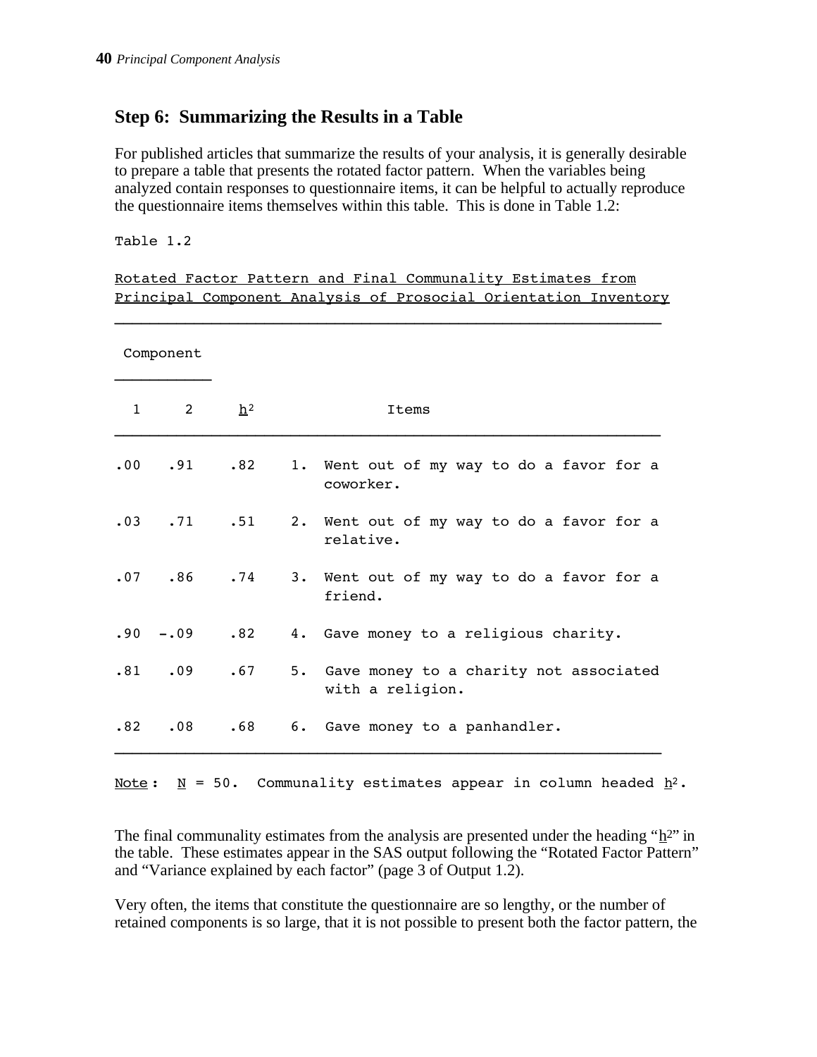## Step 6: Summarizing the Results in a Table

For published articles that summarize the results of your analysis, it is generally desirable to prepare a table that presents the rotated factor pattern. When the variables being analyzed contain responses to questionnaire items, it can be helpful to actually reproduce the questionnaire items themselves within this table. This is done in Table 1.2:

Table 1.2

Rotated Factor Pattern and Final Communality Estimates from Principal Component Analysis of Prosocial Orientation Inventory

| Component | | | |
|---|---|---|---|
| 1 | 2 | $h^2$ | Items |
| .00 | .91 | .82 | 1. Went out of my way to do a favor for a coworker. |
| .03 | .71 | .51 | 2. Went out of my way to do a favor for a relative. |
| .07 | .86 | .74 | 3. Went out of my way to do a favor for a friend. |
| .90 | −.09 | .82 | 4. Gave money to a religious charity. |
| .81 | .09 | .67 | 5. Gave money to a charity not associated with a religion. |
| .82 | .08 | .68 | 6. Gave money to a panhandler. |

Note: $N$ = 50. Communality estimates appear in column headed $h^2$.

The final communality estimates from the analysis are presented under the heading "$h^2$" in the table. These estimates appear in the SAS output following the "Rotated Factor Pattern" and "Variance explained by each factor" (page 3 of Output 1.2).

Very often, the items that constitute the questionnaire are so lengthy, or the number of retained components is so large, that it is not possible to present both the factor pattern, the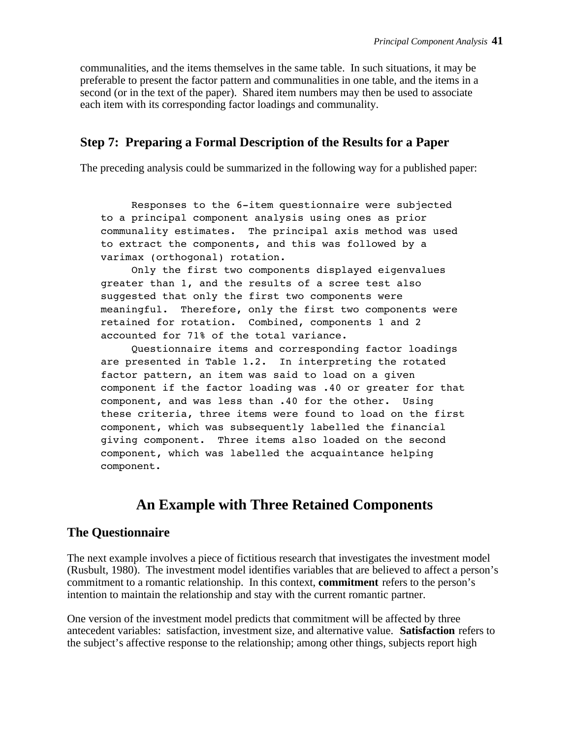communalities, and the items themselves in the same table. In such situations, it may be preferable to present the factor pattern and communalities in one table, and the items in a second (or in the text of the paper). Shared item numbers may then be used to associate each item with its corresponding factor loadings and communality.

## Step 7: Preparing a Formal Description of the Results for a Paper

The preceding analysis could be summarized in the following way for a published paper:

```
     Responses to the 6-item questionnaire were subjected
to a principal component analysis using ones as prior
communality estimates.  The principal axis method was used
to extract the components, and this was followed by a
varimax (orthogonal) rotation.
     Only the first two components displayed eigenvalues
greater than 1, and the results of a scree test also
suggested that only the first two components were
meaningful.  Therefore, only the first two components were
retained for rotation.  Combined, components 1 and 2
accounted for 71% of the total variance.
     Questionnaire items and corresponding factor loadings
are presented in Table 1.2.  In interpreting the rotated
factor pattern, an item was said to load on a given
component if the factor loading was .40 or greater for that
component, and was less than .40 for the other.  Using
these criteria, three items were found to load on the first
component, which was subsequently labelled the financial
giving component.  Three items also loaded on the second
component, which was labelled the acquaintance helping
component.
```

# An Example with Three Retained Components

## The Questionnaire

The next example involves a piece of fictitious research that investigates the investment model (Rusbult, 1980). The investment model identifies variables that are believed to affect a person's commitment to a romantic relationship. In this context, **commitment** refers to the person's intention to maintain the relationship and stay with the current romantic partner.

One version of the investment model predicts that commitment will be affected by three antecedent variables: satisfaction, investment size, and alternative value. **Satisfaction** refers to the subject's affective response to the relationship; among other things, subjects report high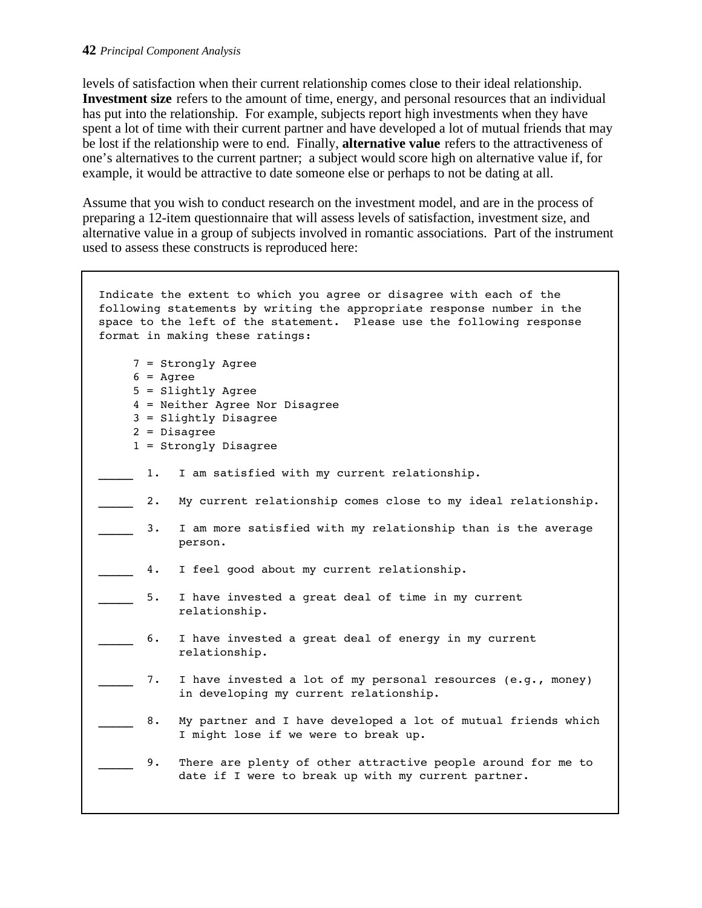levels of satisfaction when their current relationship comes close to their ideal relationship. **Investment size** refers to the amount of time, energy, and personal resources that an individual has put into the relationship. For example, subjects report high investments when they have spent a lot of time with their current partner and have developed a lot of mutual friends that may be lost if the relationship were to end. Finally, **alternative value** refers to the attractiveness of one's alternatives to the current partner; a subject would score high on alternative value if, for example, it would be attractive to date someone else or perhaps to not be dating at all.

Assume that you wish to conduct research on the investment model, and are in the process of preparing a 12-item questionnaire that will assess levels of satisfaction, investment size, and alternative value in a group of subjects involved in romantic associations. Part of the instrument used to assess these constructs is reproduced here:

```
Indicate the extent to which you agree or disagree with each of the
following statements by writing the appropriate response number in the
space to the left of the statement.  Please use the following response
format in making these ratings:

     7 = Strongly Agree
     6 = Agree
     5 = Slightly Agree
     4 = Neither Agree Nor Disagree
     3 = Slightly Disagree
     2 = Disagree
     1 = Strongly Disagree

_____  1.  I am satisfied with my current relationship.

_____  2.  My current relationship comes close to my ideal relationship.

_____  3.  I am more satisfied with my relationship than is the average
           person.

_____  4.  I feel good about my current relationship.

_____  5.  I have invested a great deal of time in my current
           relationship.

_____  6.  I have invested a great deal of energy in my current
           relationship.

_____  7.  I have invested a lot of my personal resources (e.g., money)
           in developing my current relationship.

_____  8.  My partner and I have developed a lot of mutual friends which
           I might lose if we were to break up.

_____  9.  There are plenty of other attractive people around for me to
           date if I were to break up with my current partner.
```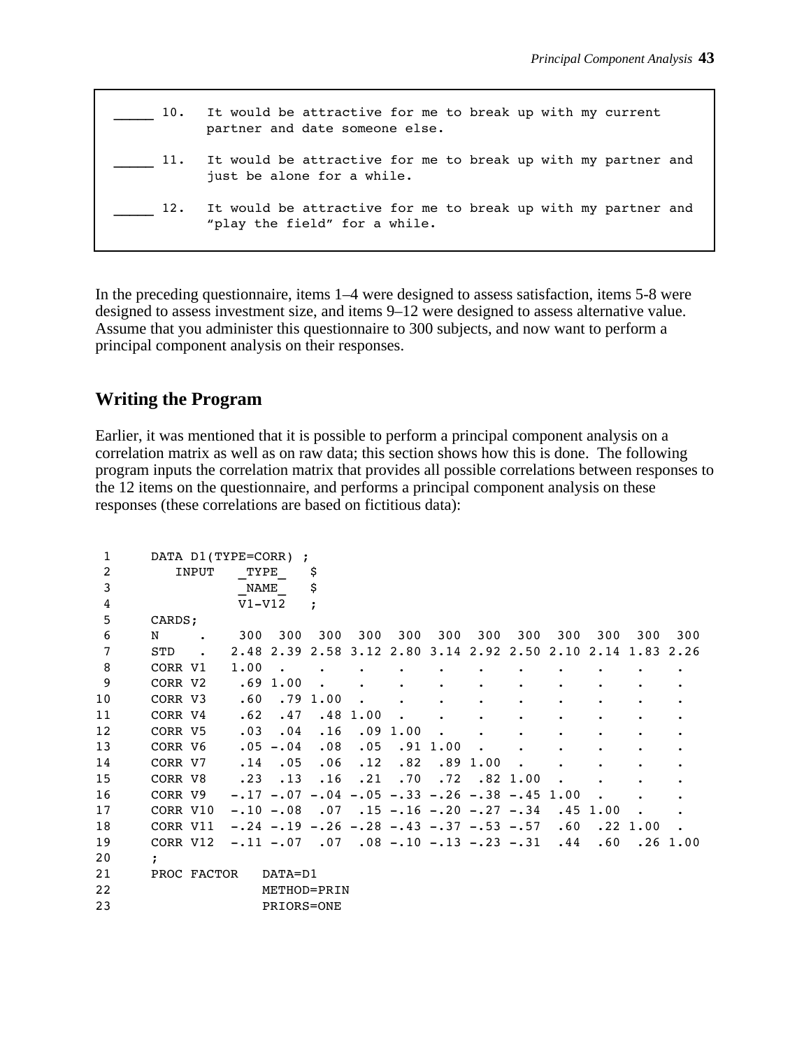```
_____ 10.  It would be attractive for me to break up with my current
           partner and date someone else.

_____ 11.  It would be attractive for me to break up with my partner and
           just be alone for a while.

_____ 12.  It would be attractive for me to break up with my partner and
           "play the field" for a while.
```

In the preceding questionnaire, items 1–4 were designed to assess satisfaction, items 5-8 were designed to assess investment size, and items 9–12 were designed to assess alternative value. Assume that you administer this questionnaire to 300 subjects, and now want to perform a principal component analysis on their responses.

## Writing the Program

Earlier, it was mentioned that it is possible to perform a principal component analysis on a correlation matrix as well as on raw data; this section shows how this is done. The following program inputs the correlation matrix that provides all possible correlations between responses to the 12 items on the questionnaire, and performs a principal component analysis on these responses (these correlations are based on fictitious data):

```
 1      DATA D1(TYPE=CORR) ;
 2         INPUT    _TYPE_   $
 3                  _NAME_   $
 4                  V1-V12   ;
 5      CARDS;
 6      N     .     300  300  300  300  300  300  300  300  300  300  300  300
 7      STD   .    2.48 2.39 2.58 3.12 2.80 3.14 2.92 2.50 2.10 2.14 1.83 2.26
 8      CORR V1    1.00  .    .    .    .    .    .    .    .    .    .    .
 9      CORR V2     .69 1.00  .    .    .    .    .    .    .    .    .    .
10      CORR V3     .60  .79 1.00  .    .    .    .    .    .    .    .    .
11      CORR V4     .62  .47  .48 1.00  .    .    .    .    .    .    .    .
12      CORR V5     .03  .04  .16  .09 1.00  .    .    .    .    .    .    .
13      CORR V6     .05 -.04  .08  .05  .91 1.00  .    .    .    .    .    .
14      CORR V7     .14  .05  .06  .12  .82  .89 1.00  .    .    .    .    .
15      CORR V8     .23  .13  .16  .21  .70  .72  .82 1.00  .    .    .    .
16      CORR V9    -.17 -.07 -.04 -.05 -.33 -.26 -.38 -.45 1.00  .    .    .
17      CORR V10   -.10 -.08  .07  .15 -.16 -.20 -.27 -.34  .45 1.00  .    .
18      CORR V11   -.24 -.19 -.26 -.28 -.43 -.37 -.53 -.57  .60  .22 1.00  .
19      CORR V12   -.11 -.07  .07  .08 -.10 -.13 -.23 -.31  .44  .60  .26 1.00
20      ;
21      PROC FACTOR   DATA=D1
22                    METHOD=PRIN
23                    PRIORS=ONE
```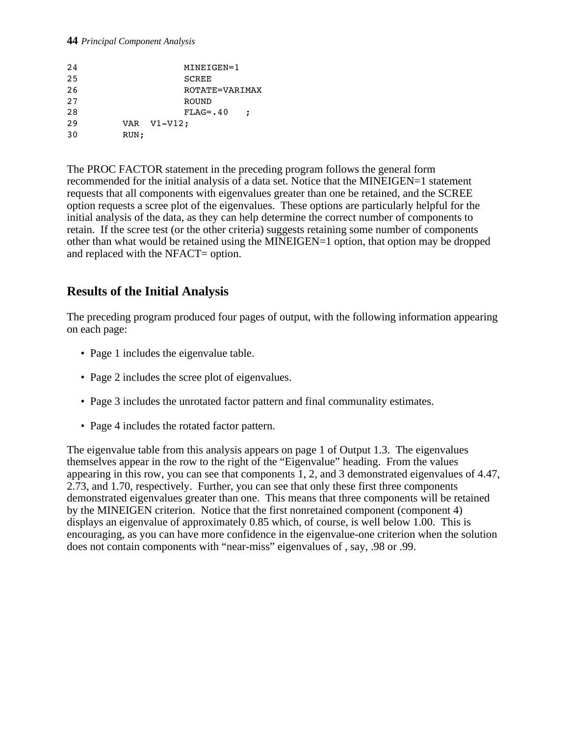```
24                 MINEIGEN=1
25                 SCREE
26                 ROTATE=VARIMAX
27                 ROUND
28                 FLAG=.40   ;
29         VAR  V1-V12;
30         RUN;
```

The PROC FACTOR statement in the preceding program follows the general form recommended for the initial analysis of a data set. Notice that the MINEIGEN=1 statement requests that all components with eigenvalues greater than one be retained, and the SCREE option requests a scree plot of the eigenvalues. These options are particularly helpful for the initial analysis of the data, as they can help determine the correct number of components to retain. If the scree test (or the other criteria) suggests retaining some number of components other than what would be retained using the MINEIGEN=1 option, that option may be dropped and replaced with the NFACT= option.

## Results of the Initial Analysis

The preceding program produced four pages of output, with the following information appearing on each page:

- Page 1 includes the eigenvalue table.
- Page 2 includes the scree plot of eigenvalues.
- Page 3 includes the unrotated factor pattern and final communality estimates.
- Page 4 includes the rotated factor pattern.

The eigenvalue table from this analysis appears on page 1 of Output 1.3. The eigenvalues themselves appear in the row to the right of the "Eigenvalue" heading. From the values appearing in this row, you can see that components 1, 2, and 3 demonstrated eigenvalues of 4.47, 2.73, and 1.70, respectively. Further, you can see that only these first three components demonstrated eigenvalues greater than one. This means that three components will be retained by the MINEIGEN criterion. Notice that the first nonretained component (component 4) displays an eigenvalue of approximately 0.85 which, of course, is well below 1.00. This is encouraging, as you can have more confidence in the eigenvalue-one criterion when the solution does not contain components with "near-miss" eigenvalues of , say, .98 or .99.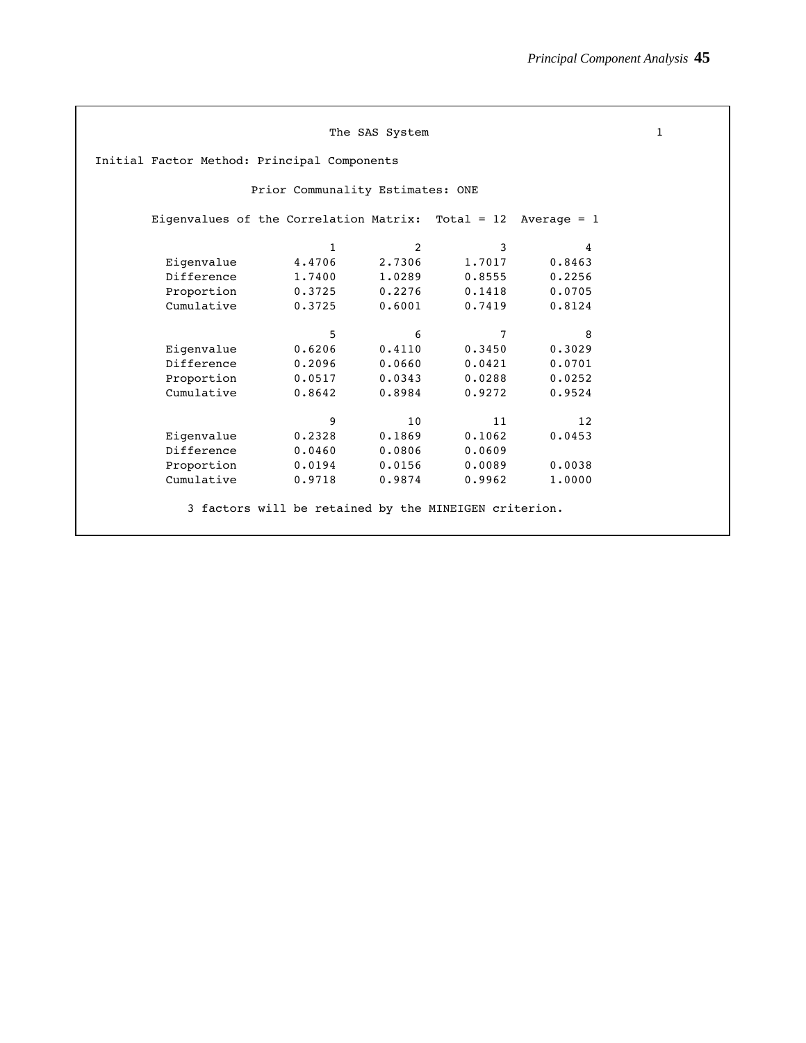```
                         The SAS System                                   1

Initial Factor Method: Principal Components

                 Prior Communality Estimates: ONE

       Eigenvalues of the Correlation Matrix:  Total = 12  Average = 1

                          1           2           3           4
        Eigenvalue     4.4706      2.7306      1.7017      0.8463
        Difference     1.7400      1.0289      0.8555      0.2256
        Proportion     0.3725      0.2276      0.1418      0.0705
        Cumulative     0.3725      0.6001      0.7419      0.8124

                          5           6           7           8
        Eigenvalue     0.6206      0.4110      0.3450      0.3029
        Difference     0.2096      0.0660      0.0421      0.0701
        Proportion     0.0517      0.0343      0.0288      0.0252
        Cumulative     0.8642      0.8984      0.9272      0.9524

                          9          10          11          12
        Eigenvalue     0.2328      0.1869      0.1062      0.0453
        Difference     0.0460      0.0806      0.0609
        Proportion     0.0194      0.0156      0.0089      0.0038
        Cumulative     0.9718      0.9874      0.9962      1.0000

          3 factors will be retained by the MINEIGEN criterion.
```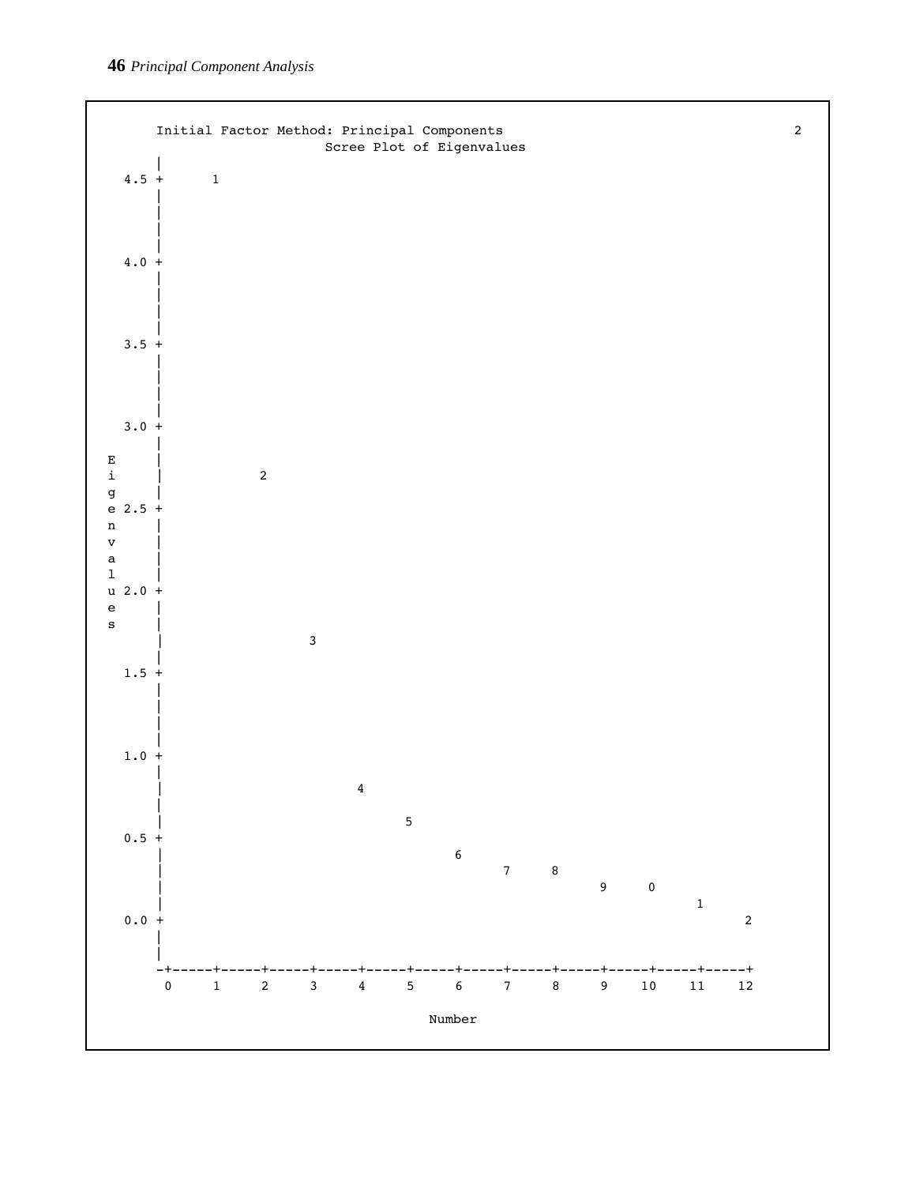```
      Initial Factor Method: Principal Components                                    2
                         Scree Plot of Eigenvalues
       |
   4.5 +      1
       |
       |
       |
       |
   4.0 +
       |
       |
       |
       |
   3.5 +
       |
       |
       |
       |
   3.0 +
       |
 E     |
 i     |            2
 g     |
 e 2.5 +
 n     |
 v     |
 a     |
 l     |
 u 2.0 +
 e     |
 s     |
       |                  3
       |
   1.5 +
       |
       |
       |
       |
   1.0 +
       |
       |                        4
       |
       |                              5
   0.5 +
       |                                    6
       |                                          7     8
       |                                                      9     0
       |                                                                  1
   0.0 +                                                                        2
       |
       |
      -+-----+-----+-----+-----+-----+-----+-----+-----+-----+-----+-----+-----+
       0     1     2     3     4     5     6     7     8     9    10    11    12

                                    Number
```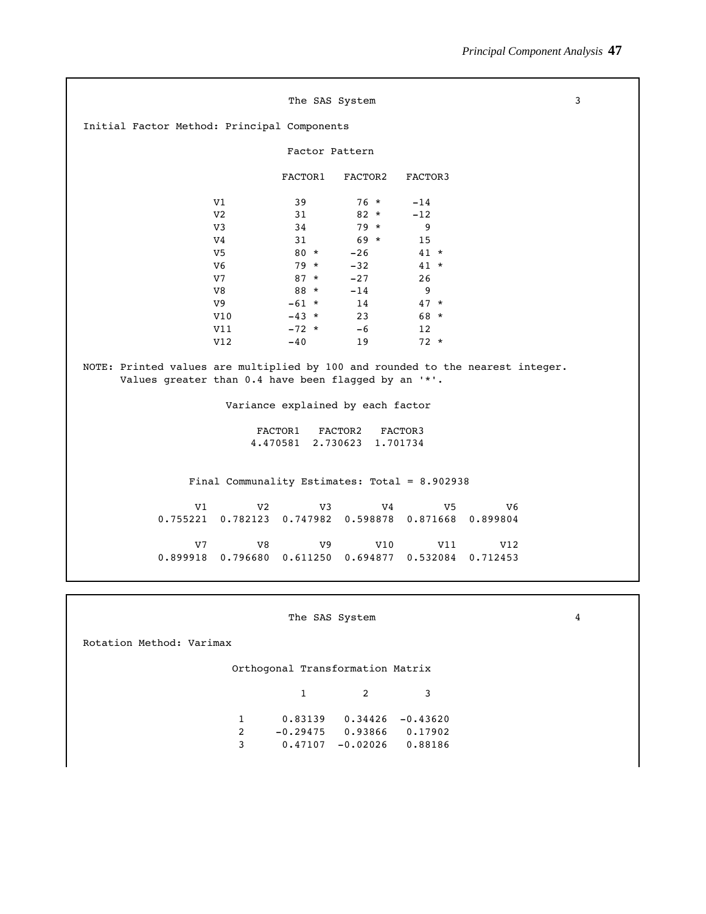```
                              The SAS System                                   3

Initial Factor Method: Principal Components

                              Factor Pattern

                             FACTOR1   FACTOR2   FACTOR3

                 V1           39        76 *     -14
                 V2           31        82 *     -12
                 V3           34        79 *       9
                 V4           31        69 *      15
                 V5           80 *     -26        41 *
                 V6           79 *     -32        41 *
                 V7           87 *     -27        26
                 V8           88 *     -14         9
                 V9          -61 *      14        47 *
                 V10         -43 *      23        68 *
                 V11         -72 *      -6        12
                 V12         -40        19        72 *

NOTE: Printed values are multiplied by 100 and rounded to the nearest integer.
      Values greater than 0.4 have been flagged by an '*'.

                   Variance explained by each factor

                        FACTOR1   FACTOR2   FACTOR3
                       4.470581  2.730623  1.701734


             Final Communality Estimates: Total = 8.902938

           V1         V2         V3         V4         V5         V6
     0.755221  0.782123  0.747982  0.598878  0.871668  0.899804

           V7         V8         V9        V10        V11        V12
     0.899918  0.796680  0.611250  0.694877  0.532084  0.712453
```

```
                              The SAS System                                   4

Rotation Method: Varimax

                    Orthogonal Transformation Matrix

                             1          2          3

                  1      0.83139    0.34426   -0.43620
                  2     -0.29475    0.93866    0.17902
                  3      0.47107   -0.02026    0.88186
```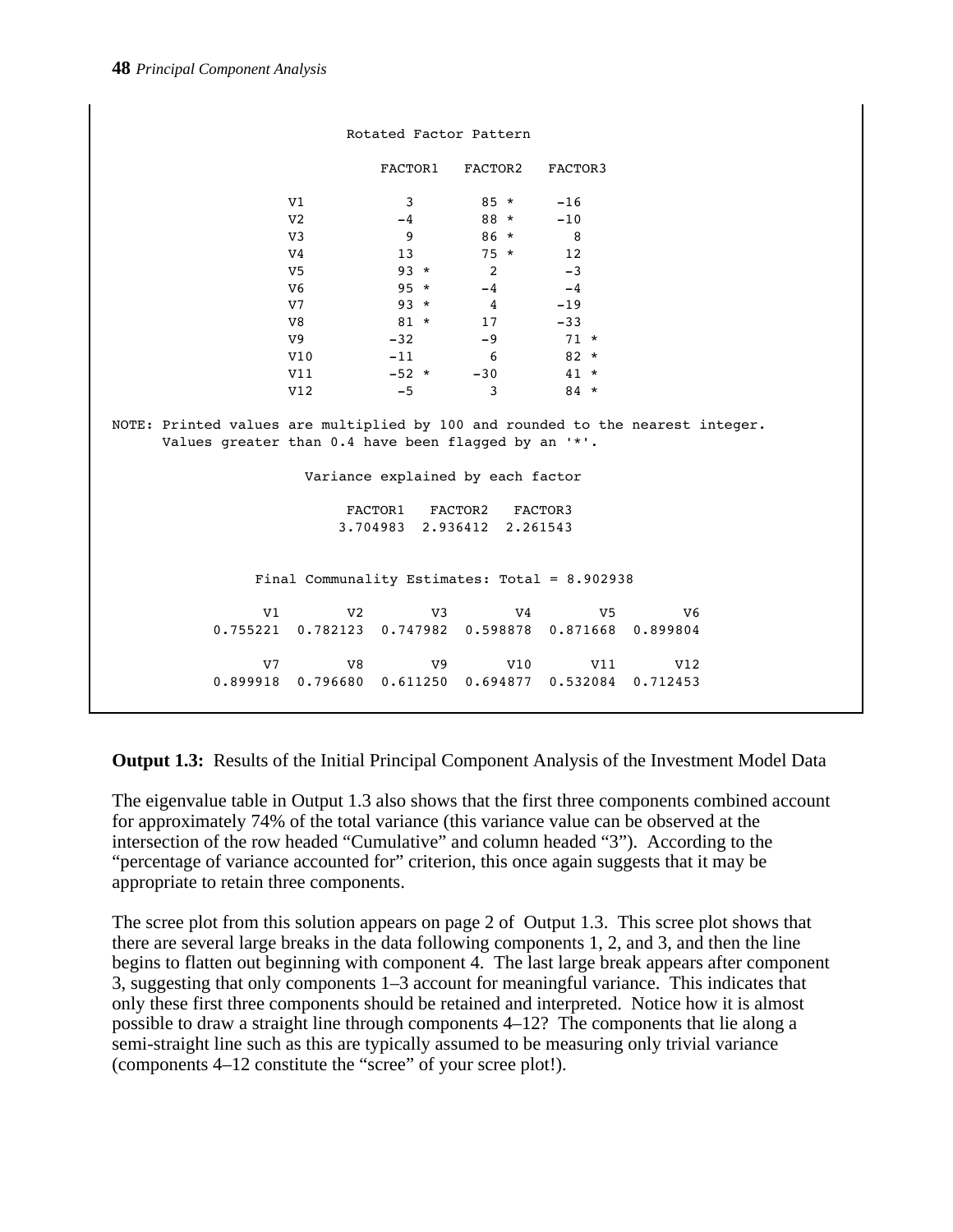```
                          Rotated Factor Pattern

                             FACTOR1   FACTOR2   FACTOR3

                 V1             3        85 *     -16
                 V2            -4        88 *     -10
                 V3             9        86 *       8
                 V4            13        75 *      12
                 V5            93 *       2        -3
                 V6            95 *      -4        -4
                 V7            93 *       4       -19
                 V8            81 *      17       -33
                 V9           -32        -9        71 *
                 V10          -11         6        82 *
                 V11          -52 *     -30        41 *
                 V12           -5         3        84 *

NOTE: Printed values are multiplied by 100 and rounded to the nearest integer.
      Values greater than 0.4 have been flagged by an '*'.

                      Variance explained by each factor

                          FACTOR1   FACTOR2   FACTOR3
                         3.704983  2.936412  2.261543


               Final Communality Estimates: Total = 8.902938

             V1         V2         V3         V4         V5         V6
       0.755221   0.782123   0.747982   0.598878   0.871668   0.899804

             V7         V8         V9        V10        V11        V12
       0.899918   0.796680   0.611250   0.694877   0.532084   0.712453
```

**Output 1.3:** Results of the Initial Principal Component Analysis of the Investment Model Data

The eigenvalue table in Output 1.3 also shows that the first three components combined account for approximately 74% of the total variance (this variance value can be observed at the intersection of the row headed "Cumulative" and column headed "3"). According to the "percentage of variance accounted for" criterion, this once again suggests that it may be appropriate to retain three components.

The scree plot from this solution appears on page 2 of Output 1.3. This scree plot shows that there are several large breaks in the data following components 1, 2, and 3, and then the line begins to flatten out beginning with component 4. The last large break appears after component 3, suggesting that only components 1–3 account for meaningful variance. This indicates that only these first three components should be retained and interpreted. Notice how it is almost possible to draw a straight line through components 4–12? The components that lie along a semi-straight line such as this are typically assumed to be measuring only trivial variance (components 4–12 constitute the "scree" of your scree plot!).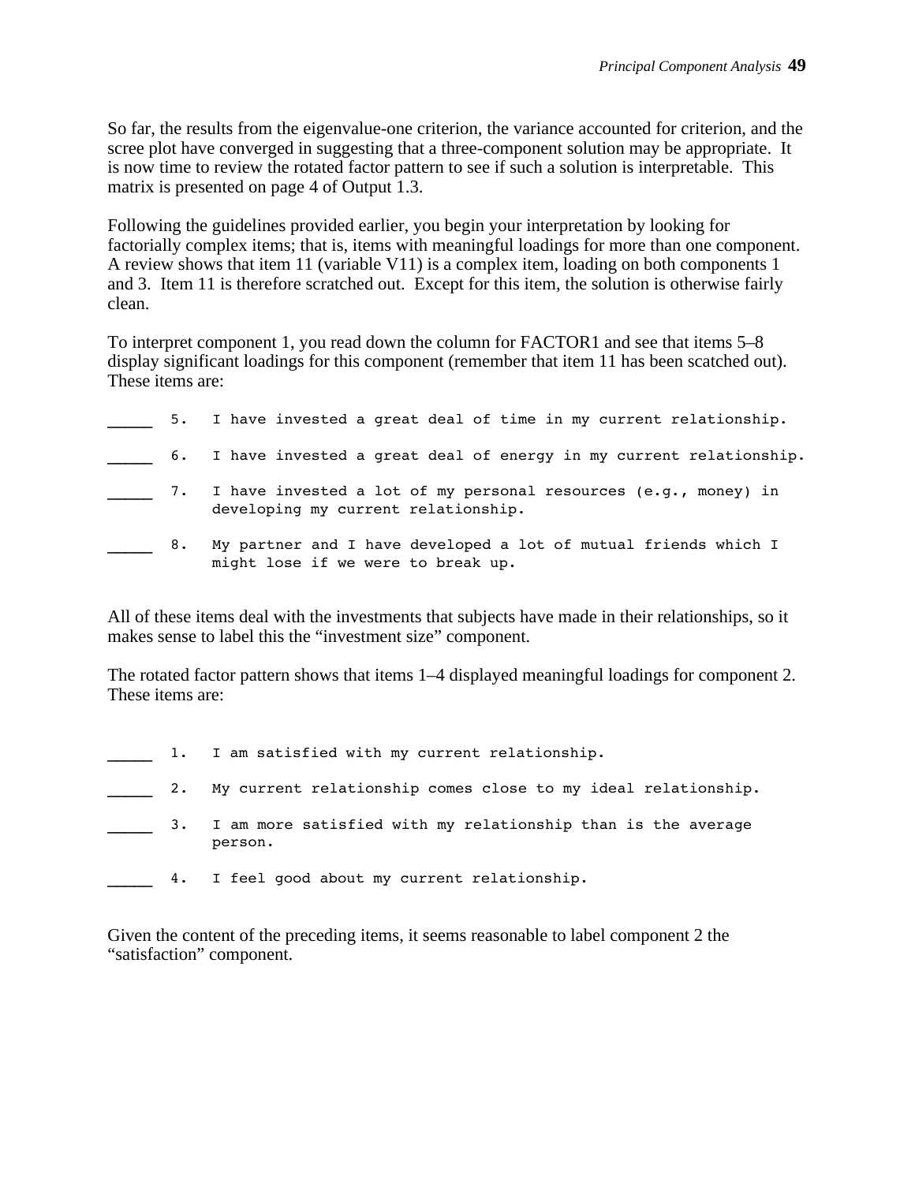So far, the results from the eigenvalue-one criterion, the variance accounted for criterion, and the scree plot have converged in suggesting that a three-component solution may be appropriate. It is now time to review the rotated factor pattern to see if such a solution is interpretable. This matrix is presented on page 4 of Output 1.3.

Following the guidelines provided earlier, you begin your interpretation by looking for factorially complex items; that is, items with meaningful loadings for more than one component. A review shows that item 11 (variable V11) is a complex item, loading on both components 1 and 3. Item 11 is therefore scratched out. Except for this item, the solution is otherwise fairly clean.

To interpret component 1, you read down the column for FACTOR1 and see that items 5–8 display significant loadings for this component (remember that item 11 has been scatched out). These items are:

```
_____  5.  I have invested a great deal of time in my current relationship.

_____  6.  I have invested a great deal of energy in my current relationship.

_____  7.  I have invested a lot of my personal resources (e.g., money) in
           developing my current relationship.

_____  8.  My partner and I have developed a lot of mutual friends which I
           might lose if we were to break up.
```

All of these items deal with the investments that subjects have made in their relationships, so it makes sense to label this the "investment size" component.

The rotated factor pattern shows that items 1–4 displayed meaningful loadings for component 2. These items are:

```
_____  1.  I am satisfied with my current relationship.

_____  2.  My current relationship comes close to my ideal relationship.

_____  3.  I am more satisfied with my relationship than is the average
           person.

_____  4.  I feel good about my current relationship.
```

Given the content of the preceding items, it seems reasonable to label component 2 the "satisfaction" component.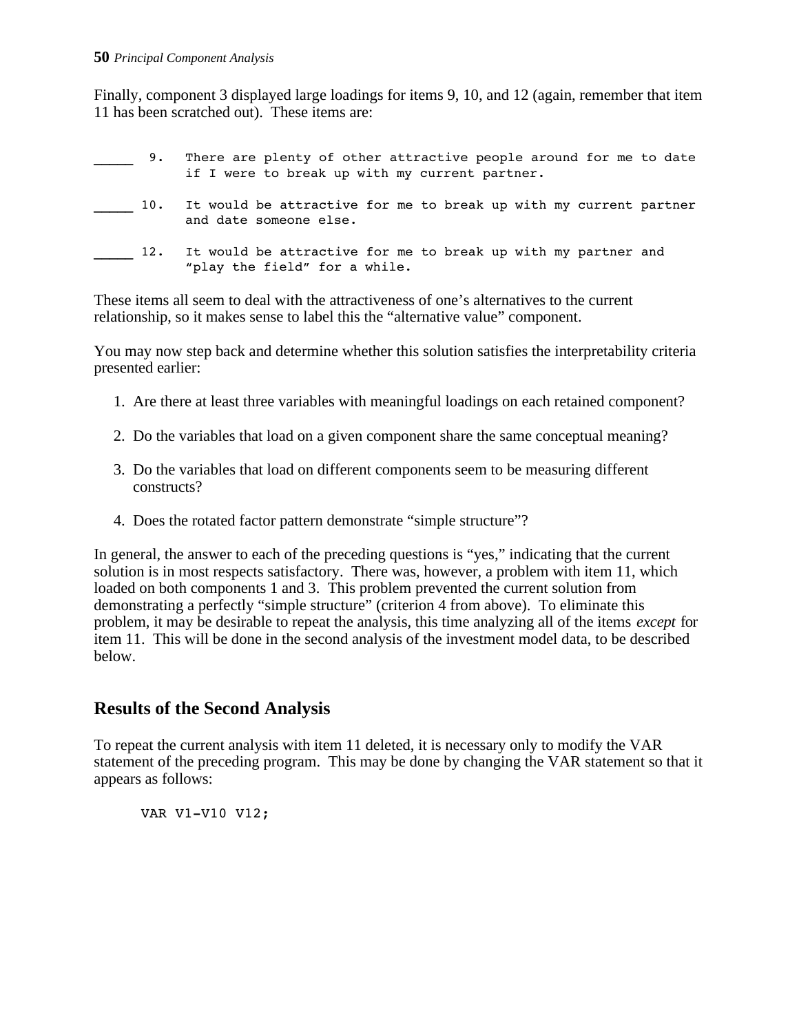Finally, component 3 displayed large loadings for items 9, 10, and 12 (again, remember that item 11 has been scratched out). These items are:

```
_____  9.  There are plenty of other attractive people around for me to date
           if I were to break up with my current partner.

_____ 10.  It would be attractive for me to break up with my current partner
           and date someone else.

_____ 12.  It would be attractive for me to break up with my partner and
           "play the field" for a while.
```

These items all seem to deal with the attractiveness of one's alternatives to the current relationship, so it makes sense to label this the "alternative value" component.

You may now step back and determine whether this solution satisfies the interpretability criteria presented earlier:

1. Are there at least three variables with meaningful loadings on each retained component?
2. Do the variables that load on a given component share the same conceptual meaning?
3. Do the variables that load on different components seem to be measuring different constructs?
4. Does the rotated factor pattern demonstrate "simple structure"?

In general, the answer to each of the preceding questions is "yes," indicating that the current solution is in most respects satisfactory. There was, however, a problem with item 11, which loaded on both components 1 and 3. This problem prevented the current solution from demonstrating a perfectly "simple structure" (criterion 4 from above). To eliminate this problem, it may be desirable to repeat the analysis, this time analyzing all of the items *except* for item 11. This will be done in the second analysis of the investment model data, to be described below.

## Results of the Second Analysis

To repeat the current analysis with item 11 deleted, it is necessary only to modify the VAR statement of the preceding program. This may be done by changing the VAR statement so that it appears as follows:

```
VAR V1-V10 V12;
```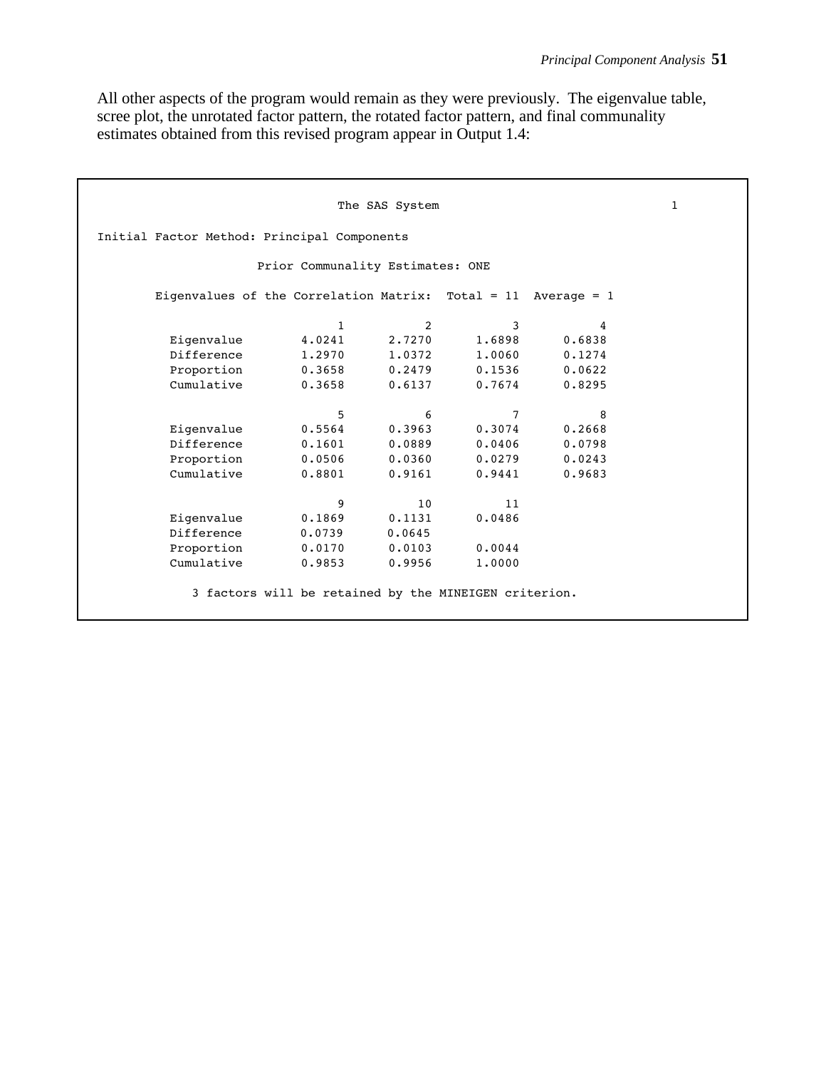All other aspects of the program would remain as they were previously. The eigenvalue table, scree plot, the unrotated factor pattern, the rotated factor pattern, and final communality estimates obtained from this revised program appear in Output 1.4:

```
                              The SAS System                                 1

Initial Factor Method: Principal Components

                      Prior Communality Estimates: ONE

        Eigenvalues of the Correlation Matrix:  Total = 11  Average = 1

                           1           2           3           4
         Eigenvalue       4.0241      2.7270      1.6898      0.6838
         Difference       1.2970      1.0372      1.0060      0.1274
         Proportion       0.3658      0.2479      0.1536      0.0622
         Cumulative       0.3658      0.6137      0.7674      0.8295

                           5           6           7           8
         Eigenvalue       0.5564      0.3963      0.3074      0.2668
         Difference       0.1601      0.0889      0.0406      0.0798
         Proportion       0.0506      0.0360      0.0279      0.0243
         Cumulative       0.8801      0.9161      0.9441      0.9683

                           9          10          11
         Eigenvalue       0.1869      0.1131      0.0486
         Difference       0.0739      0.0645
         Proportion       0.0170      0.0103      0.0044
         Cumulative       0.9853      0.9956      1.0000

            3 factors will be retained by the MINEIGEN criterion.
```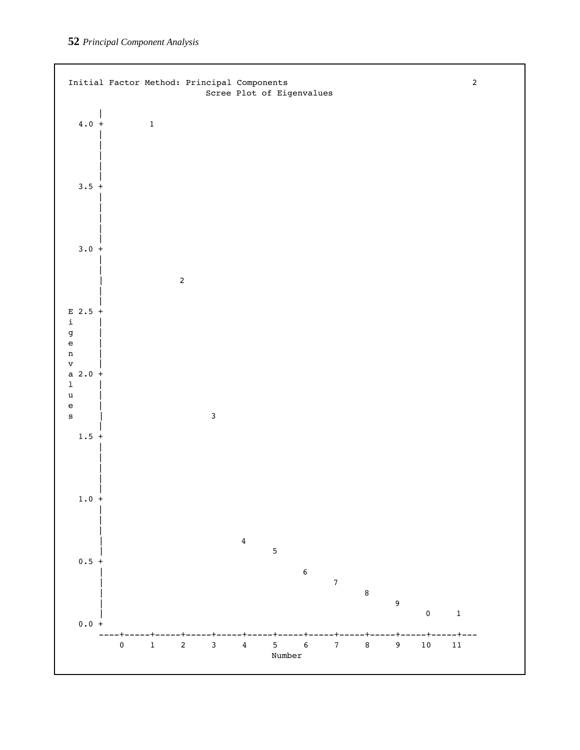```
Initial Factor Method: Principal Components                                2
                         Scree Plot of Eigenvalues

       |
   4.0 +          1
       |
       |
       |
       |
       |
   3.5 +
       |
       |
       |
       |
       |
   3.0 +
       |
       |
       |                2
       |
       |
 E 2.5 +
 i     |
 g     |
 e     |
 n     |
 v     |
 a 2.0 +
 l     |
 u     |
 e     |
 s     |                      3
       |
   1.5 +
       |
       |
       |
       |
       |
   1.0 +
       |
       |
       |
       |                            4
       |                                  5
   0.5 +
       |                                        6
       |                                              7
       |                                                    8
       |                                                          9
       |                                                                0     1
   0.0 +
      ----+-----+-----+-----+-----+-----+-----+-----+-----+-----+-----+-----+---
          0     1     2     3     4     5     6     7     8     9    10    11
                                            Number
```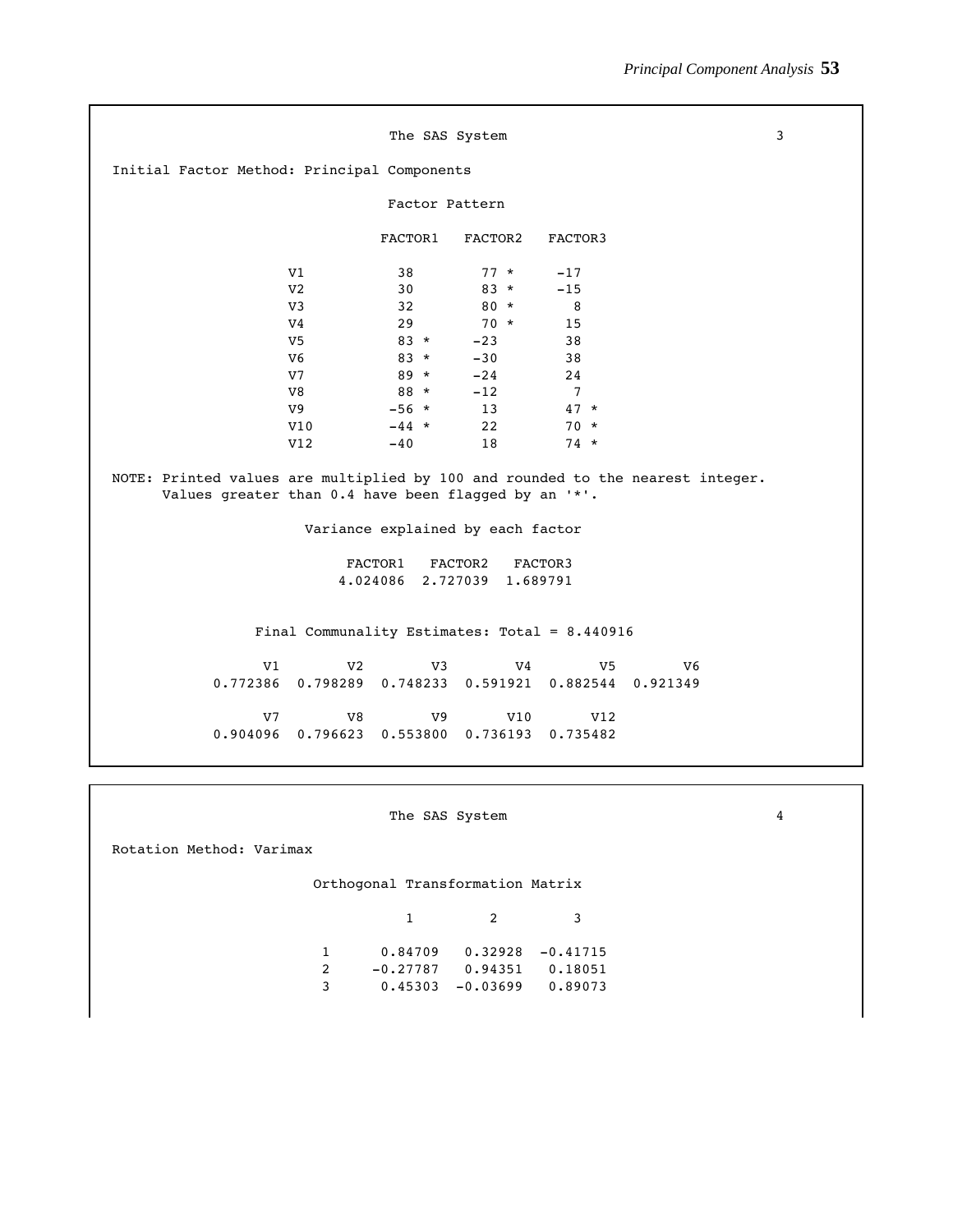```
                              The SAS System                              3

Initial Factor Method: Principal Components

                             Factor Pattern

                            FACTOR1   FACTOR2   FACTOR3

                  V1           38        77 *     -17
                  V2           30        83 *     -15
                  V3           32        80 *       8
                  V4           29        70 *      15
                  V5           83 *     -23        38
                  V6           83 *     -30        38
                  V7           89 *     -24        24
                  V8           88 *     -12         7
                  V9          -56 *      13        47 *
                  V10         -44 *      22        70 *
                  V12         -40        18        74 *

NOTE: Printed values are multiplied by 100 and rounded to the nearest integer.
      Values greater than 0.4 have been flagged by an '*'.

                     Variance explained by each factor

                        FACTOR1   FACTOR2   FACTOR3
                       4.024086  2.727039  1.689791


               Final Communality Estimates: Total = 8.440916

             V1        V2        V3        V4        V5        V6
       0.772386  0.798289  0.748233  0.591921  0.882544  0.921349

             V7        V8        V9       V10       V12
       0.904096  0.796623  0.553800  0.736193  0.735482
```

```
                              The SAS System                              4

Rotation Method: Varimax

                      Orthogonal Transformation Matrix

                                1         2         3

                      1      0.84709   0.32928  -0.41715
                      2     -0.27787   0.94351   0.18051
                      3      0.45303  -0.03699   0.89073
```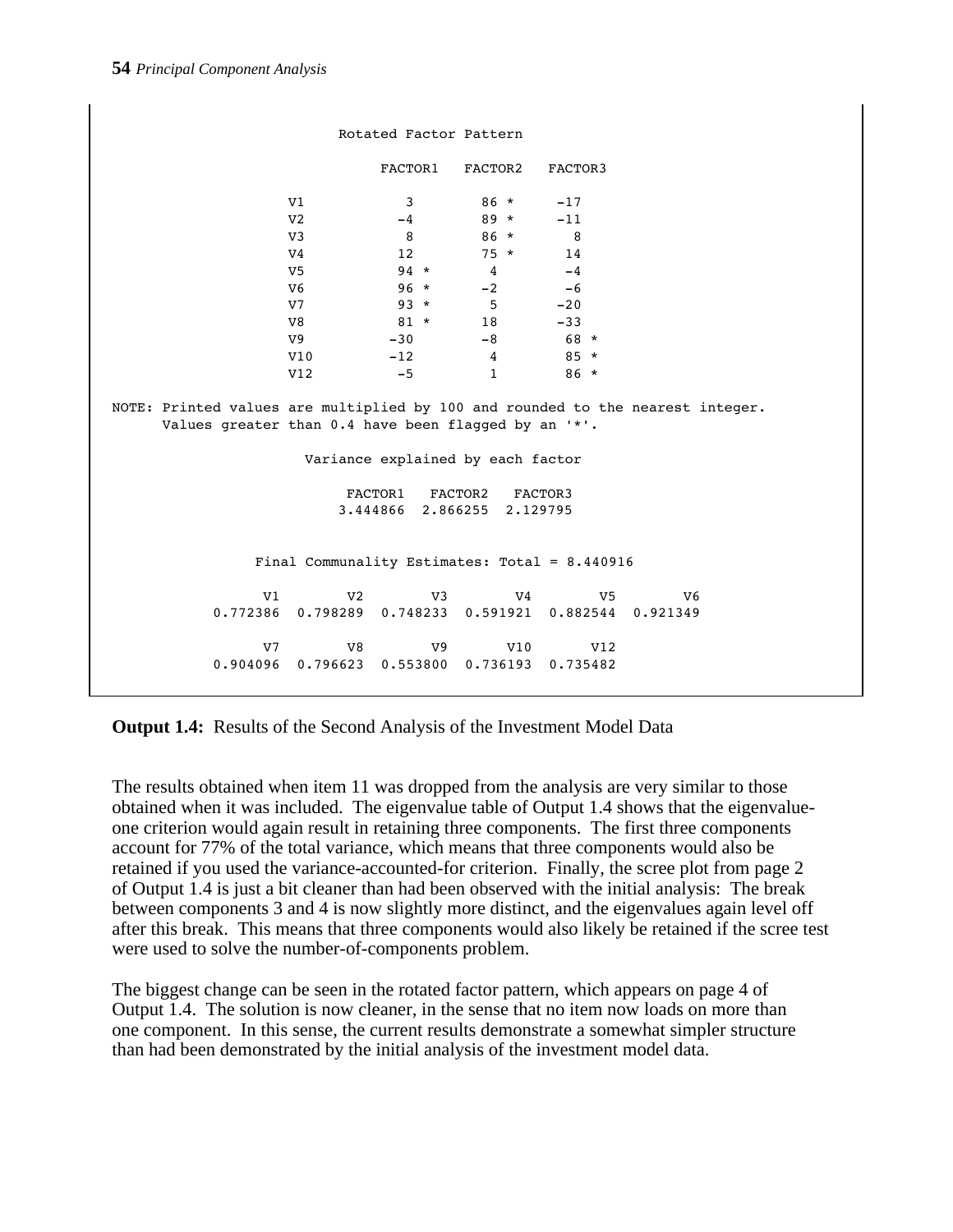```
                    Rotated Factor Pattern

                         FACTOR1   FACTOR2   FACTOR3

               V1            3        86 *      -17
               V2           -4        89 *      -11
               V3            8        86 *        8
               V4           12        75 *       14
               V5           94 *       4         -4
               V6           96 *      -2         -6
               V7           93 *       5        -20
               V8           81 *      18        -33
               V9          -30        -8         68 *
               V10         -12         4         85 *
               V12          -5         1         86 *

NOTE: Printed values are multiplied by 100 and rounded to the nearest integer.
      Values greater than 0.4 have been flagged by an '*'.

                  Variance explained by each factor

                       FACTOR1   FACTOR2   FACTOR3
                      3.444866  2.866255  2.129795


             Final Communality Estimates: Total = 8.440916

           V1        V2        V3        V4        V5        V6
     0.772386  0.798289  0.748233  0.591921  0.882544  0.921349

           V7        V8        V9       V10       V12
     0.904096  0.796623  0.553800  0.736193  0.735482
```

**Output 1.4:** Results of the Second Analysis of the Investment Model Data

The results obtained when item 11 was dropped from the analysis are very similar to those obtained when it was included. The eigenvalue table of Output 1.4 shows that the eigenvalue-one criterion would again result in retaining three components. The first three components account for 77% of the total variance, which means that three components would also be retained if you used the variance-accounted-for criterion. Finally, the scree plot from page 2 of Output 1.4 is just a bit cleaner than had been observed with the initial analysis: The break between components 3 and 4 is now slightly more distinct, and the eigenvalues again level off after this break. This means that three components would also likely be retained if the scree test were used to solve the number-of-components problem.

The biggest change can be seen in the rotated factor pattern, which appears on page 4 of Output 1.4. The solution is now cleaner, in the sense that no item now loads on more than one component. In this sense, the current results demonstrate a somewhat simpler structure than had been demonstrated by the initial analysis of the investment model data.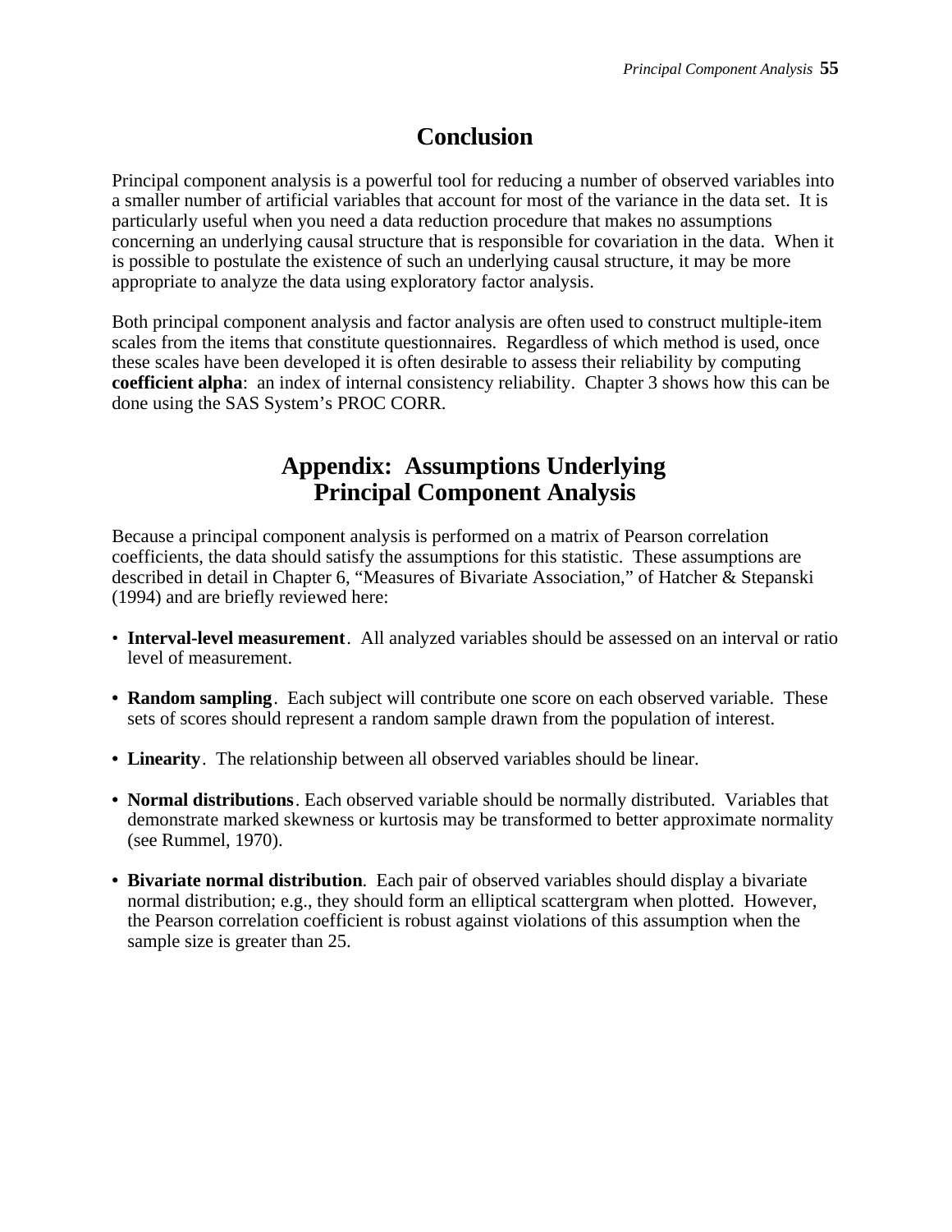## Conclusion

Principal component analysis is a powerful tool for reducing a number of observed variables into a smaller number of artificial variables that account for most of the variance in the data set. It is particularly useful when you need a data reduction procedure that makes no assumptions concerning an underlying causal structure that is responsible for covariation in the data. When it is possible to postulate the existence of such an underlying causal structure, it may be more appropriate to analyze the data using exploratory factor analysis.

Both principal component analysis and factor analysis are often used to construct multiple-item scales from the items that constitute questionnaires. Regardless of which method is used, once these scales have been developed it is often desirable to assess their reliability by computing **coefficient alpha**: an index of internal consistency reliability. Chapter 3 shows how this can be done using the SAS System's PROC CORR.

## Appendix: Assumptions Underlying Principal Component Analysis

Because a principal component analysis is performed on a matrix of Pearson correlation coefficients, the data should satisfy the assumptions for this statistic. These assumptions are described in detail in Chapter 6, "Measures of Bivariate Association," of Hatcher & Stepanski (1994) and are briefly reviewed here:

- **Interval-level measurement**. All analyzed variables should be assessed on an interval or ratio level of measurement.
- **Random sampling**. Each subject will contribute one score on each observed variable. These sets of scores should represent a random sample drawn from the population of interest.
- **Linearity**. The relationship between all observed variables should be linear.
- **Normal distributions**. Each observed variable should be normally distributed. Variables that demonstrate marked skewness or kurtosis may be transformed to better approximate normality (see Rummel, 1970).
- **Bivariate normal distribution**. Each pair of observed variables should display a bivariate normal distribution; e.g., they should form an elliptical scattergram when plotted. However, the Pearson correlation coefficient is robust against violations of this assumption when the sample size is greater than 25.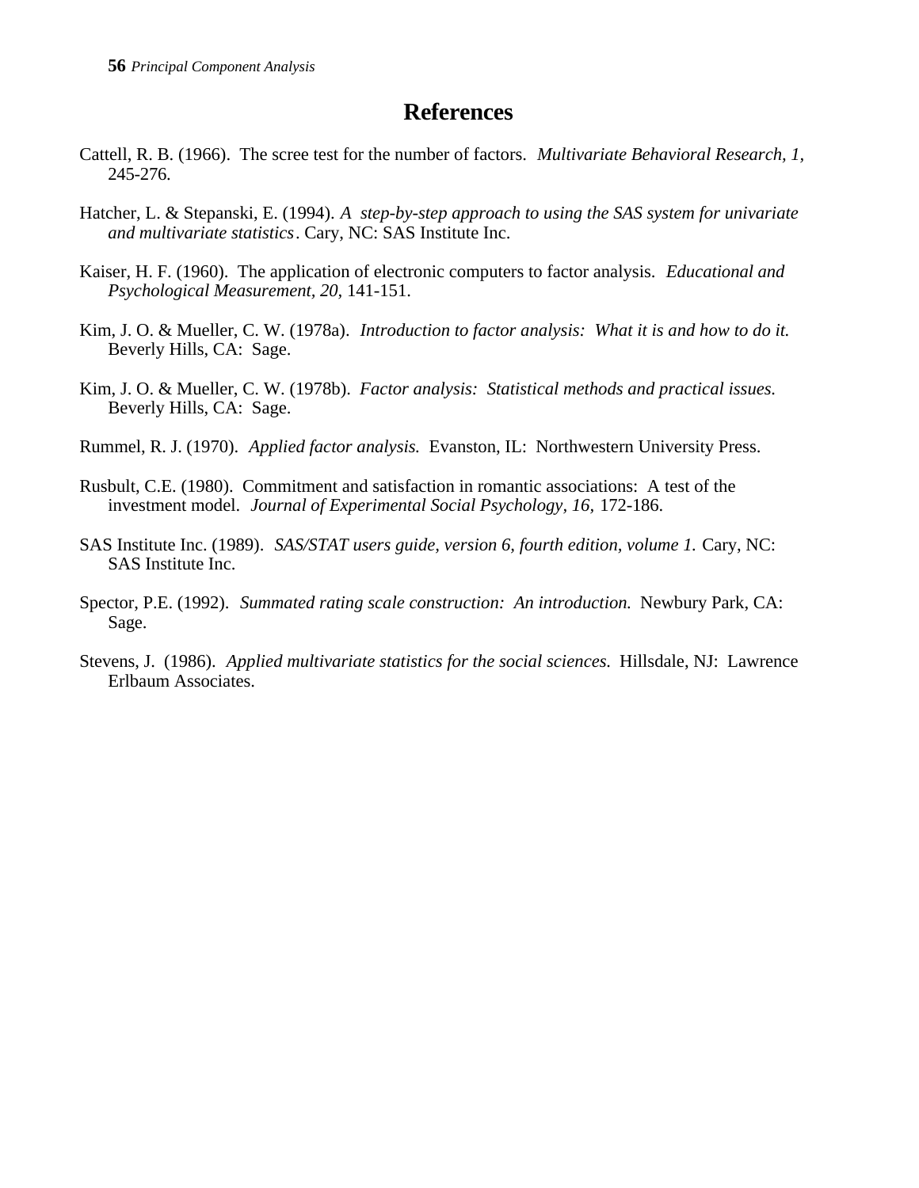# References

Cattell, R. B. (1966). The scree test for the number of factors. *Multivariate Behavioral Research, 1,* 245-276.

Hatcher, L. & Stepanski, E. (1994). *A step-by-step approach to using the SAS system for univariate and multivariate statistics*. Cary, NC: SAS Institute Inc.

Kaiser, H. F. (1960). The application of electronic computers to factor analysis. *Educational and Psychological Measurement, 20,* 141-151.

Kim, J. O. & Mueller, C. W. (1978a). *Introduction to factor analysis: What it is and how to do it.* Beverly Hills, CA: Sage.

Kim, J. O. & Mueller, C. W. (1978b). *Factor analysis: Statistical methods and practical issues.* Beverly Hills, CA: Sage.

Rummel, R. J. (1970). *Applied factor analysis.* Evanston, IL: Northwestern University Press.

Rusbult, C.E. (1980). Commitment and satisfaction in romantic associations: A test of the investment model. *Journal of Experimental Social Psychology, 16,* 172-186.

SAS Institute Inc. (1989). *SAS/STAT users guide, version 6, fourth edition, volume 1.* Cary, NC: SAS Institute Inc.

Spector, P.E. (1992). *Summated rating scale construction: An introduction.* Newbury Park, CA: Sage.

Stevens, J. (1986). *Applied multivariate statistics for the social sciences.* Hillsdale, NJ: Lawrence Erlbaum Associates.